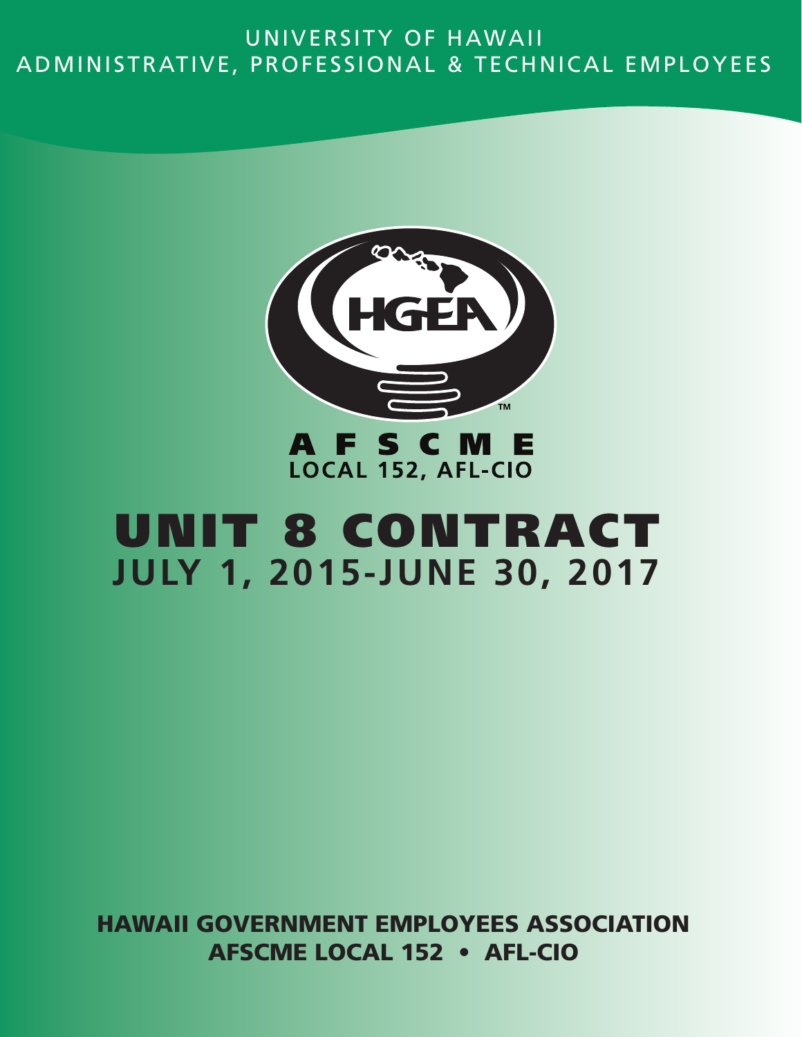UNIVERSITY OF HAWAII
ADMINISTRATIVE, PROFESSIONAL & TECHNICAL EMPLOYEES

HGEA™

AFSCME
LOCAL 152, AFL-CIO

# UNIT 8 CONTRACT
## JULY 1, 2015-JUNE 30, 2017

**HAWAII GOVERNMENT EMPLOYEES ASSOCIATION**
**AFSCME LOCAL 152 • AFL-CIO**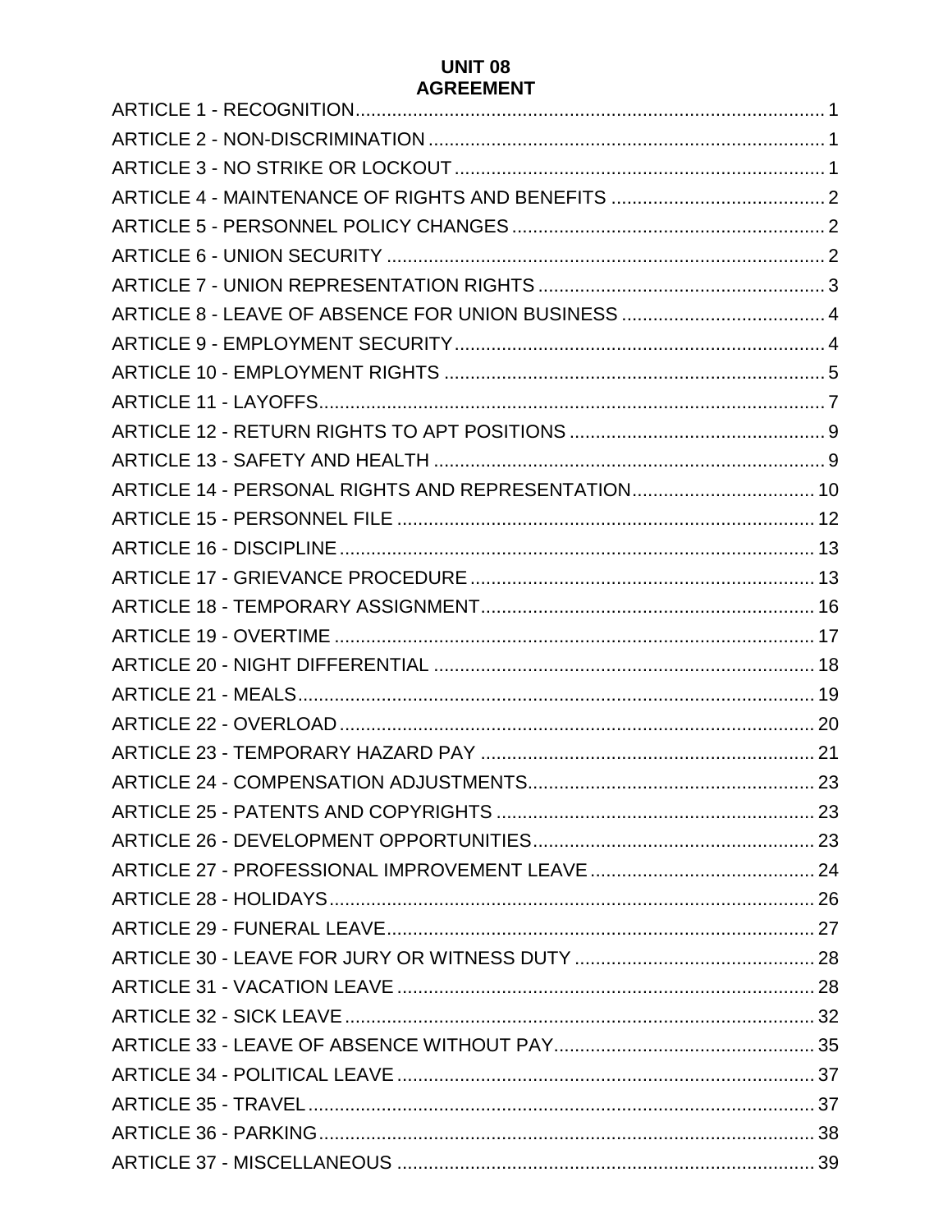# UNIT 08
# AGREEMENT

ARTICLE 1 - RECOGNITION .......... 1
ARTICLE 2 - NON-DISCRIMINATION .......... 1
ARTICLE 3 - NO STRIKE OR LOCKOUT .......... 1
ARTICLE 4 - MAINTENANCE OF RIGHTS AND BENEFITS .......... 2
ARTICLE 5 - PERSONNEL POLICY CHANGES .......... 2
ARTICLE 6 - UNION SECURITY .......... 2
ARTICLE 7 - UNION REPRESENTATION RIGHTS .......... 3
ARTICLE 8 - LEAVE OF ABSENCE FOR UNION BUSINESS .......... 4
ARTICLE 9 - EMPLOYMENT SECURITY .......... 4
ARTICLE 10 - EMPLOYMENT RIGHTS .......... 5
ARTICLE 11 - LAYOFFS .......... 7
ARTICLE 12 - RETURN RIGHTS TO APT POSITIONS .......... 9
ARTICLE 13 - SAFETY AND HEALTH .......... 9
ARTICLE 14 - PERSONAL RIGHTS AND REPRESENTATION .......... 10
ARTICLE 15 - PERSONNEL FILE .......... 12
ARTICLE 16 - DISCIPLINE .......... 13
ARTICLE 17 - GRIEVANCE PROCEDURE .......... 13
ARTICLE 18 - TEMPORARY ASSIGNMENT .......... 16
ARTICLE 19 - OVERTIME .......... 17
ARTICLE 20 - NIGHT DIFFERENTIAL .......... 18
ARTICLE 21 - MEALS .......... 19
ARTICLE 22 - OVERLOAD .......... 20
ARTICLE 23 - TEMPORARY HAZARD PAY .......... 21
ARTICLE 24 - COMPENSATION ADJUSTMENTS .......... 23
ARTICLE 25 - PATENTS AND COPYRIGHTS .......... 23
ARTICLE 26 - DEVELOPMENT OPPORTUNITIES .......... 23
ARTICLE 27 - PROFESSIONAL IMPROVEMENT LEAVE .......... 24
ARTICLE 28 - HOLIDAYS .......... 26
ARTICLE 29 - FUNERAL LEAVE .......... 27
ARTICLE 30 - LEAVE FOR JURY OR WITNESS DUTY .......... 28
ARTICLE 31 - VACATION LEAVE .......... 28
ARTICLE 32 - SICK LEAVE .......... 32
ARTICLE 33 - LEAVE OF ABSENCE WITHOUT PAY .......... 35
ARTICLE 34 - POLITICAL LEAVE .......... 37
ARTICLE 35 - TRAVEL .......... 37
ARTICLE 36 - PARKING .......... 38
ARTICLE 37 - MISCELLANEOUS .......... 39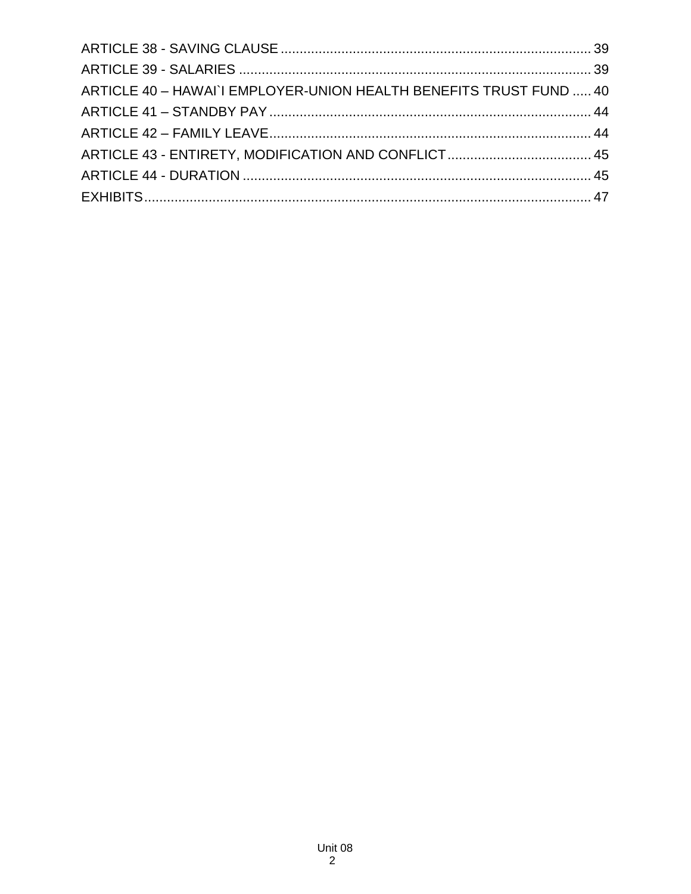ARTICLE 38 - SAVING CLAUSE ................................................................................ 39
ARTICLE 39 - SALARIES ......................................................................................... 39
ARTICLE 40 – HAWAI`I EMPLOYER-UNION HEALTH BENEFITS TRUST FUND ..... 40
ARTICLE 41 – STANDBY PAY .................................................................................. 44
ARTICLE 42 – FAMILY LEAVE.................................................................................. 44
ARTICLE 43 - ENTIRETY, MODIFICATION AND CONFLICT...................................... 45
ARTICLE 44 - DURATION ........................................................................................ 45
EXHIBITS.................................................................................................................. 47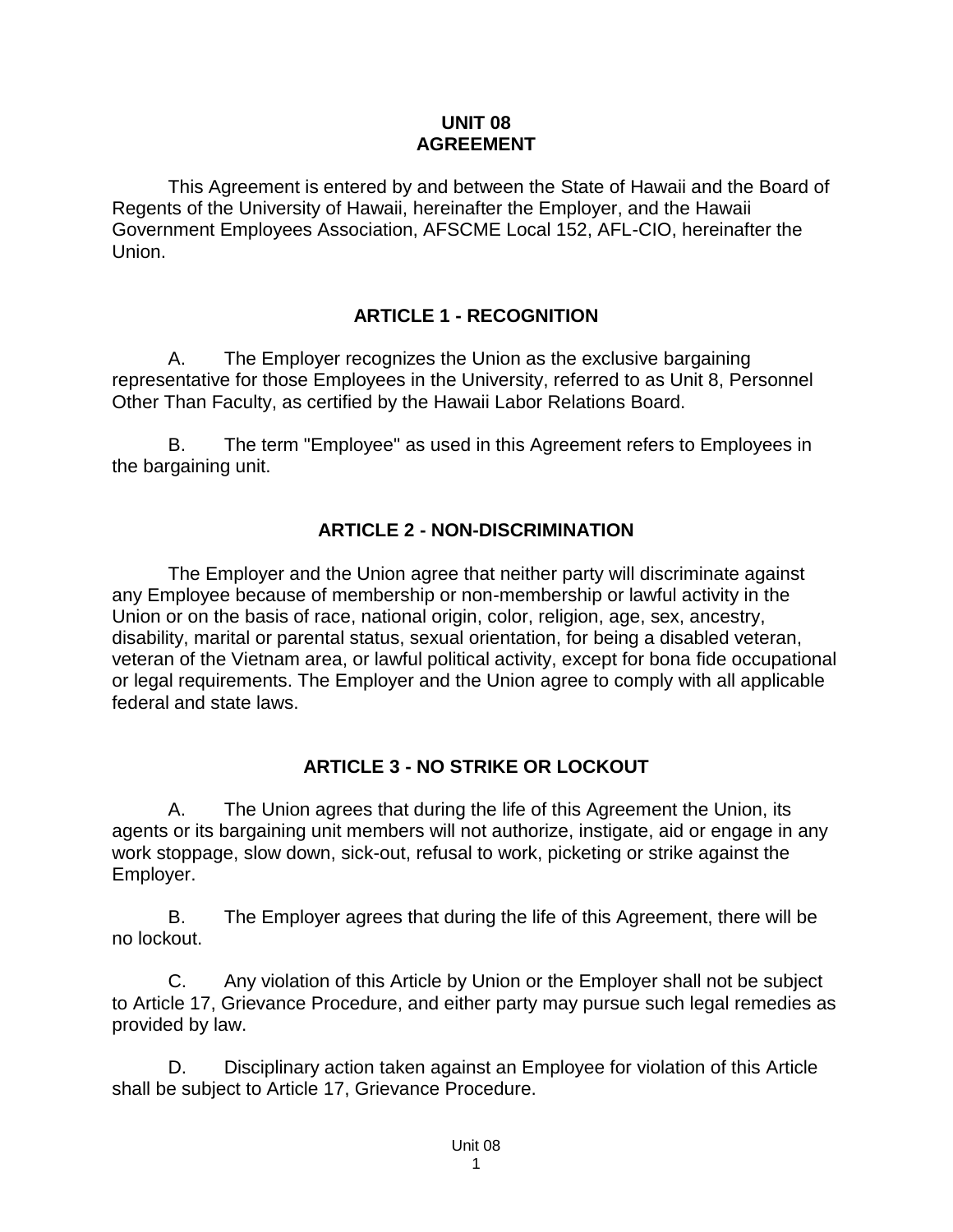# UNIT 08
# AGREEMENT

This Agreement is entered by and between the State of Hawaii and the Board of Regents of the University of Hawaii, hereinafter the Employer, and the Hawaii Government Employees Association, AFSCME Local 152, AFL-CIO, hereinafter the Union.

## ARTICLE 1 - RECOGNITION

A. The Employer recognizes the Union as the exclusive bargaining representative for those Employees in the University, referred to as Unit 8, Personnel Other Than Faculty, as certified by the Hawaii Labor Relations Board.

B. The term "Employee" as used in this Agreement refers to Employees in the bargaining unit.

## ARTICLE 2 - NON-DISCRIMINATION

The Employer and the Union agree that neither party will discriminate against any Employee because of membership or non-membership or lawful activity in the Union or on the basis of race, national origin, color, religion, age, sex, ancestry, disability, marital or parental status, sexual orientation, for being a disabled veteran, veteran of the Vietnam area, or lawful political activity, except for bona fide occupational or legal requirements. The Employer and the Union agree to comply with all applicable federal and state laws.

## ARTICLE 3 - NO STRIKE OR LOCKOUT

A. The Union agrees that during the life of this Agreement the Union, its agents or its bargaining unit members will not authorize, instigate, aid or engage in any work stoppage, slow down, sick-out, refusal to work, picketing or strike against the Employer.

B. The Employer agrees that during the life of this Agreement, there will be no lockout.

C. Any violation of this Article by Union or the Employer shall not be subject to Article 17, Grievance Procedure, and either party may pursue such legal remedies as provided by law.

D. Disciplinary action taken against an Employee for violation of this Article shall be subject to Article 17, Grievance Procedure.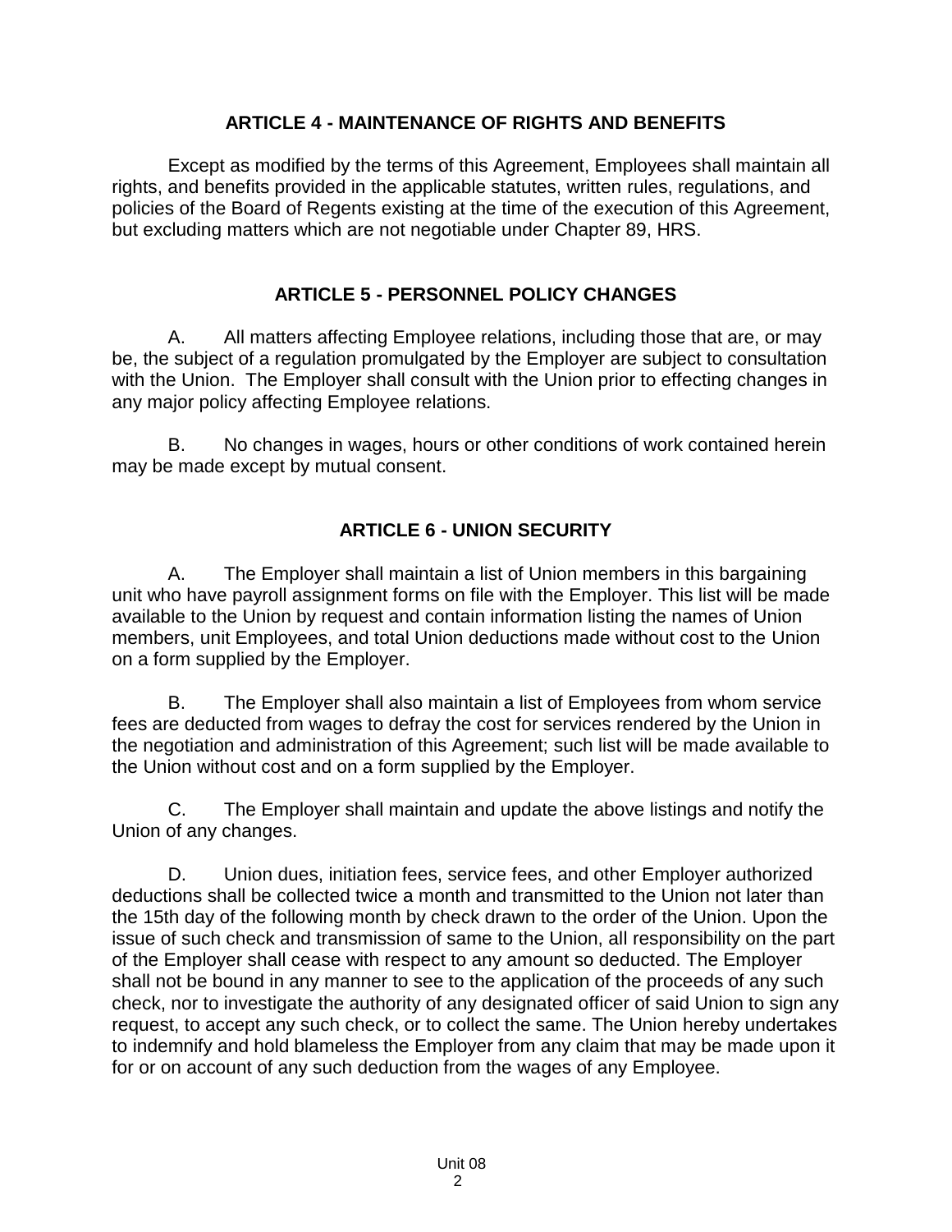## ARTICLE 4 - MAINTENANCE OF RIGHTS AND BENEFITS

Except as modified by the terms of this Agreement, Employees shall maintain all rights, and benefits provided in the applicable statutes, written rules, regulations, and policies of the Board of Regents existing at the time of the execution of this Agreement, but excluding matters which are not negotiable under Chapter 89, HRS.

## ARTICLE 5 - PERSONNEL POLICY CHANGES

A. All matters affecting Employee relations, including those that are, or may be, the subject of a regulation promulgated by the Employer are subject to consultation with the Union. The Employer shall consult with the Union prior to effecting changes in any major policy affecting Employee relations.

B. No changes in wages, hours or other conditions of work contained herein may be made except by mutual consent.

## ARTICLE 6 - UNION SECURITY

A. The Employer shall maintain a list of Union members in this bargaining unit who have payroll assignment forms on file with the Employer. This list will be made available to the Union by request and contain information listing the names of Union members, unit Employees, and total Union deductions made without cost to the Union on a form supplied by the Employer.

B. The Employer shall also maintain a list of Employees from whom service fees are deducted from wages to defray the cost for services rendered by the Union in the negotiation and administration of this Agreement; such list will be made available to the Union without cost and on a form supplied by the Employer.

C. The Employer shall maintain and update the above listings and notify the Union of any changes.

D. Union dues, initiation fees, service fees, and other Employer authorized deductions shall be collected twice a month and transmitted to the Union not later than the 15th day of the following month by check drawn to the order of the Union. Upon the issue of such check and transmission of same to the Union, all responsibility on the part of the Employer shall cease with respect to any amount so deducted. The Employer shall not be bound in any manner to see to the application of the proceeds of any such check, nor to investigate the authority of any designated officer of said Union to sign any request, to accept any such check, or to collect the same. The Union hereby undertakes to indemnify and hold blameless the Employer from any claim that may be made upon it for or on account of any such deduction from the wages of any Employee.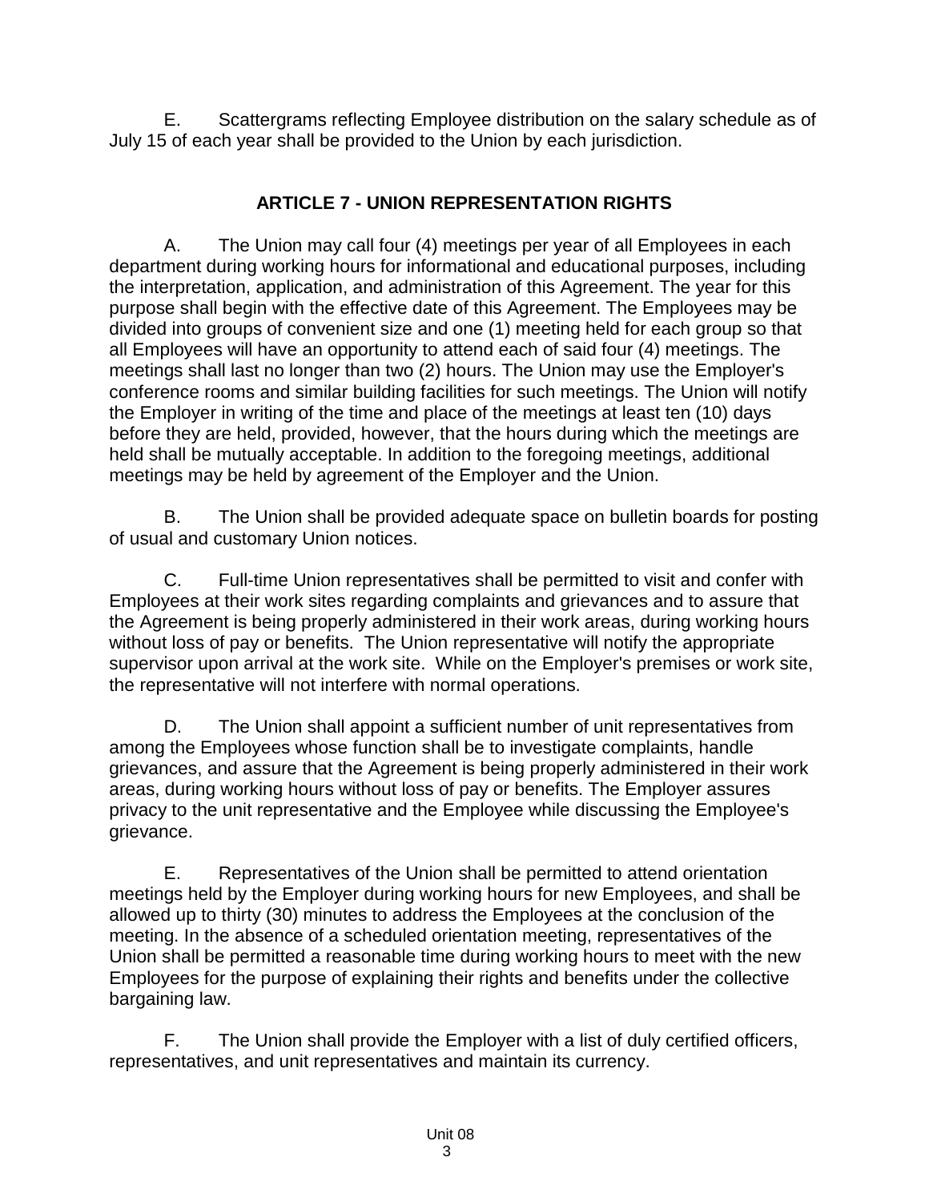E. Scattergrams reflecting Employee distribution on the salary schedule as of July 15 of each year shall be provided to the Union by each jurisdiction.

## ARTICLE 7 - UNION REPRESENTATION RIGHTS

A. The Union may call four (4) meetings per year of all Employees in each department during working hours for informational and educational purposes, including the interpretation, application, and administration of this Agreement. The year for this purpose shall begin with the effective date of this Agreement. The Employees may be divided into groups of convenient size and one (1) meeting held for each group so that all Employees will have an opportunity to attend each of said four (4) meetings. The meetings shall last no longer than two (2) hours. The Union may use the Employer's conference rooms and similar building facilities for such meetings. The Union will notify the Employer in writing of the time and place of the meetings at least ten (10) days before they are held, provided, however, that the hours during which the meetings are held shall be mutually acceptable. In addition to the foregoing meetings, additional meetings may be held by agreement of the Employer and the Union.

B. The Union shall be provided adequate space on bulletin boards for posting of usual and customary Union notices.

C. Full-time Union representatives shall be permitted to visit and confer with Employees at their work sites regarding complaints and grievances and to assure that the Agreement is being properly administered in their work areas, during working hours without loss of pay or benefits. The Union representative will notify the appropriate supervisor upon arrival at the work site. While on the Employer's premises or work site, the representative will not interfere with normal operations.

D. The Union shall appoint a sufficient number of unit representatives from among the Employees whose function shall be to investigate complaints, handle grievances, and assure that the Agreement is being properly administered in their work areas, during working hours without loss of pay or benefits. The Employer assures privacy to the unit representative and the Employee while discussing the Employee's grievance.

E. Representatives of the Union shall be permitted to attend orientation meetings held by the Employer during working hours for new Employees, and shall be allowed up to thirty (30) minutes to address the Employees at the conclusion of the meeting. In the absence of a scheduled orientation meeting, representatives of the Union shall be permitted a reasonable time during working hours to meet with the new Employees for the purpose of explaining their rights and benefits under the collective bargaining law.

F. The Union shall provide the Employer with a list of duly certified officers, representatives, and unit representatives and maintain its currency.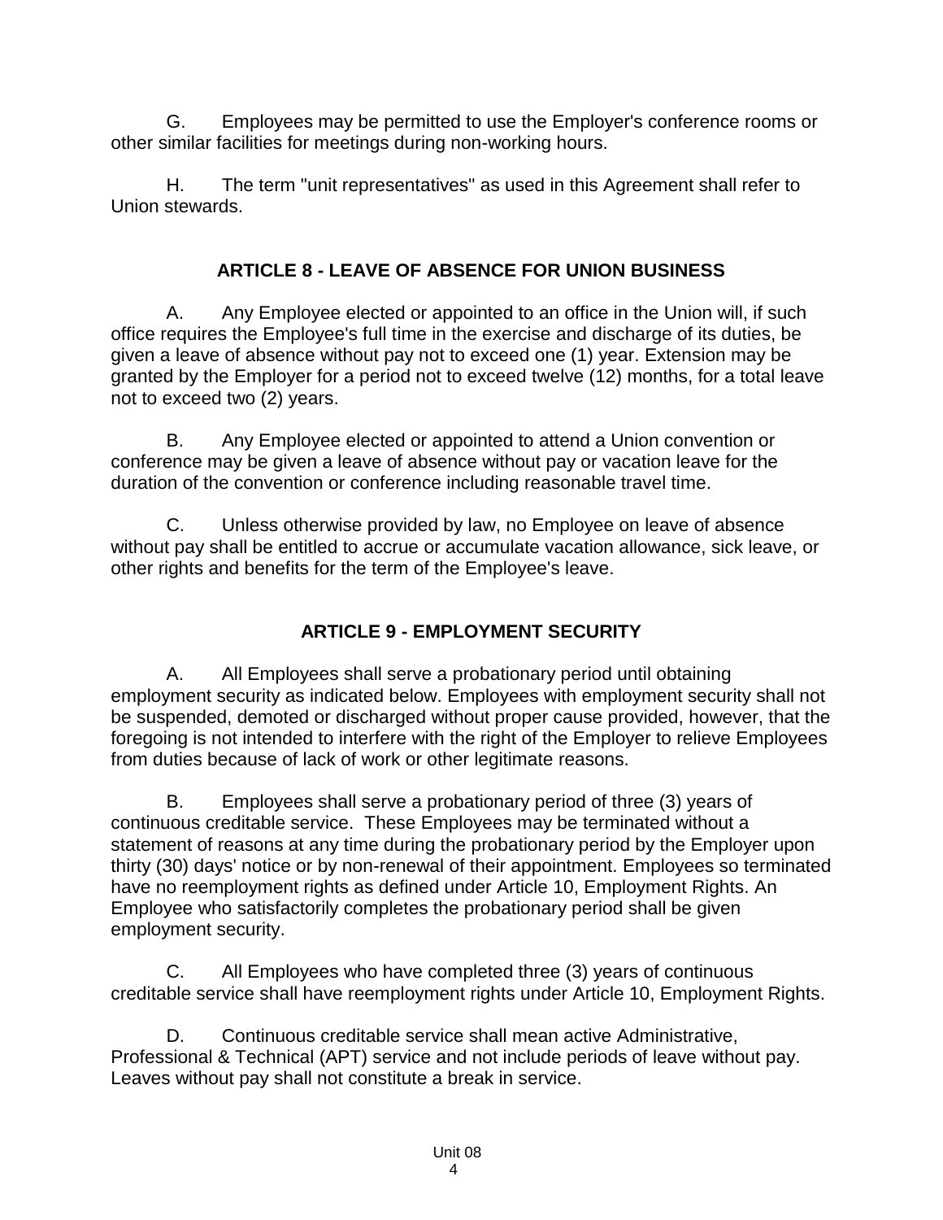G. Employees may be permitted to use the Employer's conference rooms or other similar facilities for meetings during non-working hours.

H. The term "unit representatives" as used in this Agreement shall refer to Union stewards.

## ARTICLE 8 - LEAVE OF ABSENCE FOR UNION BUSINESS

A. Any Employee elected or appointed to an office in the Union will, if such office requires the Employee's full time in the exercise and discharge of its duties, be given a leave of absence without pay not to exceed one (1) year. Extension may be granted by the Employer for a period not to exceed twelve (12) months, for a total leave not to exceed two (2) years.

B. Any Employee elected or appointed to attend a Union convention or conference may be given a leave of absence without pay or vacation leave for the duration of the convention or conference including reasonable travel time.

C. Unless otherwise provided by law, no Employee on leave of absence without pay shall be entitled to accrue or accumulate vacation allowance, sick leave, or other rights and benefits for the term of the Employee's leave.

## ARTICLE 9 - EMPLOYMENT SECURITY

A. All Employees shall serve a probationary period until obtaining employment security as indicated below. Employees with employment security shall not be suspended, demoted or discharged without proper cause provided, however, that the foregoing is not intended to interfere with the right of the Employer to relieve Employees from duties because of lack of work or other legitimate reasons.

B. Employees shall serve a probationary period of three (3) years of continuous creditable service. These Employees may be terminated without a statement of reasons at any time during the probationary period by the Employer upon thirty (30) days' notice or by non-renewal of their appointment. Employees so terminated have no reemployment rights as defined under Article 10, Employment Rights. An Employee who satisfactorily completes the probationary period shall be given employment security.

C. All Employees who have completed three (3) years of continuous creditable service shall have reemployment rights under Article 10, Employment Rights.

D. Continuous creditable service shall mean active Administrative, Professional & Technical (APT) service and not include periods of leave without pay. Leaves without pay shall not constitute a break in service.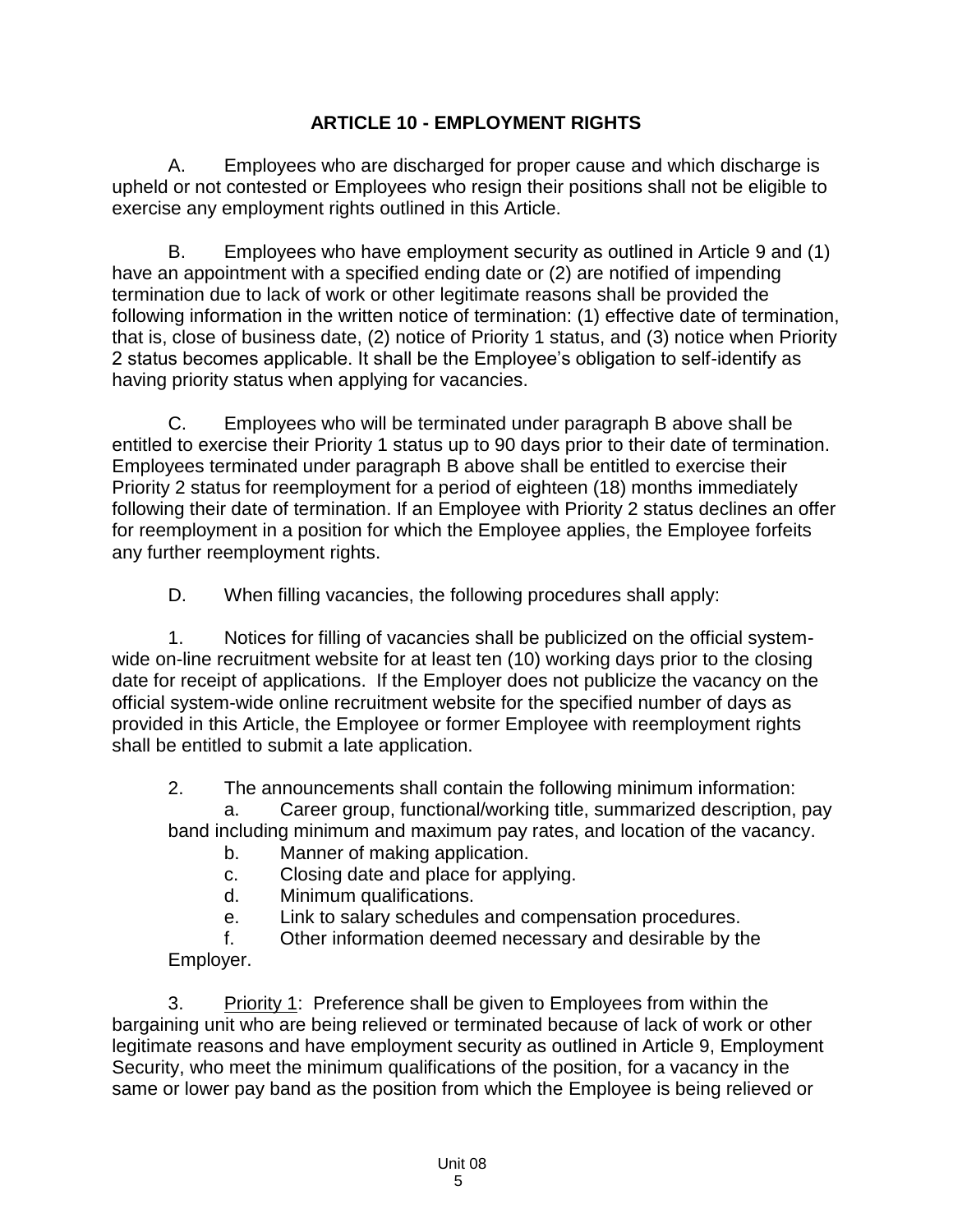## ARTICLE 10 - EMPLOYMENT RIGHTS

A. Employees who are discharged for proper cause and which discharge is upheld or not contested or Employees who resign their positions shall not be eligible to exercise any employment rights outlined in this Article.

B. Employees who have employment security as outlined in Article 9 and (1) have an appointment with a specified ending date or (2) are notified of impending termination due to lack of work or other legitimate reasons shall be provided the following information in the written notice of termination: (1) effective date of termination, that is, close of business date, (2) notice of Priority 1 status, and (3) notice when Priority 2 status becomes applicable. It shall be the Employee's obligation to self-identify as having priority status when applying for vacancies.

C. Employees who will be terminated under paragraph B above shall be entitled to exercise their Priority 1 status up to 90 days prior to their date of termination. Employees terminated under paragraph B above shall be entitled to exercise their Priority 2 status for reemployment for a period of eighteen (18) months immediately following their date of termination. If an Employee with Priority 2 status declines an offer for reemployment in a position for which the Employee applies, the Employee forfeits any further reemployment rights.

D. When filling vacancies, the following procedures shall apply:

1. Notices for filling of vacancies shall be publicized on the official system-wide on-line recruitment website for at least ten (10) working days prior to the closing date for receipt of applications. If the Employer does not publicize the vacancy on the official system-wide online recruitment website for the specified number of days as provided in this Article, the Employee or former Employee with reemployment rights shall be entitled to submit a late application.

2. The announcements shall contain the following minimum information:
   - a. Career group, functional/working title, summarized description, pay band including minimum and maximum pay rates, and location of the vacancy.
   - b. Manner of making application.
   - c. Closing date and place for applying.
   - d. Minimum qualifications.
   - e. Link to salary schedules and compensation procedures.
   - f. Other information deemed necessary and desirable by the Employer.

3. Priority 1: Preference shall be given to Employees from within the bargaining unit who are being relieved or terminated because of lack of work or other legitimate reasons and have employment security as outlined in Article 9, Employment Security, who meet the minimum qualifications of the position, for a vacancy in the same or lower pay band as the position from which the Employee is being relieved or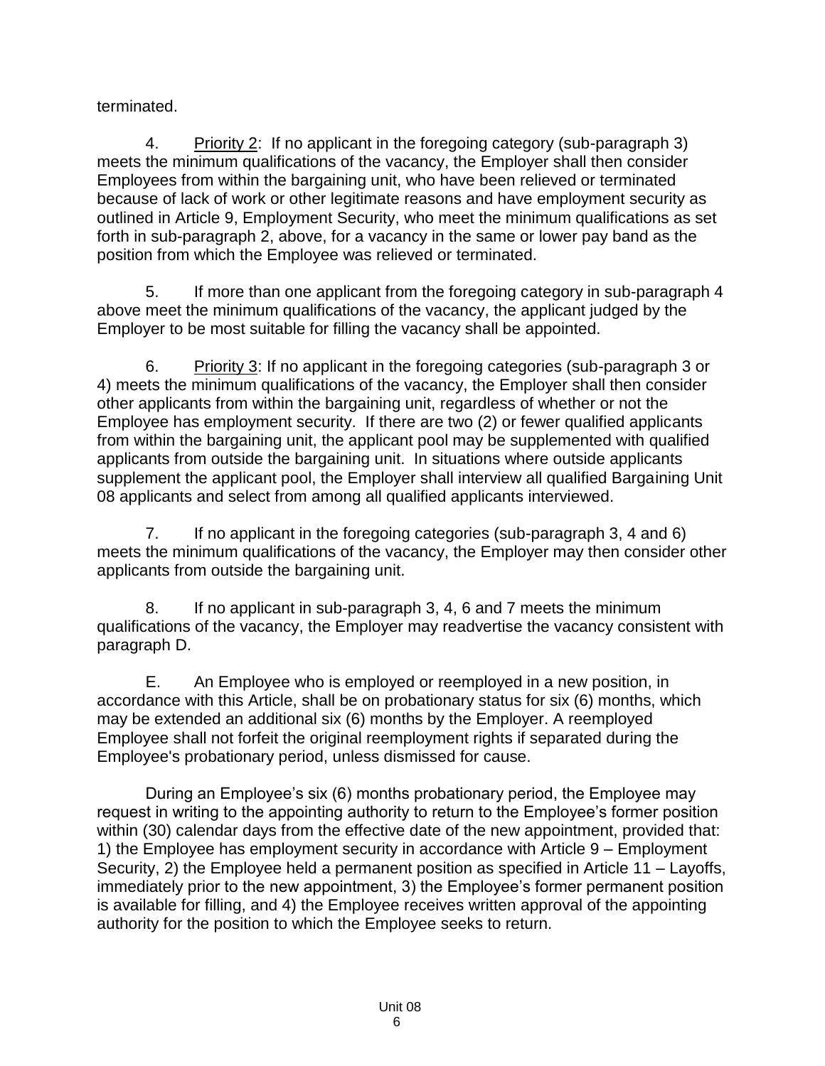terminated.

4. <u>Priority 2</u>: If no applicant in the foregoing category (sub-paragraph 3) meets the minimum qualifications of the vacancy, the Employer shall then consider Employees from within the bargaining unit, who have been relieved or terminated because of lack of work or other legitimate reasons and have employment security as outlined in Article 9, Employment Security, who meet the minimum qualifications as set forth in sub-paragraph 2, above, for a vacancy in the same or lower pay band as the position from which the Employee was relieved or terminated.

5. If more than one applicant from the foregoing category in sub-paragraph 4 above meet the minimum qualifications of the vacancy, the applicant judged by the Employer to be most suitable for filling the vacancy shall be appointed.

6. <u>Priority 3</u>: If no applicant in the foregoing categories (sub-paragraph 3 or 4) meets the minimum qualifications of the vacancy, the Employer shall then consider other applicants from within the bargaining unit, regardless of whether or not the Employee has employment security. If there are two (2) or fewer qualified applicants from within the bargaining unit, the applicant pool may be supplemented with qualified applicants from outside the bargaining unit. In situations where outside applicants supplement the applicant pool, the Employer shall interview all qualified Bargaining Unit 08 applicants and select from among all qualified applicants interviewed.

7. If no applicant in the foregoing categories (sub-paragraph 3, 4 and 6) meets the minimum qualifications of the vacancy, the Employer may then consider other applicants from outside the bargaining unit.

8. If no applicant in sub-paragraph 3, 4, 6 and 7 meets the minimum qualifications of the vacancy, the Employer may readvertise the vacancy consistent with paragraph D.

E. An Employee who is employed or reemployed in a new position, in accordance with this Article, shall be on probationary status for six (6) months, which may be extended an additional six (6) months by the Employer. A reemployed Employee shall not forfeit the original reemployment rights if separated during the Employee's probationary period, unless dismissed for cause.

During an Employee's six (6) months probationary period, the Employee may request in writing to the appointing authority to return to the Employee's former position within (30) calendar days from the effective date of the new appointment, provided that: 1) the Employee has employment security in accordance with Article 9 – Employment Security, 2) the Employee held a permanent position as specified in Article 11 – Layoffs, immediately prior to the new appointment, 3) the Employee's former permanent position is available for filling, and 4) the Employee receives written approval of the appointing authority for the position to which the Employee seeks to return.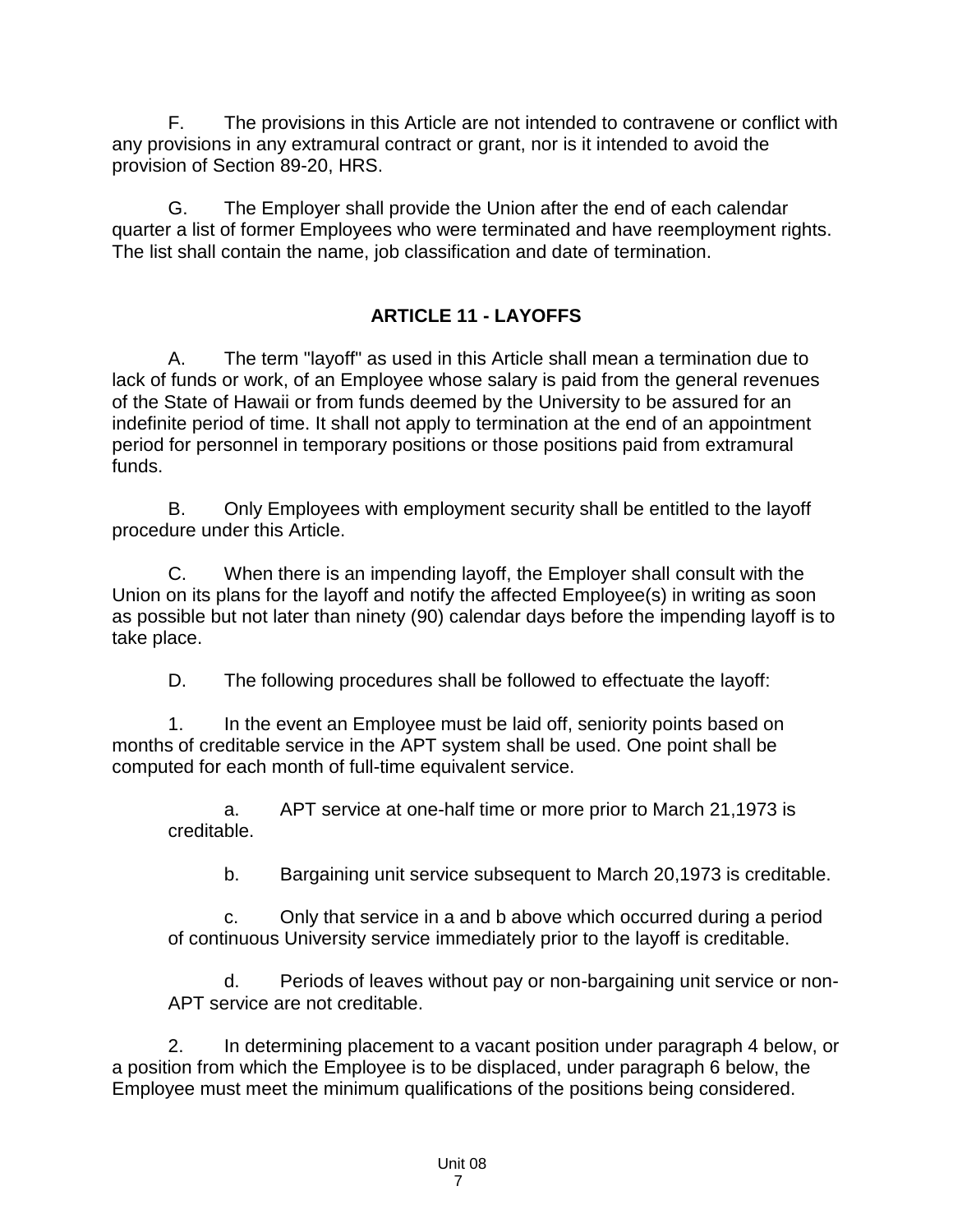F. The provisions in this Article are not intended to contravene or conflict with any provisions in any extramural contract or grant, nor is it intended to avoid the provision of Section 89-20, HRS.

G. The Employer shall provide the Union after the end of each calendar quarter a list of former Employees who were terminated and have reemployment rights. The list shall contain the name, job classification and date of termination.

## ARTICLE 11 - LAYOFFS

A. The term "layoff" as used in this Article shall mean a termination due to lack of funds or work, of an Employee whose salary is paid from the general revenues of the State of Hawaii or from funds deemed by the University to be assured for an indefinite period of time. It shall not apply to termination at the end of an appointment period for personnel in temporary positions or those positions paid from extramural funds.

B. Only Employees with employment security shall be entitled to the layoff procedure under this Article.

C. When there is an impending layoff, the Employer shall consult with the Union on its plans for the layoff and notify the affected Employee(s) in writing as soon as possible but not later than ninety (90) calendar days before the impending layoff is to take place.

D. The following procedures shall be followed to effectuate the layoff:

1. In the event an Employee must be laid off, seniority points based on months of creditable service in the APT system shall be used. One point shall be computed for each month of full-time equivalent service.

   a. APT service at one-half time or more prior to March 21,1973 is creditable.

   b. Bargaining unit service subsequent to March 20,1973 is creditable.

   c. Only that service in a and b above which occurred during a period of continuous University service immediately prior to the layoff is creditable.

   d. Periods of leaves without pay or non-bargaining unit service or non-APT service are not creditable.

2. In determining placement to a vacant position under paragraph 4 below, or a position from which the Employee is to be displaced, under paragraph 6 below, the Employee must meet the minimum qualifications of the positions being considered.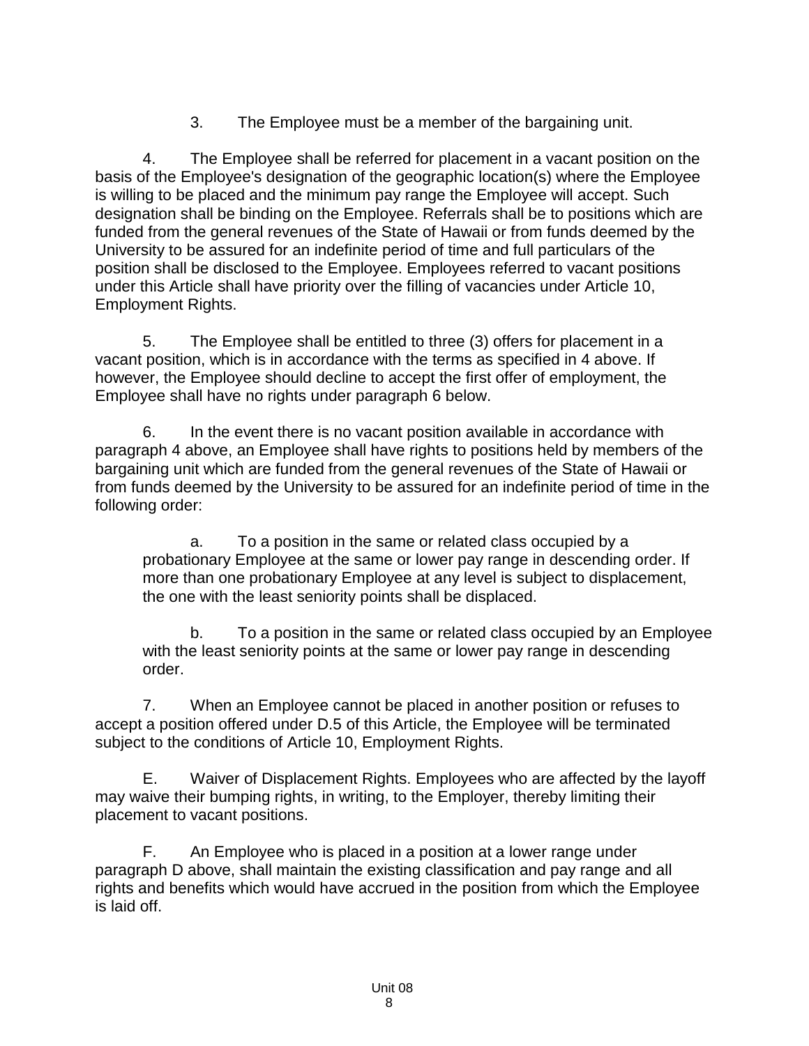3. The Employee must be a member of the bargaining unit.

4. The Employee shall be referred for placement in a vacant position on the basis of the Employee's designation of the geographic location(s) where the Employee is willing to be placed and the minimum pay range the Employee will accept. Such designation shall be binding on the Employee. Referrals shall be to positions which are funded from the general revenues of the State of Hawaii or from funds deemed by the University to be assured for an indefinite period of time and full particulars of the position shall be disclosed to the Employee. Employees referred to vacant positions under this Article shall have priority over the filling of vacancies under Article 10, Employment Rights.

5. The Employee shall be entitled to three (3) offers for placement in a vacant position, which is in accordance with the terms as specified in 4 above. If however, the Employee should decline to accept the first offer of employment, the Employee shall have no rights under paragraph 6 below.

6. In the event there is no vacant position available in accordance with paragraph 4 above, an Employee shall have rights to positions held by members of the bargaining unit which are funded from the general revenues of the State of Hawaii or from funds deemed by the University to be assured for an indefinite period of time in the following order:

> a. To a position in the same or related class occupied by a probationary Employee at the same or lower pay range in descending order. If more than one probationary Employee at any level is subject to displacement, the one with the least seniority points shall be displaced.
>
> b. To a position in the same or related class occupied by an Employee with the least seniority points at the same or lower pay range in descending order.

7. When an Employee cannot be placed in another position or refuses to accept a position offered under D.5 of this Article, the Employee will be terminated subject to the conditions of Article 10, Employment Rights.

E. Waiver of Displacement Rights. Employees who are affected by the layoff may waive their bumping rights, in writing, to the Employer, thereby limiting their placement to vacant positions.

F. An Employee who is placed in a position at a lower range under paragraph D above, shall maintain the existing classification and pay range and all rights and benefits which would have accrued in the position from which the Employee is laid off.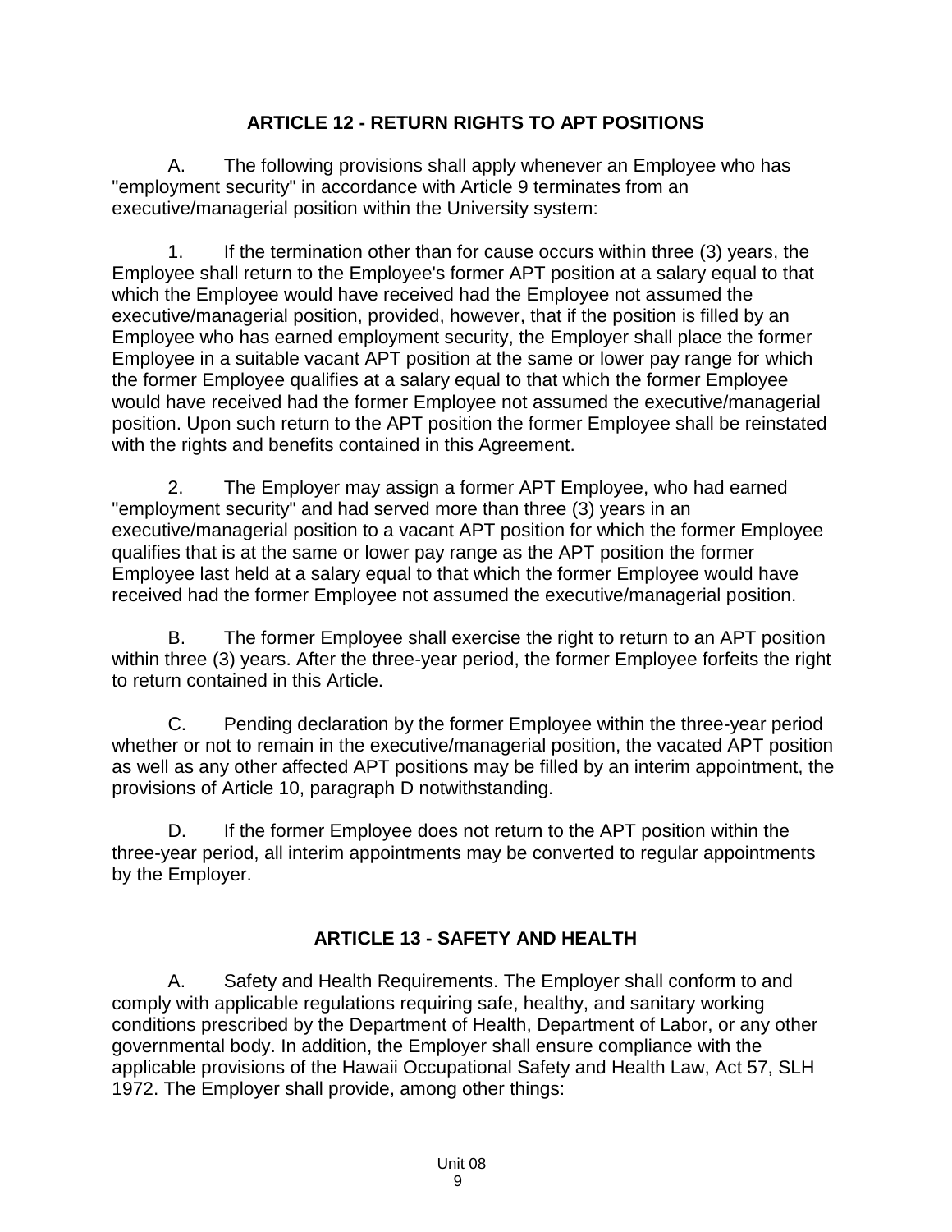## ARTICLE 12 - RETURN RIGHTS TO APT POSITIONS

A. The following provisions shall apply whenever an Employee who has "employment security" in accordance with Article 9 terminates from an executive/managerial position within the University system:

1. If the termination other than for cause occurs within three (3) years, the Employee shall return to the Employee's former APT position at a salary equal to that which the Employee would have received had the Employee not assumed the executive/managerial position, provided, however, that if the position is filled by an Employee who has earned employment security, the Employer shall place the former Employee in a suitable vacant APT position at the same or lower pay range for which the former Employee qualifies at a salary equal to that which the former Employee would have received had the former Employee not assumed the executive/managerial position. Upon such return to the APT position the former Employee shall be reinstated with the rights and benefits contained in this Agreement.

2. The Employer may assign a former APT Employee, who had earned "employment security" and had served more than three (3) years in an executive/managerial position to a vacant APT position for which the former Employee qualifies that is at the same or lower pay range as the APT position the former Employee last held at a salary equal to that which the former Employee would have received had the former Employee not assumed the executive/managerial position.

B. The former Employee shall exercise the right to return to an APT position within three (3) years. After the three-year period, the former Employee forfeits the right to return contained in this Article.

C. Pending declaration by the former Employee within the three-year period whether or not to remain in the executive/managerial position, the vacated APT position as well as any other affected APT positions may be filled by an interim appointment, the provisions of Article 10, paragraph D notwithstanding.

D. If the former Employee does not return to the APT position within the three-year period, all interim appointments may be converted to regular appointments by the Employer.

## ARTICLE 13 - SAFETY AND HEALTH

A. Safety and Health Requirements. The Employer shall conform to and comply with applicable regulations requiring safe, healthy, and sanitary working conditions prescribed by the Department of Health, Department of Labor, or any other governmental body. In addition, the Employer shall ensure compliance with the applicable provisions of the Hawaii Occupational Safety and Health Law, Act 57, SLH 1972. The Employer shall provide, among other things: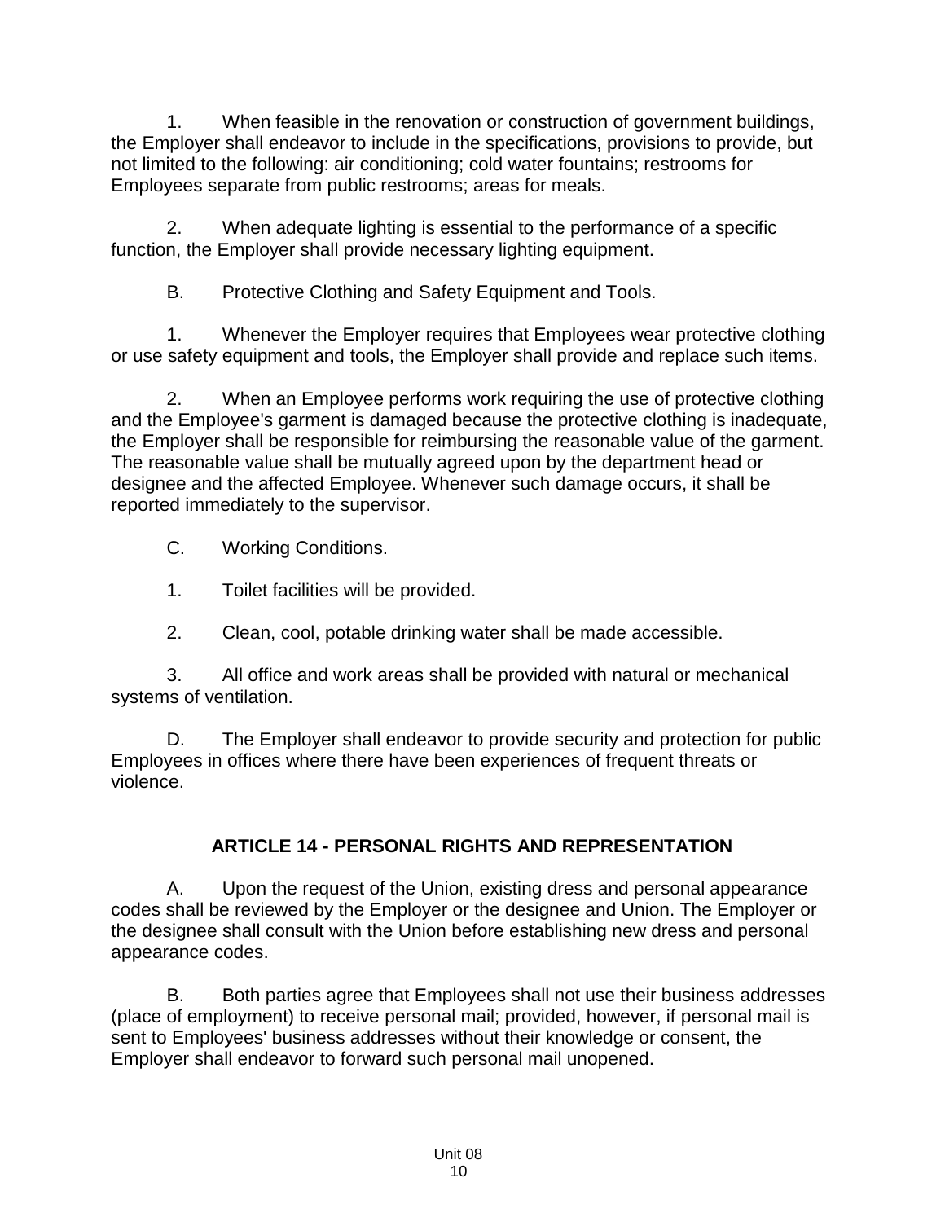1. When feasible in the renovation or construction of government buildings, the Employer shall endeavor to include in the specifications, provisions to provide, but not limited to the following: air conditioning; cold water fountains; restrooms for Employees separate from public restrooms; areas for meals.

2. When adequate lighting is essential to the performance of a specific function, the Employer shall provide necessary lighting equipment.

B. Protective Clothing and Safety Equipment and Tools.

1. Whenever the Employer requires that Employees wear protective clothing or use safety equipment and tools, the Employer shall provide and replace such items.

2. When an Employee performs work requiring the use of protective clothing and the Employee's garment is damaged because the protective clothing is inadequate, the Employer shall be responsible for reimbursing the reasonable value of the garment. The reasonable value shall be mutually agreed upon by the department head or designee and the affected Employee. Whenever such damage occurs, it shall be reported immediately to the supervisor.

C. Working Conditions.

1. Toilet facilities will be provided.

2. Clean, cool, potable drinking water shall be made accessible.

3. All office and work areas shall be provided with natural or mechanical systems of ventilation.

D. The Employer shall endeavor to provide security and protection for public Employees in offices where there have been experiences of frequent threats or violence.

## ARTICLE 14 - PERSONAL RIGHTS AND REPRESENTATION

A. Upon the request of the Union, existing dress and personal appearance codes shall be reviewed by the Employer or the designee and Union. The Employer or the designee shall consult with the Union before establishing new dress and personal appearance codes.

B. Both parties agree that Employees shall not use their business addresses (place of employment) to receive personal mail; provided, however, if personal mail is sent to Employees' business addresses without their knowledge or consent, the Employer shall endeavor to forward such personal mail unopened.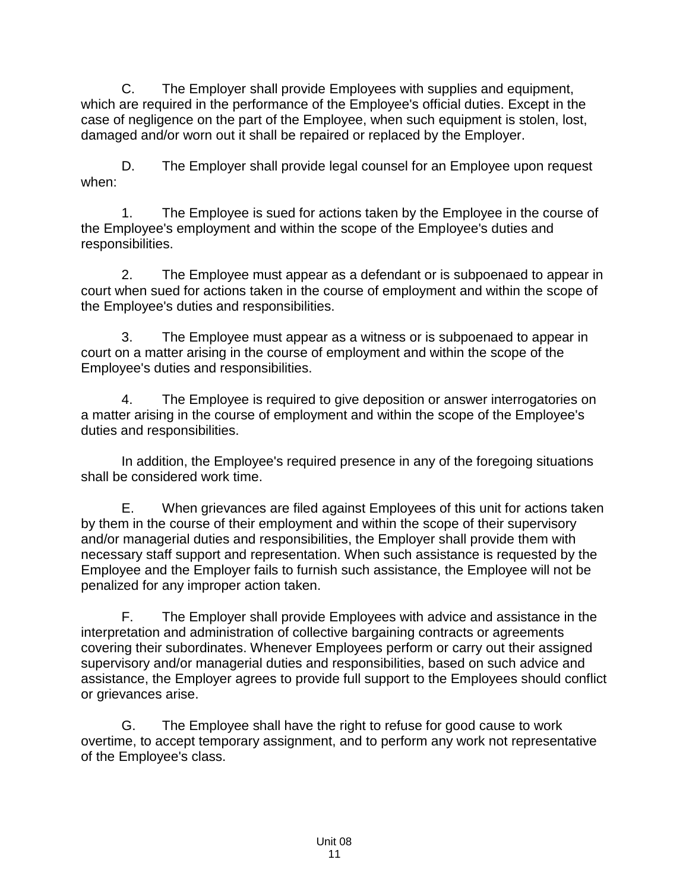C. The Employer shall provide Employees with supplies and equipment, which are required in the performance of the Employee's official duties. Except in the case of negligence on the part of the Employee, when such equipment is stolen, lost, damaged and/or worn out it shall be repaired or replaced by the Employer.

D. The Employer shall provide legal counsel for an Employee upon request when:

1. The Employee is sued for actions taken by the Employee in the course of the Employee's employment and within the scope of the Employee's duties and responsibilities.

2. The Employee must appear as a defendant or is subpoenaed to appear in court when sued for actions taken in the course of employment and within the scope of the Employee's duties and responsibilities.

3. The Employee must appear as a witness or is subpoenaed to appear in court on a matter arising in the course of employment and within the scope of the Employee's duties and responsibilities.

4. The Employee is required to give deposition or answer interrogatories on a matter arising in the course of employment and within the scope of the Employee's duties and responsibilities.

In addition, the Employee's required presence in any of the foregoing situations shall be considered work time.

E. When grievances are filed against Employees of this unit for actions taken by them in the course of their employment and within the scope of their supervisory and/or managerial duties and responsibilities, the Employer shall provide them with necessary staff support and representation. When such assistance is requested by the Employee and the Employer fails to furnish such assistance, the Employee will not be penalized for any improper action taken.

F. The Employer shall provide Employees with advice and assistance in the interpretation and administration of collective bargaining contracts or agreements covering their subordinates. Whenever Employees perform or carry out their assigned supervisory and/or managerial duties and responsibilities, based on such advice and assistance, the Employer agrees to provide full support to the Employees should conflict or grievances arise.

G. The Employee shall have the right to refuse for good cause to work overtime, to accept temporary assignment, and to perform any work not representative of the Employee's class.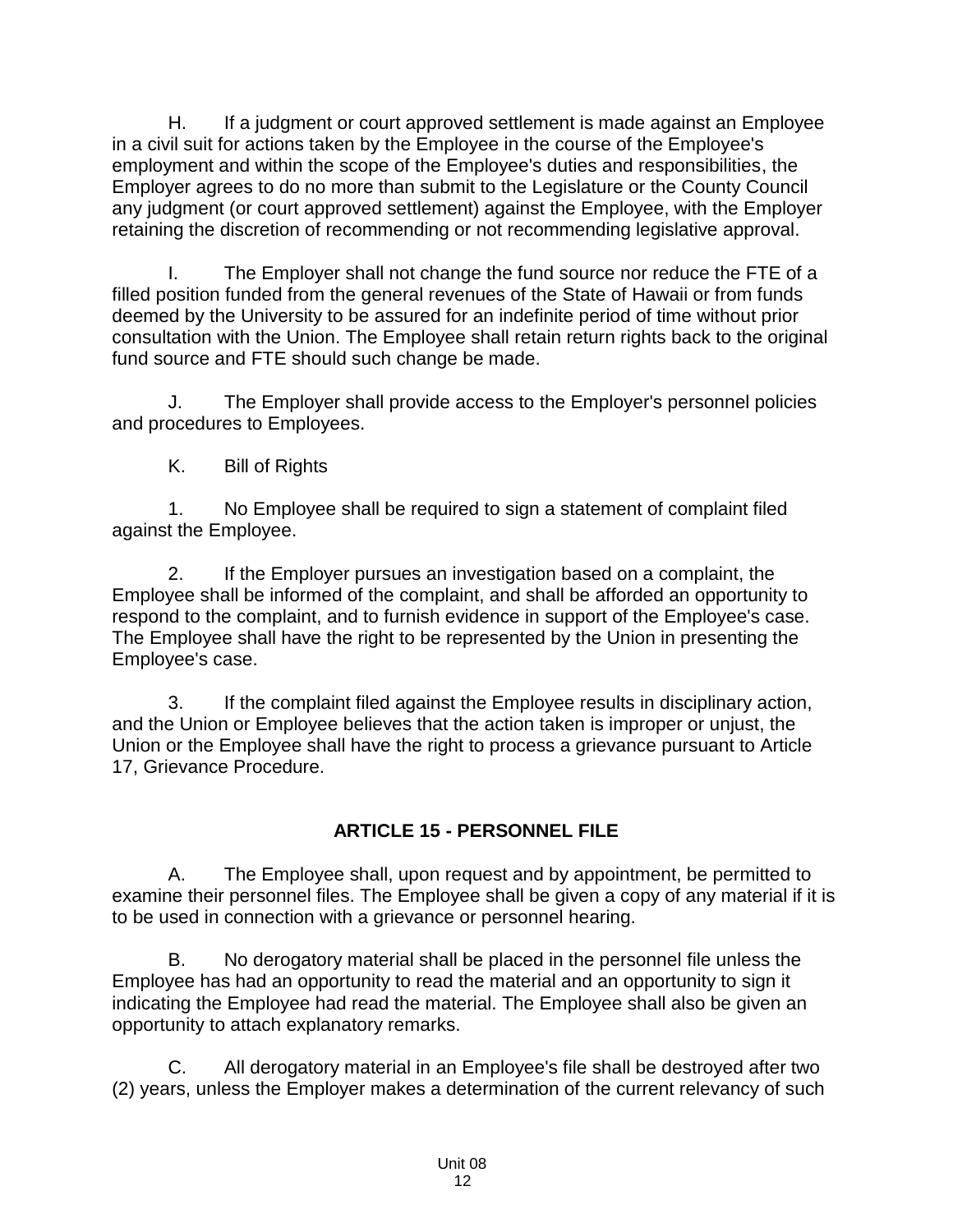H. If a judgment or court approved settlement is made against an Employee in a civil suit for actions taken by the Employee in the course of the Employee's employment and within the scope of the Employee's duties and responsibilities, the Employer agrees to do no more than submit to the Legislature or the County Council any judgment (or court approved settlement) against the Employee, with the Employer retaining the discretion of recommending or not recommending legislative approval.

I. The Employer shall not change the fund source nor reduce the FTE of a filled position funded from the general revenues of the State of Hawaii or from funds deemed by the University to be assured for an indefinite period of time without prior consultation with the Union. The Employee shall retain return rights back to the original fund source and FTE should such change be made.

J. The Employer shall provide access to the Employer's personnel policies and procedures to Employees.

K. Bill of Rights

1. No Employee shall be required to sign a statement of complaint filed against the Employee.

2. If the Employer pursues an investigation based on a complaint, the Employee shall be informed of the complaint, and shall be afforded an opportunity to respond to the complaint, and to furnish evidence in support of the Employee's case. The Employee shall have the right to be represented by the Union in presenting the Employee's case.

3. If the complaint filed against the Employee results in disciplinary action, and the Union or Employee believes that the action taken is improper or unjust, the Union or the Employee shall have the right to process a grievance pursuant to Article 17, Grievance Procedure.

## ARTICLE 15 - PERSONNEL FILE

A. The Employee shall, upon request and by appointment, be permitted to examine their personnel files. The Employee shall be given a copy of any material if it is to be used in connection with a grievance or personnel hearing.

B. No derogatory material shall be placed in the personnel file unless the Employee has had an opportunity to read the material and an opportunity to sign it indicating the Employee had read the material. The Employee shall also be given an opportunity to attach explanatory remarks.

C. All derogatory material in an Employee's file shall be destroyed after two (2) years, unless the Employer makes a determination of the current relevancy of such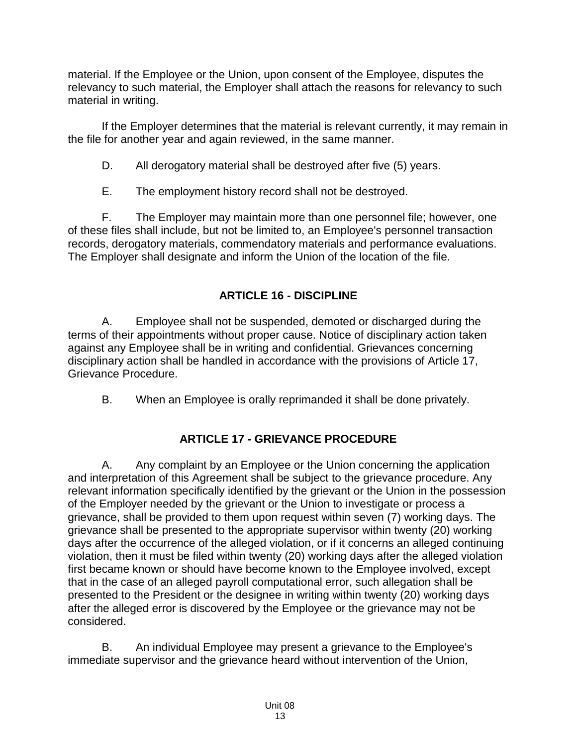material. If the Employee or the Union, upon consent of the Employee, disputes the relevancy to such material, the Employer shall attach the reasons for relevancy to such material in writing.

If the Employer determines that the material is relevant currently, it may remain in the file for another year and again reviewed, in the same manner.

D. All derogatory material shall be destroyed after five (5) years.

E. The employment history record shall not be destroyed.

F. The Employer may maintain more than one personnel file; however, one of these files shall include, but not be limited to, an Employee's personnel transaction records, derogatory materials, commendatory materials and performance evaluations. The Employer shall designate and inform the Union of the location of the file.

## ARTICLE 16 - DISCIPLINE

A. Employee shall not be suspended, demoted or discharged during the terms of their appointments without proper cause. Notice of disciplinary action taken against any Employee shall be in writing and confidential. Grievances concerning disciplinary action shall be handled in accordance with the provisions of Article 17, Grievance Procedure.

B. When an Employee is orally reprimanded it shall be done privately.

## ARTICLE 17 - GRIEVANCE PROCEDURE

A. Any complaint by an Employee or the Union concerning the application and interpretation of this Agreement shall be subject to the grievance procedure. Any relevant information specifically identified by the grievant or the Union in the possession of the Employer needed by the grievant or the Union to investigate or process a grievance, shall be provided to them upon request within seven (7) working days. The grievance shall be presented to the appropriate supervisor within twenty (20) working days after the occurrence of the alleged violation, or if it concerns an alleged continuing violation, then it must be filed within twenty (20) working days after the alleged violation first became known or should have become known to the Employee involved, except that in the case of an alleged payroll computational error, such allegation shall be presented to the President or the designee in writing within twenty (20) working days after the alleged error is discovered by the Employee or the grievance may not be considered.

B. An individual Employee may present a grievance to the Employee's immediate supervisor and the grievance heard without intervention of the Union,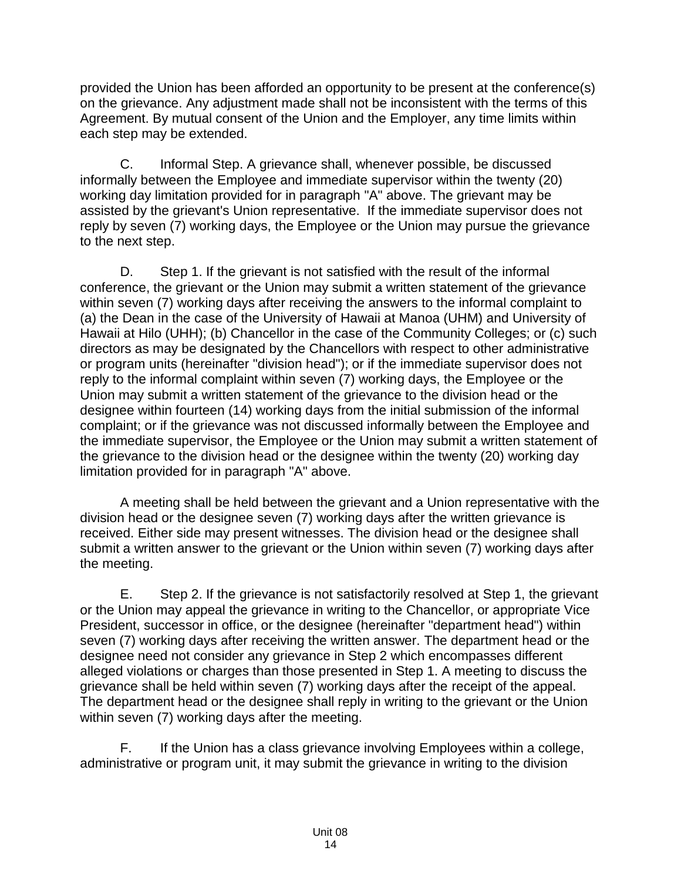provided the Union has been afforded an opportunity to be present at the conference(s) on the grievance. Any adjustment made shall not be inconsistent with the terms of this Agreement. By mutual consent of the Union and the Employer, any time limits within each step may be extended.

C. Informal Step. A grievance shall, whenever possible, be discussed informally between the Employee and immediate supervisor within the twenty (20) working day limitation provided for in paragraph "A" above. The grievant may be assisted by the grievant's Union representative. If the immediate supervisor does not reply by seven (7) working days, the Employee or the Union may pursue the grievance to the next step.

D. Step 1. If the grievant is not satisfied with the result of the informal conference, the grievant or the Union may submit a written statement of the grievance within seven (7) working days after receiving the answers to the informal complaint to (a) the Dean in the case of the University of Hawaii at Manoa (UHM) and University of Hawaii at Hilo (UHH); (b) Chancellor in the case of the Community Colleges; or (c) such directors as may be designated by the Chancellors with respect to other administrative or program units (hereinafter "division head"); or if the immediate supervisor does not reply to the informal complaint within seven (7) working days, the Employee or the Union may submit a written statement of the grievance to the division head or the designee within fourteen (14) working days from the initial submission of the informal complaint; or if the grievance was not discussed informally between the Employee and the immediate supervisor, the Employee or the Union may submit a written statement of the grievance to the division head or the designee within the twenty (20) working day limitation provided for in paragraph "A" above.

A meeting shall be held between the grievant and a Union representative with the division head or the designee seven (7) working days after the written grievance is received. Either side may present witnesses. The division head or the designee shall submit a written answer to the grievant or the Union within seven (7) working days after the meeting.

E. Step 2. If the grievance is not satisfactorily resolved at Step 1, the grievant or the Union may appeal the grievance in writing to the Chancellor, or appropriate Vice President, successor in office, or the designee (hereinafter "department head") within seven (7) working days after receiving the written answer. The department head or the designee need not consider any grievance in Step 2 which encompasses different alleged violations or charges than those presented in Step 1. A meeting to discuss the grievance shall be held within seven (7) working days after the receipt of the appeal. The department head or the designee shall reply in writing to the grievant or the Union within seven (7) working days after the meeting.

F. If the Union has a class grievance involving Employees within a college, administrative or program unit, it may submit the grievance in writing to the division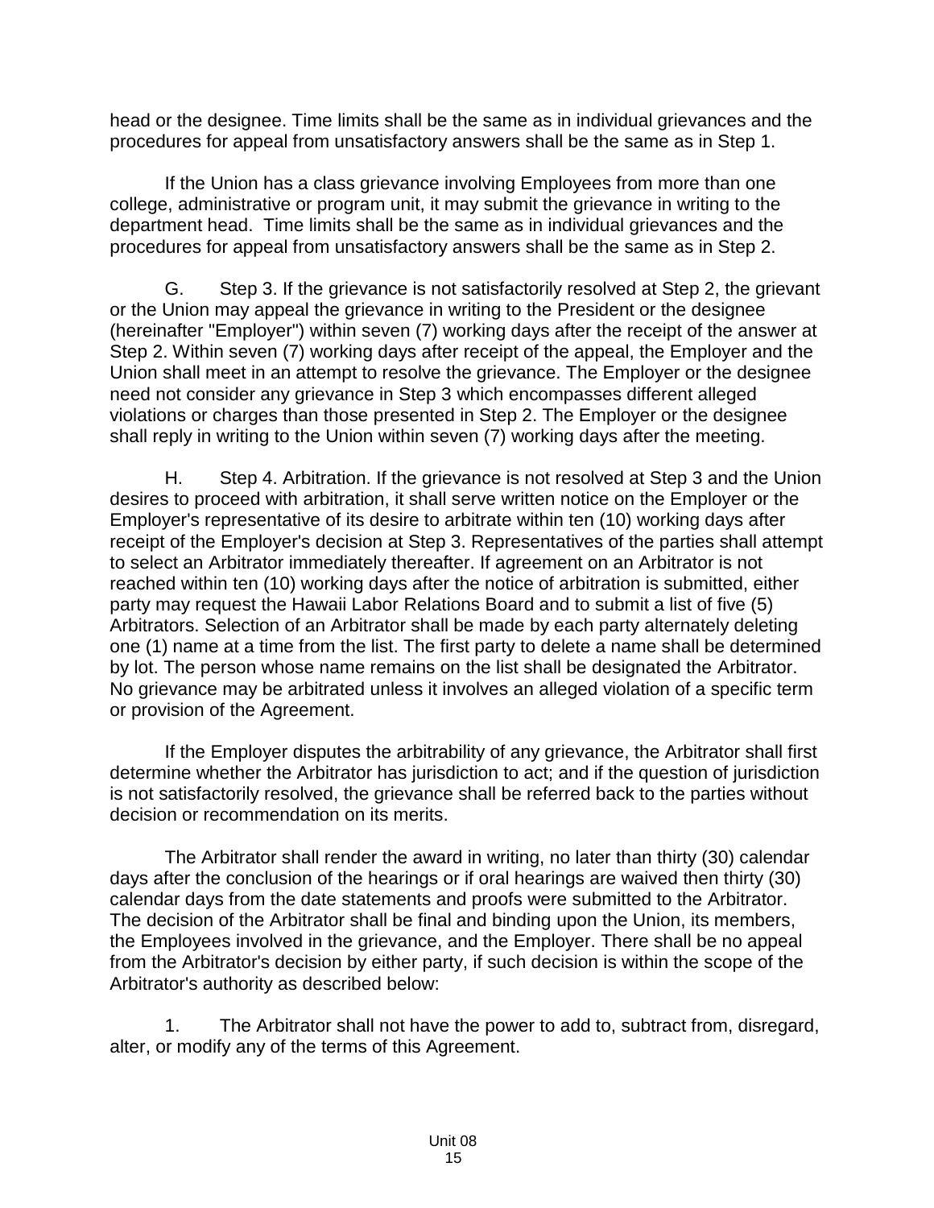head or the designee. Time limits shall be the same as in individual grievances and the procedures for appeal from unsatisfactory answers shall be the same as in Step 1.

If the Union has a class grievance involving Employees from more than one college, administrative or program unit, it may submit the grievance in writing to the department head. Time limits shall be the same as in individual grievances and the procedures for appeal from unsatisfactory answers shall be the same as in Step 2.

G. Step 3. If the grievance is not satisfactorily resolved at Step 2, the grievant or the Union may appeal the grievance in writing to the President or the designee (hereinafter "Employer") within seven (7) working days after the receipt of the answer at Step 2. Within seven (7) working days after receipt of the appeal, the Employer and the Union shall meet in an attempt to resolve the grievance. The Employer or the designee need not consider any grievance in Step 3 which encompasses different alleged violations or charges than those presented in Step 2. The Employer or the designee shall reply in writing to the Union within seven (7) working days after the meeting.

H. Step 4. Arbitration. If the grievance is not resolved at Step 3 and the Union desires to proceed with arbitration, it shall serve written notice on the Employer or the Employer's representative of its desire to arbitrate within ten (10) working days after receipt of the Employer's decision at Step 3. Representatives of the parties shall attempt to select an Arbitrator immediately thereafter. If agreement on an Arbitrator is not reached within ten (10) working days after the notice of arbitration is submitted, either party may request the Hawaii Labor Relations Board and to submit a list of five (5) Arbitrators. Selection of an Arbitrator shall be made by each party alternately deleting one (1) name at a time from the list. The first party to delete a name shall be determined by lot. The person whose name remains on the list shall be designated the Arbitrator. No grievance may be arbitrated unless it involves an alleged violation of a specific term or provision of the Agreement.

If the Employer disputes the arbitrability of any grievance, the Arbitrator shall first determine whether the Arbitrator has jurisdiction to act; and if the question of jurisdiction is not satisfactorily resolved, the grievance shall be referred back to the parties without decision or recommendation on its merits.

The Arbitrator shall render the award in writing, no later than thirty (30) calendar days after the conclusion of the hearings or if oral hearings are waived then thirty (30) calendar days from the date statements and proofs were submitted to the Arbitrator. The decision of the Arbitrator shall be final and binding upon the Union, its members, the Employees involved in the grievance, and the Employer. There shall be no appeal from the Arbitrator's decision by either party, if such decision is within the scope of the Arbitrator's authority as described below:

1. The Arbitrator shall not have the power to add to, subtract from, disregard, alter, or modify any of the terms of this Agreement.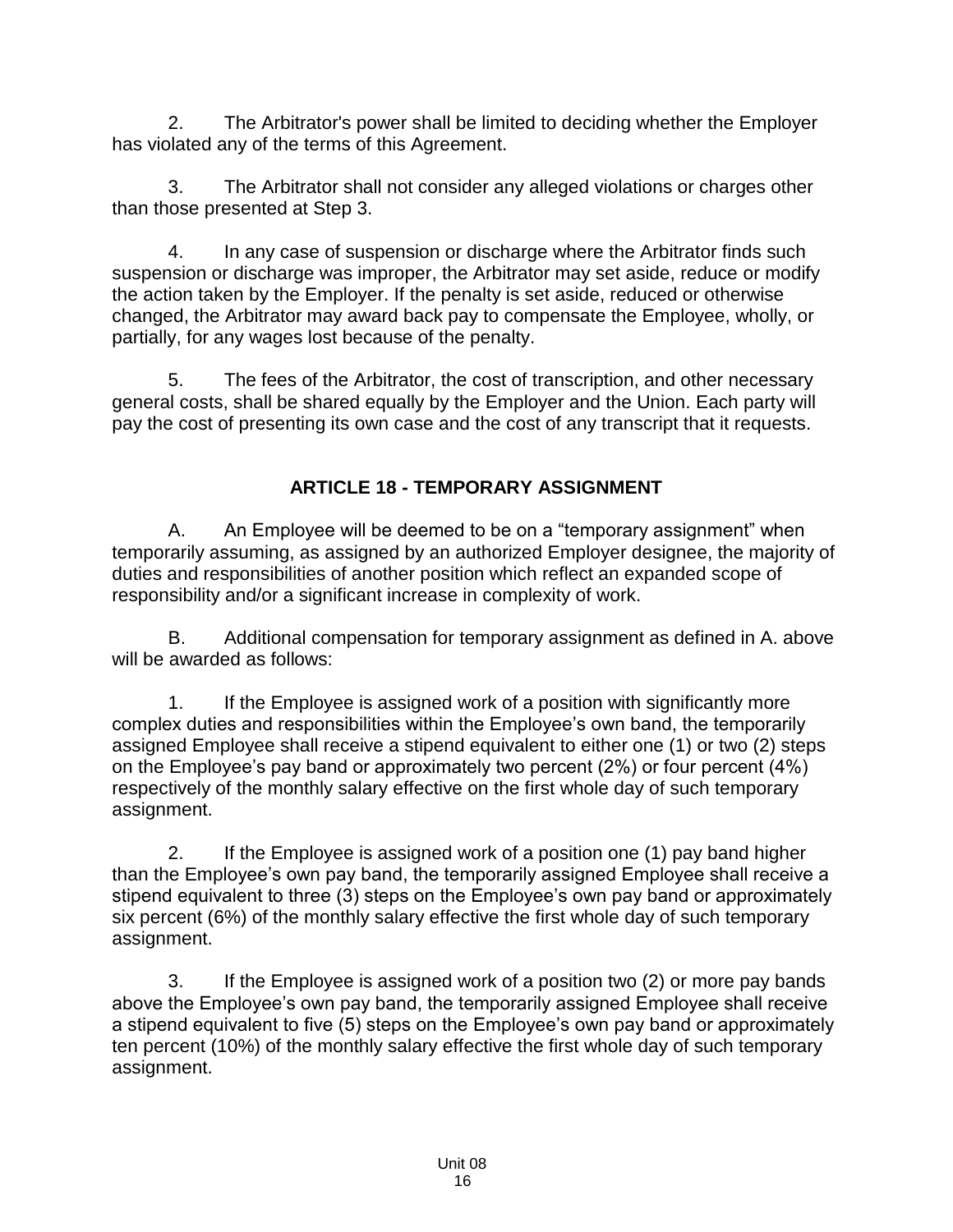2. The Arbitrator's power shall be limited to deciding whether the Employer has violated any of the terms of this Agreement.

3. The Arbitrator shall not consider any alleged violations or charges other than those presented at Step 3.

4. In any case of suspension or discharge where the Arbitrator finds such suspension or discharge was improper, the Arbitrator may set aside, reduce or modify the action taken by the Employer. If the penalty is set aside, reduced or otherwise changed, the Arbitrator may award back pay to compensate the Employee, wholly, or partially, for any wages lost because of the penalty.

5. The fees of the Arbitrator, the cost of transcription, and other necessary general costs, shall be shared equally by the Employer and the Union. Each party will pay the cost of presenting its own case and the cost of any transcript that it requests.

## ARTICLE 18 - TEMPORARY ASSIGNMENT

A. An Employee will be deemed to be on a "temporary assignment" when temporarily assuming, as assigned by an authorized Employer designee, the majority of duties and responsibilities of another position which reflect an expanded scope of responsibility and/or a significant increase in complexity of work.

B. Additional compensation for temporary assignment as defined in A. above will be awarded as follows:

1. If the Employee is assigned work of a position with significantly more complex duties and responsibilities within the Employee's own band, the temporarily assigned Employee shall receive a stipend equivalent to either one (1) or two (2) steps on the Employee's pay band or approximately two percent (2%) or four percent (4%) respectively of the monthly salary effective on the first whole day of such temporary assignment.

2. If the Employee is assigned work of a position one (1) pay band higher than the Employee's own pay band, the temporarily assigned Employee shall receive a stipend equivalent to three (3) steps on the Employee's own pay band or approximately six percent (6%) of the monthly salary effective the first whole day of such temporary assignment.

3. If the Employee is assigned work of a position two (2) or more pay bands above the Employee's own pay band, the temporarily assigned Employee shall receive a stipend equivalent to five (5) steps on the Employee's own pay band or approximately ten percent (10%) of the monthly salary effective the first whole day of such temporary assignment.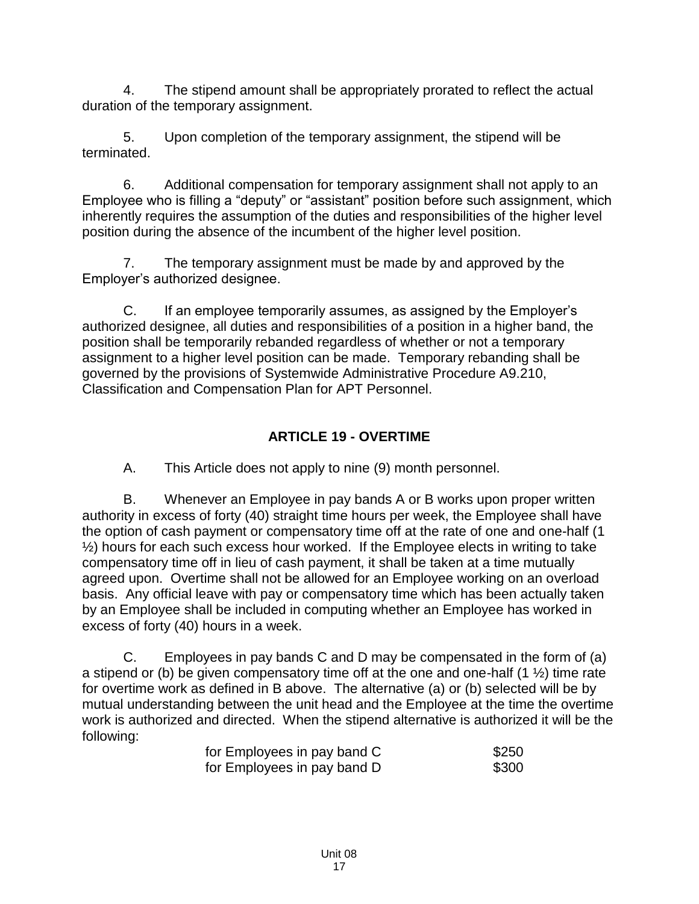4. The stipend amount shall be appropriately prorated to reflect the actual duration of the temporary assignment.

5. Upon completion of the temporary assignment, the stipend will be terminated.

6. Additional compensation for temporary assignment shall not apply to an Employee who is filling a "deputy" or "assistant" position before such assignment, which inherently requires the assumption of the duties and responsibilities of the higher level position during the absence of the incumbent of the higher level position.

7. The temporary assignment must be made by and approved by the Employer's authorized designee.

C. If an employee temporarily assumes, as assigned by the Employer's authorized designee, all duties and responsibilities of a position in a higher band, the position shall be temporarily rebanded regardless of whether or not a temporary assignment to a higher level position can be made. Temporary rebanding shall be governed by the provisions of Systemwide Administrative Procedure A9.210, Classification and Compensation Plan for APT Personnel.

## ARTICLE 19 - OVERTIME

A. This Article does not apply to nine (9) month personnel.

B. Whenever an Employee in pay bands A or B works upon proper written authority in excess of forty (40) straight time hours per week, the Employee shall have the option of cash payment or compensatory time off at the rate of one and one-half (1 ½) hours for each such excess hour worked. If the Employee elects in writing to take compensatory time off in lieu of cash payment, it shall be taken at a time mutually agreed upon. Overtime shall not be allowed for an Employee working on an overload basis. Any official leave with pay or compensatory time which has been actually taken by an Employee shall be included in computing whether an Employee has worked in excess of forty (40) hours in a week.

C. Employees in pay bands C and D may be compensated in the form of (a) a stipend or (b) be given compensatory time off at the one and one-half (1 ½) time rate for overtime work as defined in B above. The alternative (a) or (b) selected will be by mutual understanding between the unit head and the Employee at the time the overtime work is authorized and directed. When the stipend alternative is authorized it will be the following:

| | |
|---|---|
| for Employees in pay band C | $250 |
| for Employees in pay band D | $300 |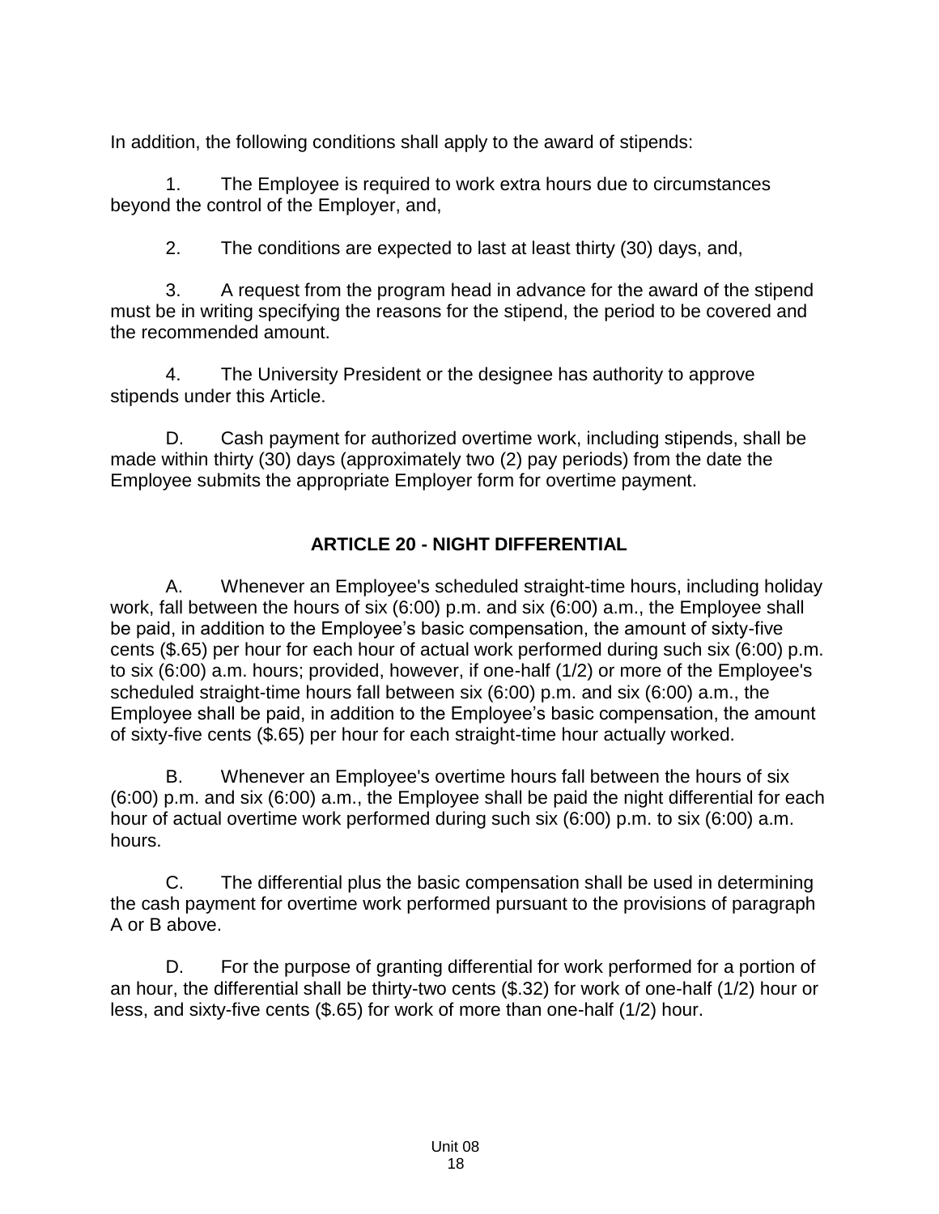In addition, the following conditions shall apply to the award of stipends:

1. The Employee is required to work extra hours due to circumstances beyond the control of the Employer, and,

2. The conditions are expected to last at least thirty (30) days, and,

3. A request from the program head in advance for the award of the stipend must be in writing specifying the reasons for the stipend, the period to be covered and the recommended amount.

4. The University President or the designee has authority to approve stipends under this Article.

D. Cash payment for authorized overtime work, including stipends, shall be made within thirty (30) days (approximately two (2) pay periods) from the date the Employee submits the appropriate Employer form for overtime payment.

## ARTICLE 20 - NIGHT DIFFERENTIAL

A. Whenever an Employee's scheduled straight-time hours, including holiday work, fall between the hours of six (6:00) p.m. and six (6:00) a.m., the Employee shall be paid, in addition to the Employee's basic compensation, the amount of sixty-five cents ($.65) per hour for each hour of actual work performed during such six (6:00) p.m. to six (6:00) a.m. hours; provided, however, if one-half (1/2) or more of the Employee's scheduled straight-time hours fall between six (6:00) p.m. and six (6:00) a.m., the Employee shall be paid, in addition to the Employee's basic compensation, the amount of sixty-five cents ($.65) per hour for each straight-time hour actually worked.

B. Whenever an Employee's overtime hours fall between the hours of six (6:00) p.m. and six (6:00) a.m., the Employee shall be paid the night differential for each hour of actual overtime work performed during such six (6:00) p.m. to six (6:00) a.m. hours.

C. The differential plus the basic compensation shall be used in determining the cash payment for overtime work performed pursuant to the provisions of paragraph A or B above.

D. For the purpose of granting differential for work performed for a portion of an hour, the differential shall be thirty-two cents ($.32) for work of one-half (1/2) hour or less, and sixty-five cents ($.65) for work of more than one-half (1/2) hour.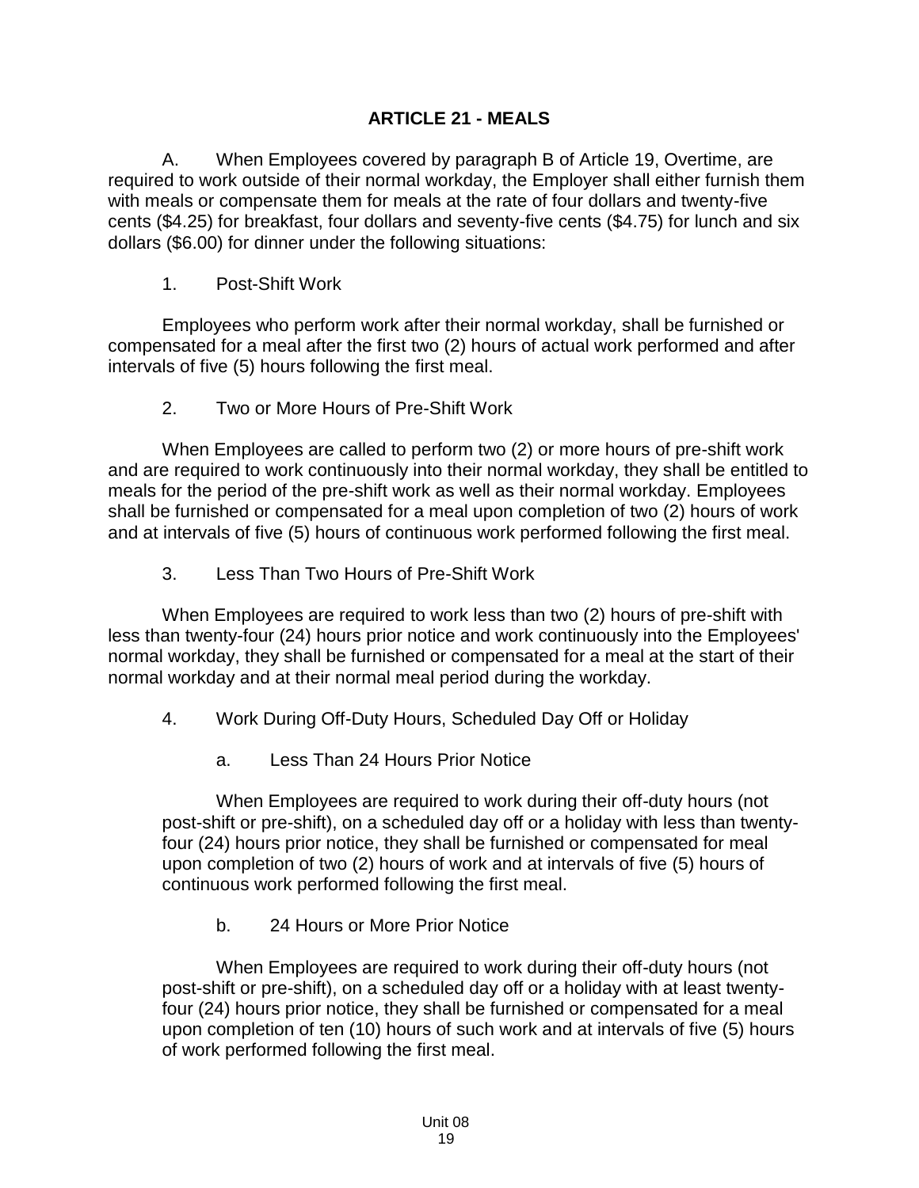## ARTICLE 21 - MEALS

A. When Employees covered by paragraph B of Article 19, Overtime, are required to work outside of their normal workday, the Employer shall either furnish them with meals or compensate them for meals at the rate of four dollars and twenty-five cents ($4.25) for breakfast, four dollars and seventy-five cents ($4.75) for lunch and six dollars ($6.00) for dinner under the following situations:

1. Post-Shift Work

Employees who perform work after their normal workday, shall be furnished or compensated for a meal after the first two (2) hours of actual work performed and after intervals of five (5) hours following the first meal.

2. Two or More Hours of Pre-Shift Work

When Employees are called to perform two (2) or more hours of pre-shift work and are required to work continuously into their normal workday, they shall be entitled to meals for the period of the pre-shift work as well as their normal workday. Employees shall be furnished or compensated for a meal upon completion of two (2) hours of work and at intervals of five (5) hours of continuous work performed following the first meal.

3. Less Than Two Hours of Pre-Shift Work

When Employees are required to work less than two (2) hours of pre-shift with less than twenty-four (24) hours prior notice and work continuously into the Employees' normal workday, they shall be furnished or compensated for a meal at the start of their normal workday and at their normal meal period during the workday.

4. Work During Off-Duty Hours, Scheduled Day Off or Holiday

a. Less Than 24 Hours Prior Notice

When Employees are required to work during their off-duty hours (not post-shift or pre-shift), on a scheduled day off or a holiday with less than twenty-four (24) hours prior notice, they shall be furnished or compensated for meal upon completion of two (2) hours of work and at intervals of five (5) hours of continuous work performed following the first meal.

b. 24 Hours or More Prior Notice

When Employees are required to work during their off-duty hours (not post-shift or pre-shift), on a scheduled day off or a holiday with at least twenty-four (24) hours prior notice, they shall be furnished or compensated for a meal upon completion of ten (10) hours of such work and at intervals of five (5) hours of work performed following the first meal.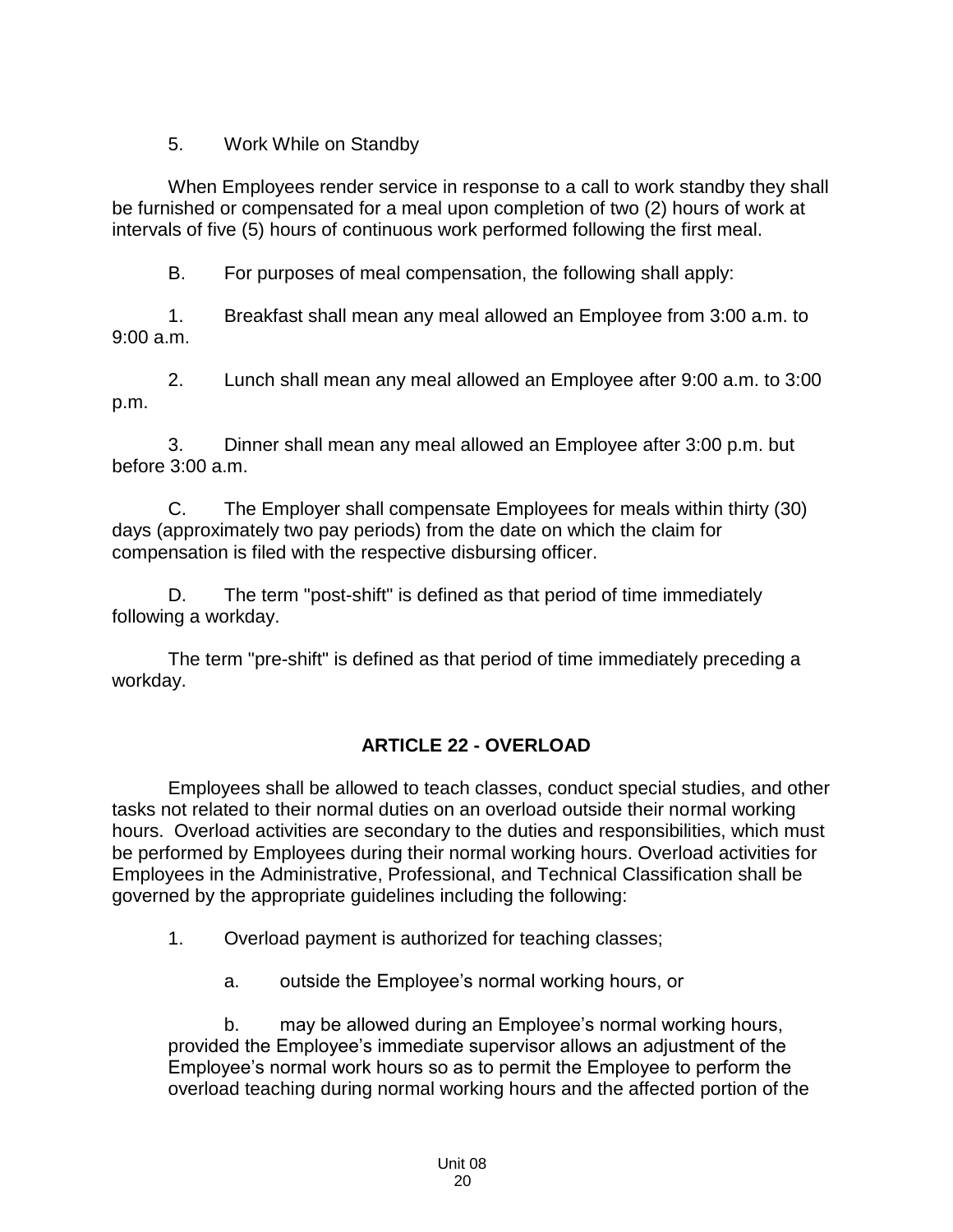5. Work While on Standby

When Employees render service in response to a call to work standby they shall be furnished or compensated for a meal upon completion of two (2) hours of work at intervals of five (5) hours of continuous work performed following the first meal.

B. For purposes of meal compensation, the following shall apply:

1. Breakfast shall mean any meal allowed an Employee from 3:00 a.m. to 9:00 a.m.

2. Lunch shall mean any meal allowed an Employee after 9:00 a.m. to 3:00 p.m.

3. Dinner shall mean any meal allowed an Employee after 3:00 p.m. but before 3:00 a.m.

C. The Employer shall compensate Employees for meals within thirty (30) days (approximately two pay periods) from the date on which the claim for compensation is filed with the respective disbursing officer.

D. The term "post-shift" is defined as that period of time immediately following a workday.

The term "pre-shift" is defined as that period of time immediately preceding a workday.

## ARTICLE 22 - OVERLOAD

Employees shall be allowed to teach classes, conduct special studies, and other tasks not related to their normal duties on an overload outside their normal working hours. Overload activities are secondary to the duties and responsibilities, which must be performed by Employees during their normal working hours. Overload activities for Employees in the Administrative, Professional, and Technical Classification shall be governed by the appropriate guidelines including the following:

1. Overload payment is authorized for teaching classes;

   a. outside the Employee's normal working hours, or

   b. may be allowed during an Employee's normal working hours, provided the Employee's immediate supervisor allows an adjustment of the Employee's normal work hours so as to permit the Employee to perform the overload teaching during normal working hours and the affected portion of the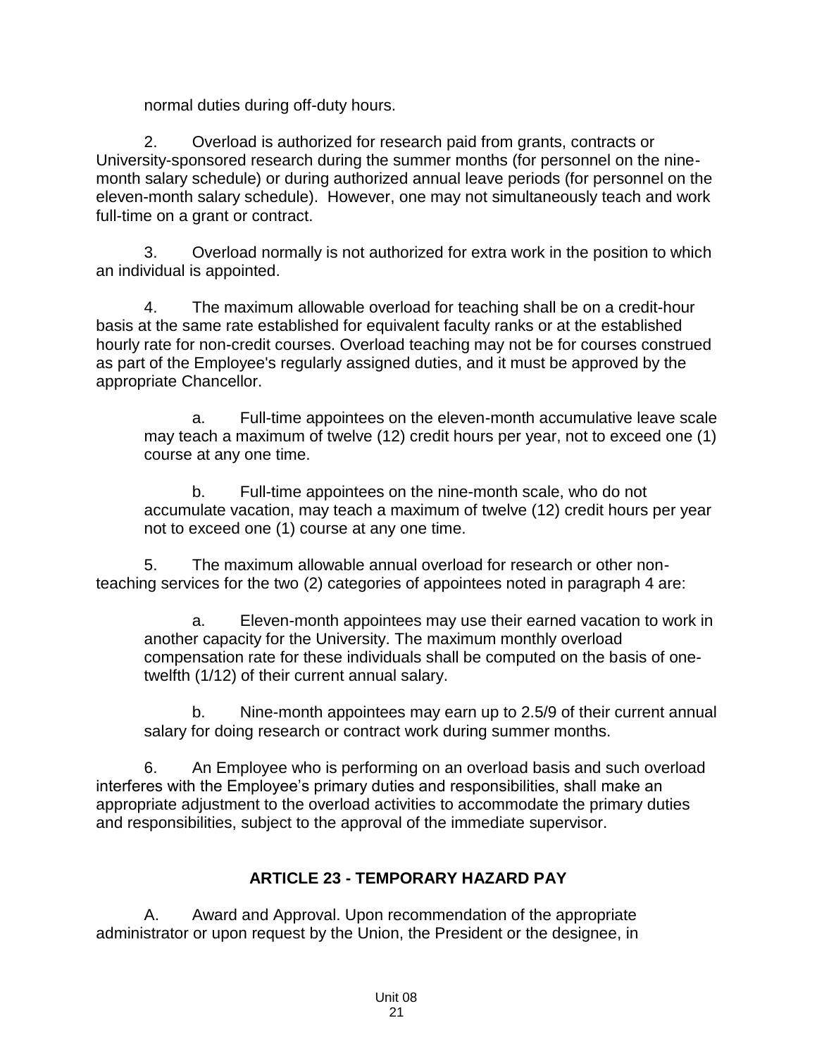normal duties during off-duty hours.

2. Overload is authorized for research paid from grants, contracts or University-sponsored research during the summer months (for personnel on the nine-month salary schedule) or during authorized annual leave periods (for personnel on the eleven-month salary schedule). However, one may not simultaneously teach and work full-time on a grant or contract.

3. Overload normally is not authorized for extra work in the position to which an individual is appointed.

4. The maximum allowable overload for teaching shall be on a credit-hour basis at the same rate established for equivalent faculty ranks or at the established hourly rate for non-credit courses. Overload teaching may not be for courses construed as part of the Employee's regularly assigned duties, and it must be approved by the appropriate Chancellor.

   a. Full-time appointees on the eleven-month accumulative leave scale may teach a maximum of twelve (12) credit hours per year, not to exceed one (1) course at any one time.

   b. Full-time appointees on the nine-month scale, who do not accumulate vacation, may teach a maximum of twelve (12) credit hours per year not to exceed one (1) course at any one time.

5. The maximum allowable annual overload for research or other non-teaching services for the two (2) categories of appointees noted in paragraph 4 are:

   a. Eleven-month appointees may use their earned vacation to work in another capacity for the University. The maximum monthly overload compensation rate for these individuals shall be computed on the basis of one-twelfth (1/12) of their current annual salary.

   b. Nine-month appointees may earn up to 2.5/9 of their current annual salary for doing research or contract work during summer months.

6. An Employee who is performing on an overload basis and such overload interferes with the Employee's primary duties and responsibilities, shall make an appropriate adjustment to the overload activities to accommodate the primary duties and responsibilities, subject to the approval of the immediate supervisor.

## ARTICLE 23 - TEMPORARY HAZARD PAY

A. Award and Approval. Upon recommendation of the appropriate administrator or upon request by the Union, the President or the designee, in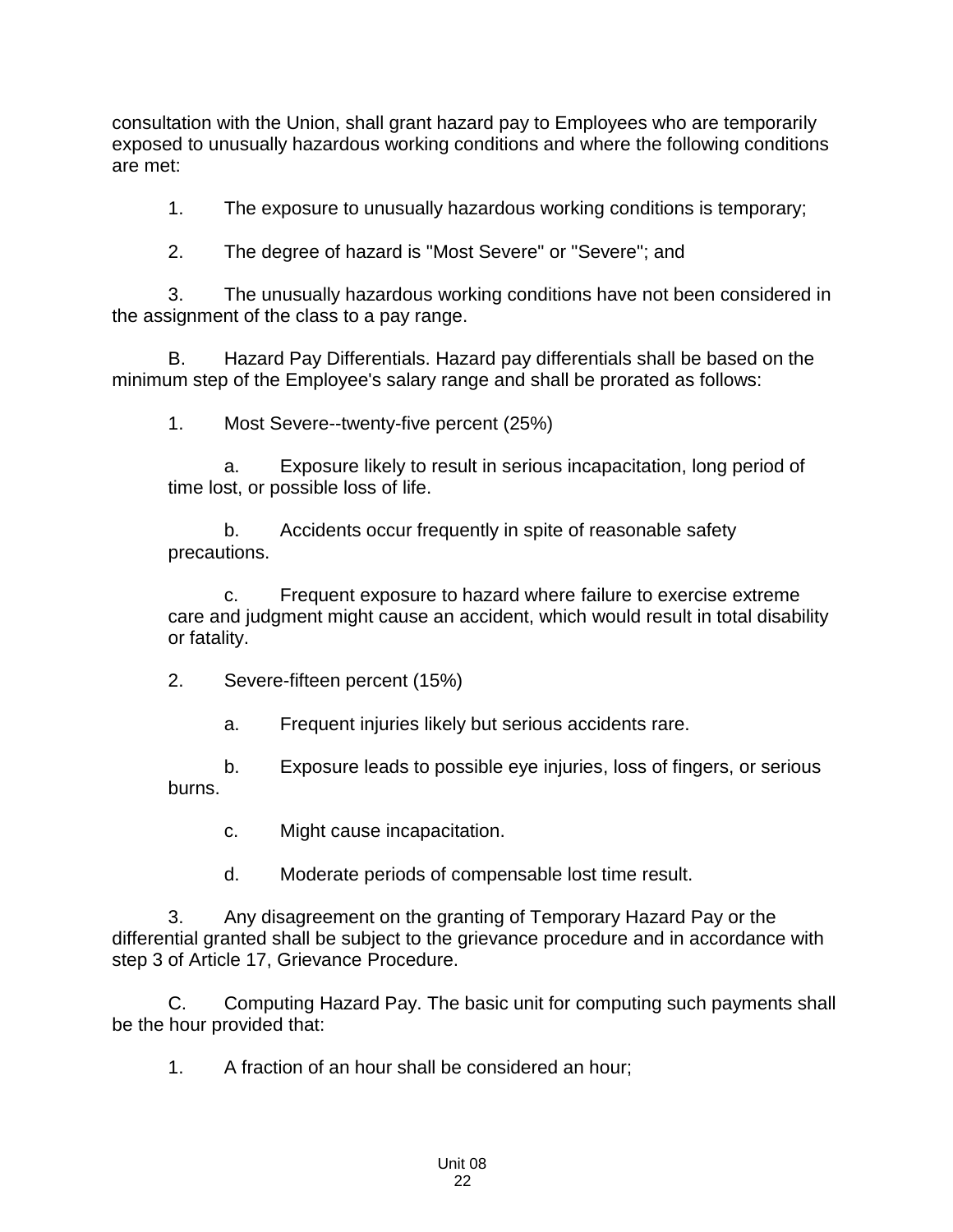consultation with the Union, shall grant hazard pay to Employees who are temporarily exposed to unusually hazardous working conditions and where the following conditions are met:

1. The exposure to unusually hazardous working conditions is temporary;

2. The degree of hazard is "Most Severe" or "Severe"; and

3. The unusually hazardous working conditions have not been considered in the assignment of the class to a pay range.

B. Hazard Pay Differentials. Hazard pay differentials shall be based on the minimum step of the Employee's salary range and shall be prorated as follows:

1. Most Severe--twenty-five percent (25%)

   a. Exposure likely to result in serious incapacitation, long period of time lost, or possible loss of life.

   b. Accidents occur frequently in spite of reasonable safety precautions.

   c. Frequent exposure to hazard where failure to exercise extreme care and judgment might cause an accident, which would result in total disability or fatality.

2. Severe-fifteen percent (15%)

   a. Frequent injuries likely but serious accidents rare.

   b. Exposure leads to possible eye injuries, loss of fingers, or serious burns.

   c. Might cause incapacitation.

   d. Moderate periods of compensable lost time result.

3. Any disagreement on the granting of Temporary Hazard Pay or the differential granted shall be subject to the grievance procedure and in accordance with step 3 of Article 17, Grievance Procedure.

C. Computing Hazard Pay. The basic unit for computing such payments shall be the hour provided that:

1. A fraction of an hour shall be considered an hour;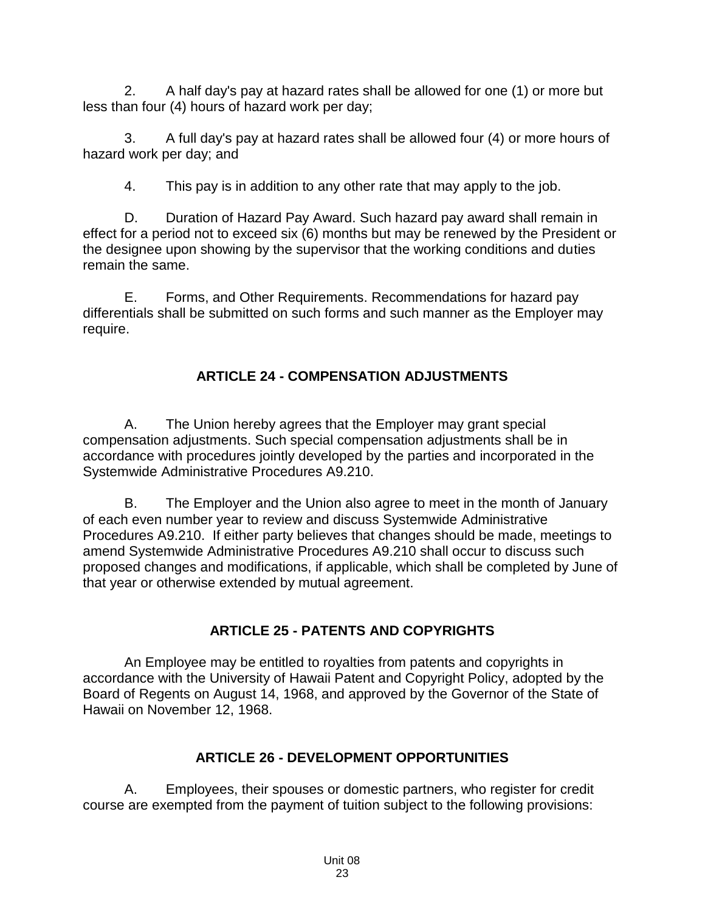2. A half day's pay at hazard rates shall be allowed for one (1) or more but less than four (4) hours of hazard work per day;

3. A full day's pay at hazard rates shall be allowed four (4) or more hours of hazard work per day; and

4. This pay is in addition to any other rate that may apply to the job.

D. Duration of Hazard Pay Award. Such hazard pay award shall remain in effect for a period not to exceed six (6) months but may be renewed by the President or the designee upon showing by the supervisor that the working conditions and duties remain the same.

E. Forms, and Other Requirements. Recommendations for hazard pay differentials shall be submitted on such forms and such manner as the Employer may require.

## ARTICLE 24 - COMPENSATION ADJUSTMENTS

A. The Union hereby agrees that the Employer may grant special compensation adjustments. Such special compensation adjustments shall be in accordance with procedures jointly developed by the parties and incorporated in the Systemwide Administrative Procedures A9.210.

B. The Employer and the Union also agree to meet in the month of January of each even number year to review and discuss Systemwide Administrative Procedures A9.210. If either party believes that changes should be made, meetings to amend Systemwide Administrative Procedures A9.210 shall occur to discuss such proposed changes and modifications, if applicable, which shall be completed by June of that year or otherwise extended by mutual agreement.

## ARTICLE 25 - PATENTS AND COPYRIGHTS

An Employee may be entitled to royalties from patents and copyrights in accordance with the University of Hawaii Patent and Copyright Policy, adopted by the Board of Regents on August 14, 1968, and approved by the Governor of the State of Hawaii on November 12, 1968.

## ARTICLE 26 - DEVELOPMENT OPPORTUNITIES

A. Employees, their spouses or domestic partners, who register for credit course are exempted from the payment of tuition subject to the following provisions: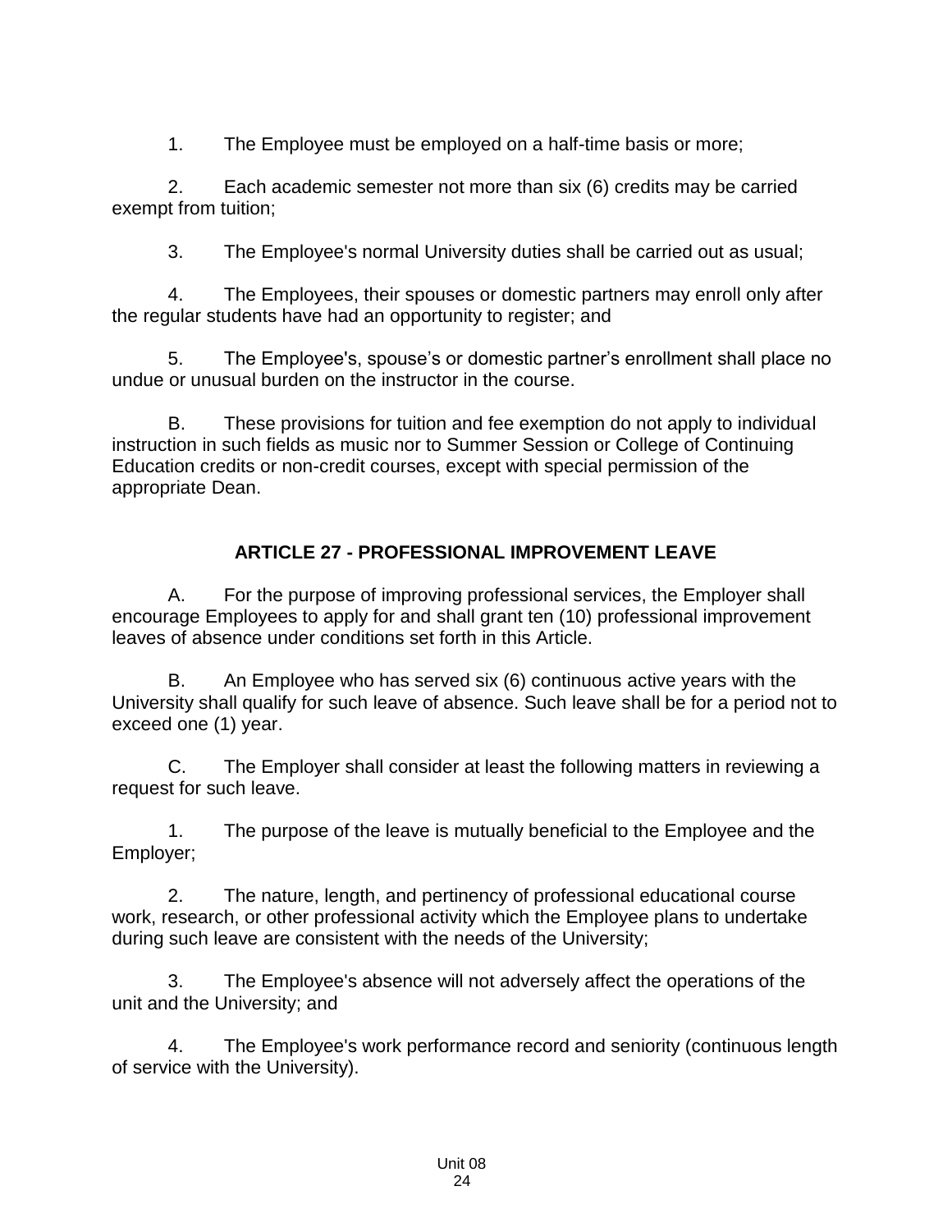1. The Employee must be employed on a half-time basis or more;

2. Each academic semester not more than six (6) credits may be carried exempt from tuition;

3. The Employee's normal University duties shall be carried out as usual;

4. The Employees, their spouses or domestic partners may enroll only after the regular students have had an opportunity to register; and

5. The Employee's, spouse's or domestic partner's enrollment shall place no undue or unusual burden on the instructor in the course.

B. These provisions for tuition and fee exemption do not apply to individual instruction in such fields as music nor to Summer Session or College of Continuing Education credits or non-credit courses, except with special permission of the appropriate Dean.

## ARTICLE 27 - PROFESSIONAL IMPROVEMENT LEAVE

A. For the purpose of improving professional services, the Employer shall encourage Employees to apply for and shall grant ten (10) professional improvement leaves of absence under conditions set forth in this Article.

B. An Employee who has served six (6) continuous active years with the University shall qualify for such leave of absence. Such leave shall be for a period not to exceed one (1) year.

C. The Employer shall consider at least the following matters in reviewing a request for such leave.

1. The purpose of the leave is mutually beneficial to the Employee and the Employer;

2. The nature, length, and pertinency of professional educational course work, research, or other professional activity which the Employee plans to undertake during such leave are consistent with the needs of the University;

3. The Employee's absence will not adversely affect the operations of the unit and the University; and

4. The Employee's work performance record and seniority (continuous length of service with the University).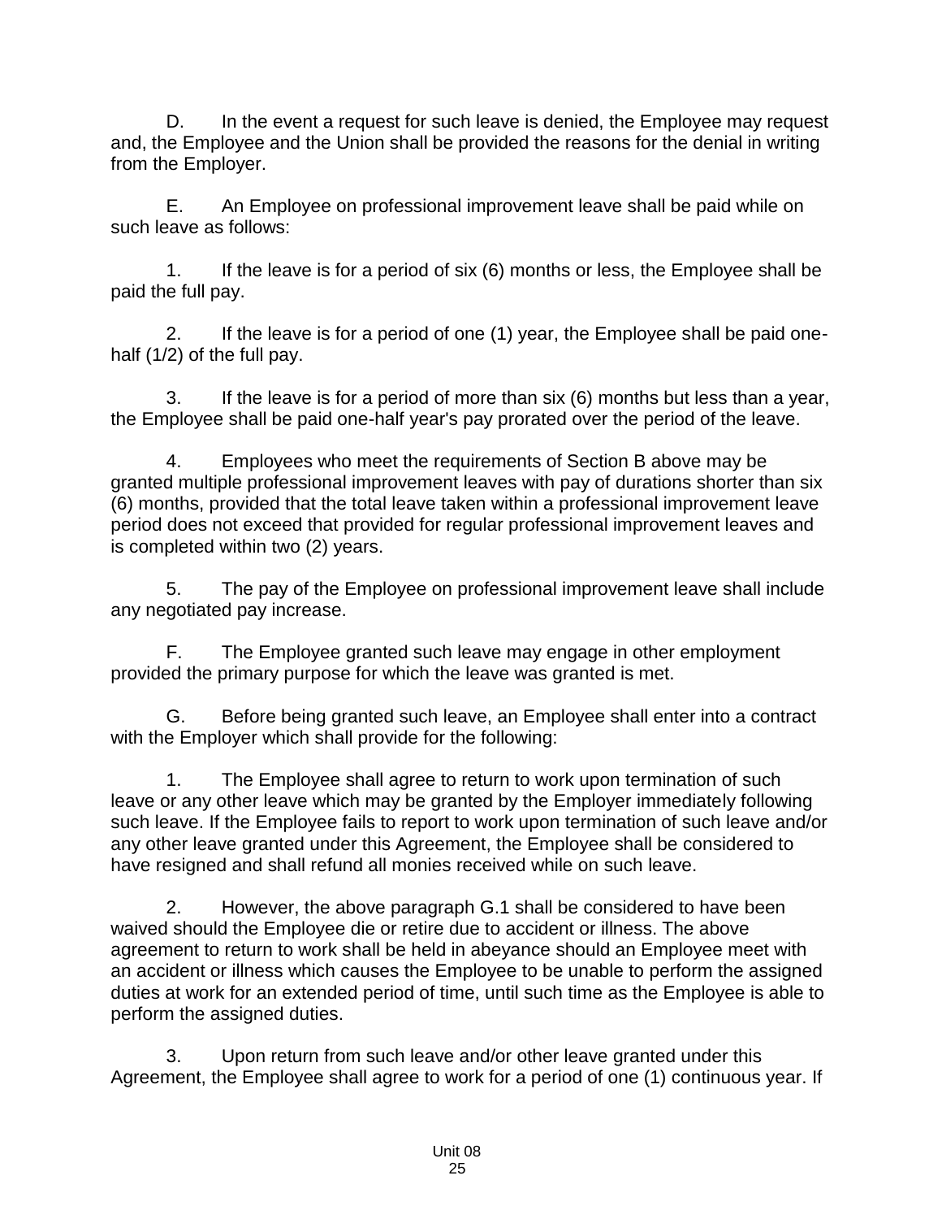D. In the event a request for such leave is denied, the Employee may request and, the Employee and the Union shall be provided the reasons for the denial in writing from the Employer.

E. An Employee on professional improvement leave shall be paid while on such leave as follows:

1. If the leave is for a period of six (6) months or less, the Employee shall be paid the full pay.

2. If the leave is for a period of one (1) year, the Employee shall be paid one-half (1/2) of the full pay.

3. If the leave is for a period of more than six (6) months but less than a year, the Employee shall be paid one-half year's pay prorated over the period of the leave.

4. Employees who meet the requirements of Section B above may be granted multiple professional improvement leaves with pay of durations shorter than six (6) months, provided that the total leave taken within a professional improvement leave period does not exceed that provided for regular professional improvement leaves and is completed within two (2) years.

5. The pay of the Employee on professional improvement leave shall include any negotiated pay increase.

F. The Employee granted such leave may engage in other employment provided the primary purpose for which the leave was granted is met.

G. Before being granted such leave, an Employee shall enter into a contract with the Employer which shall provide for the following:

1. The Employee shall agree to return to work upon termination of such leave or any other leave which may be granted by the Employer immediately following such leave. If the Employee fails to report to work upon termination of such leave and/or any other leave granted under this Agreement, the Employee shall be considered to have resigned and shall refund all monies received while on such leave.

2. However, the above paragraph G.1 shall be considered to have been waived should the Employee die or retire due to accident or illness. The above agreement to return to work shall be held in abeyance should an Employee meet with an accident or illness which causes the Employee to be unable to perform the assigned duties at work for an extended period of time, until such time as the Employee is able to perform the assigned duties.

3. Upon return from such leave and/or other leave granted under this Agreement, the Employee shall agree to work for a period of one (1) continuous year. If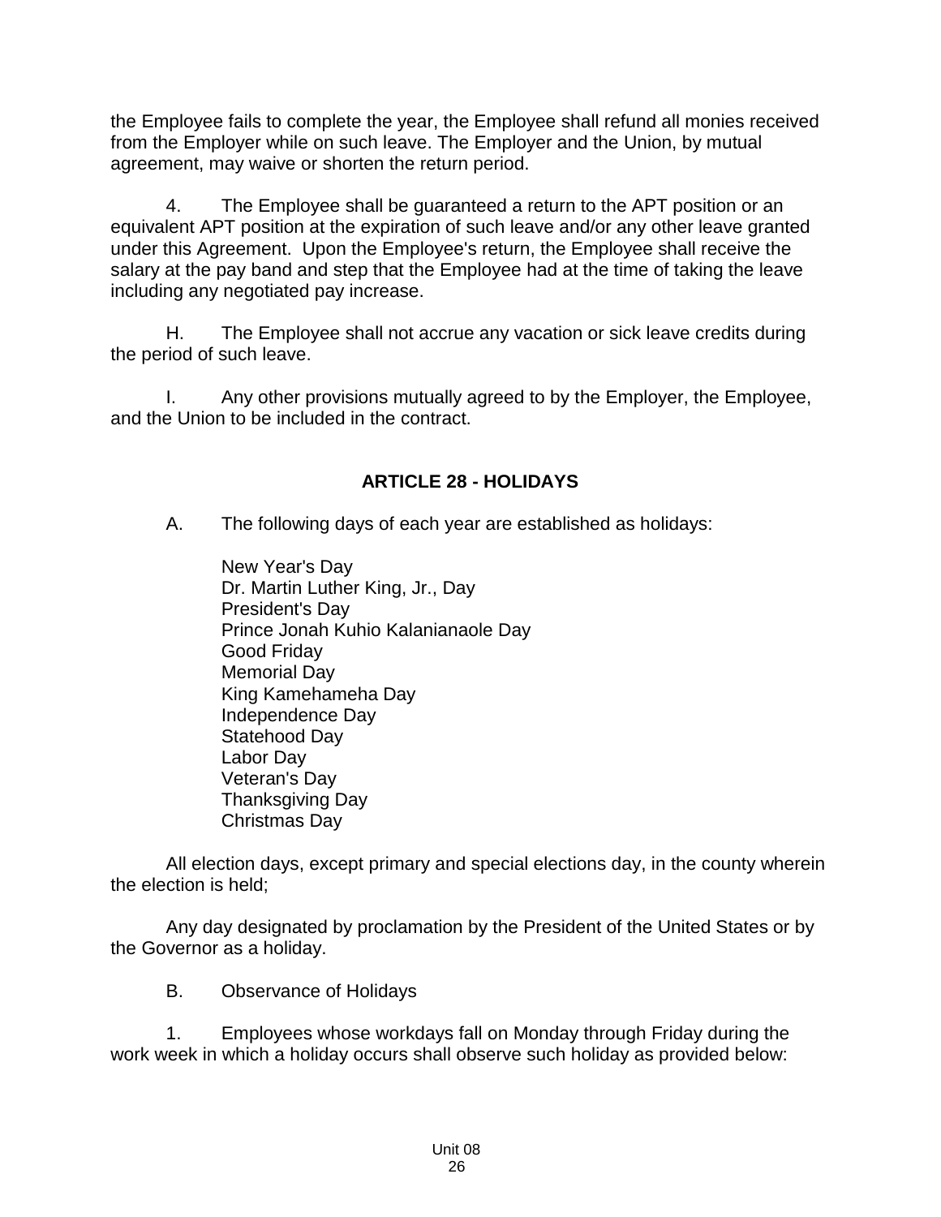the Employee fails to complete the year, the Employee shall refund all monies received from the Employer while on such leave. The Employer and the Union, by mutual agreement, may waive or shorten the return period.

4. The Employee shall be guaranteed a return to the APT position or an equivalent APT position at the expiration of such leave and/or any other leave granted under this Agreement. Upon the Employee's return, the Employee shall receive the salary at the pay band and step that the Employee had at the time of taking the leave including any negotiated pay increase.

H. The Employee shall not accrue any vacation or sick leave credits during the period of such leave.

I. Any other provisions mutually agreed to by the Employer, the Employee, and the Union to be included in the contract.

## ARTICLE 28 - HOLIDAYS

A. The following days of each year are established as holidays:

New Year's Day
Dr. Martin Luther King, Jr., Day
President's Day
Prince Jonah Kuhio Kalanianaole Day
Good Friday
Memorial Day
King Kamehameha Day
Independence Day
Statehood Day
Labor Day
Veteran's Day
Thanksgiving Day
Christmas Day

All election days, except primary and special elections day, in the county wherein the election is held;

Any day designated by proclamation by the President of the United States or by the Governor as a holiday.

B. Observance of Holidays

1. Employees whose workdays fall on Monday through Friday during the work week in which a holiday occurs shall observe such holiday as provided below: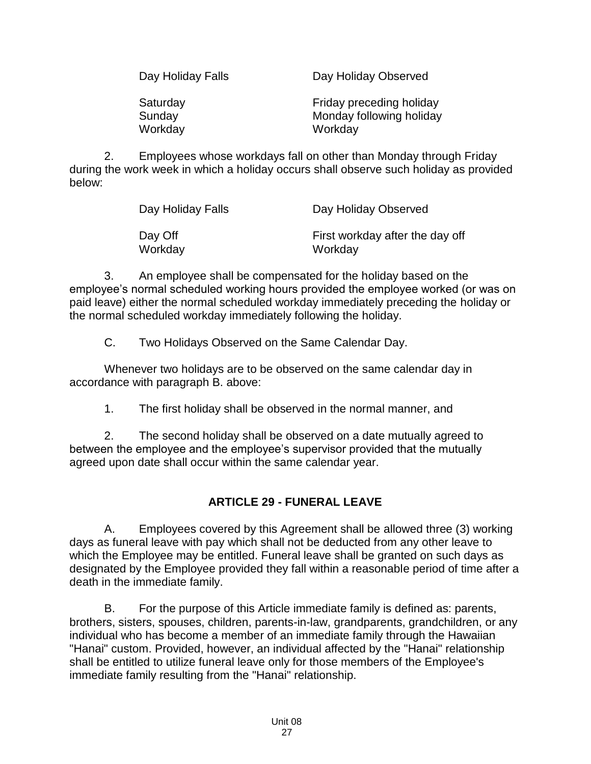| Day Holiday Falls | Day Holiday Observed |
|---|---|
| Saturday | Friday preceding holiday |
| Sunday | Monday following holiday |
| Workday | Workday |

2. Employees whose workdays fall on other than Monday through Friday during the work week in which a holiday occurs shall observe such holiday as provided below:

| Day Holiday Falls | Day Holiday Observed |
|---|---|
| Day Off | First workday after the day off |
| Workday | Workday |

3. An employee shall be compensated for the holiday based on the employee's normal scheduled working hours provided the employee worked (or was on paid leave) either the normal scheduled workday immediately preceding the holiday or the normal scheduled workday immediately following the holiday.

C. Two Holidays Observed on the Same Calendar Day.

Whenever two holidays are to be observed on the same calendar day in accordance with paragraph B. above:

1. The first holiday shall be observed in the normal manner, and

2. The second holiday shall be observed on a date mutually agreed to between the employee and the employee's supervisor provided that the mutually agreed upon date shall occur within the same calendar year.

## ARTICLE 29 - FUNERAL LEAVE

A. Employees covered by this Agreement shall be allowed three (3) working days as funeral leave with pay which shall not be deducted from any other leave to which the Employee may be entitled. Funeral leave shall be granted on such days as designated by the Employee provided they fall within a reasonable period of time after a death in the immediate family.

B. For the purpose of this Article immediate family is defined as: parents, brothers, sisters, spouses, children, parents-in-law, grandparents, grandchildren, or any individual who has become a member of an immediate family through the Hawaiian "Hanai" custom. Provided, however, an individual affected by the "Hanai" relationship shall be entitled to utilize funeral leave only for those members of the Employee's immediate family resulting from the "Hanai" relationship.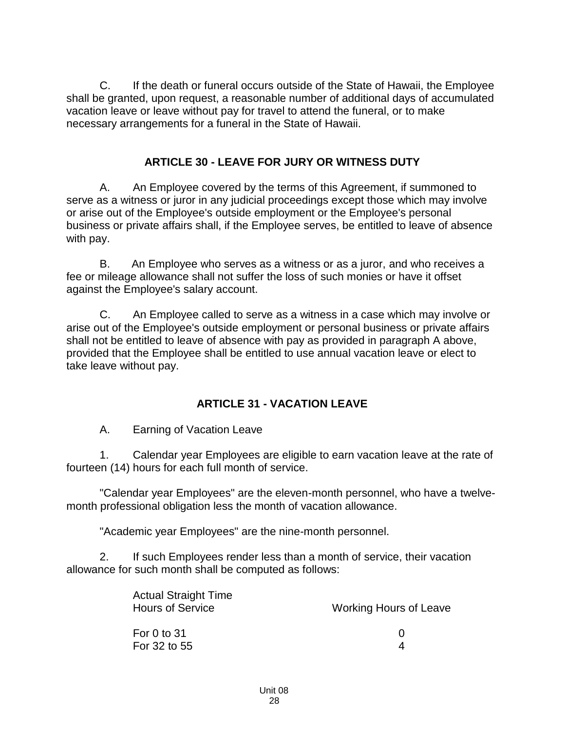C. If the death or funeral occurs outside of the State of Hawaii, the Employee shall be granted, upon request, a reasonable number of additional days of accumulated vacation leave or leave without pay for travel to attend the funeral, or to make necessary arrangements for a funeral in the State of Hawaii.

## ARTICLE 30 - LEAVE FOR JURY OR WITNESS DUTY

A. An Employee covered by the terms of this Agreement, if summoned to serve as a witness or juror in any judicial proceedings except those which may involve or arise out of the Employee's outside employment or the Employee's personal business or private affairs shall, if the Employee serves, be entitled to leave of absence with pay.

B. An Employee who serves as a witness or as a juror, and who receives a fee or mileage allowance shall not suffer the loss of such monies or have it offset against the Employee's salary account.

C. An Employee called to serve as a witness in a case which may involve or arise out of the Employee's outside employment or personal business or private affairs shall not be entitled to leave of absence with pay as provided in paragraph A above, provided that the Employee shall be entitled to use annual vacation leave or elect to take leave without pay.

## ARTICLE 31 - VACATION LEAVE

A. Earning of Vacation Leave

1. Calendar year Employees are eligible to earn vacation leave at the rate of fourteen (14) hours for each full month of service.

"Calendar year Employees" are the eleven-month personnel, who have a twelve-month professional obligation less the month of vacation allowance.

"Academic year Employees" are the nine-month personnel.

2. If such Employees render less than a month of service, their vacation allowance for such month shall be computed as follows:

| Actual Straight Time Hours of Service | Working Hours of Leave |
|---|---|
| For 0 to 31 | 0 |
| For 32 to 55 | 4 |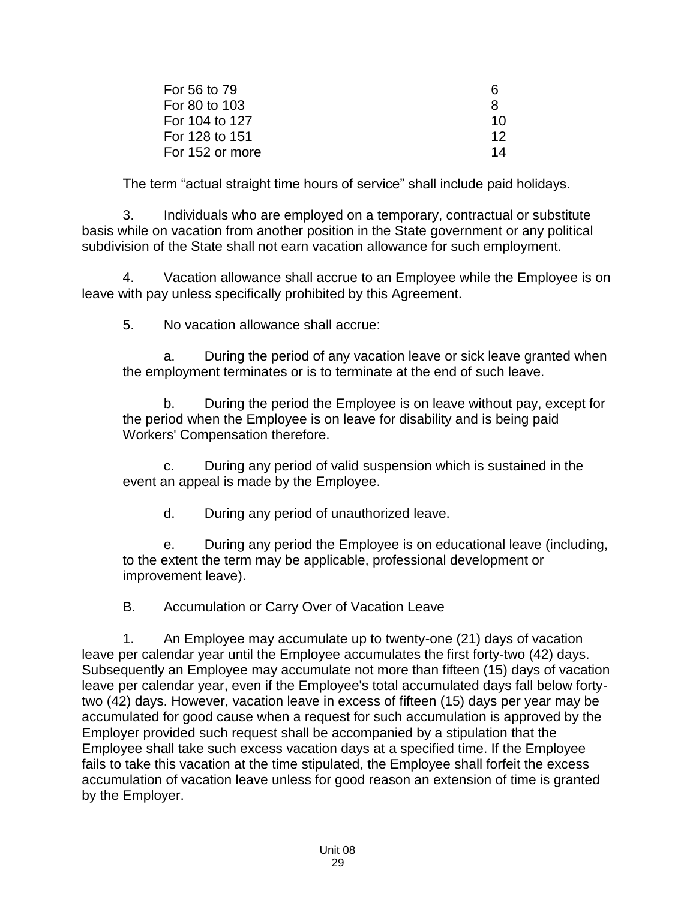| | |
|---|---|
| For 56 to 79 | 6 |
| For 80 to 103 | 8 |
| For 104 to 127 | 10 |
| For 128 to 151 | 12 |
| For 152 or more | 14 |

The term “actual straight time hours of service” shall include paid holidays.

3. Individuals who are employed on a temporary, contractual or substitute basis while on vacation from another position in the State government or any political subdivision of the State shall not earn vacation allowance for such employment.

4. Vacation allowance shall accrue to an Employee while the Employee is on leave with pay unless specifically prohibited by this Agreement.

5. No vacation allowance shall accrue:

a. During the period of any vacation leave or sick leave granted when the employment terminates or is to terminate at the end of such leave.

b. During the period the Employee is on leave without pay, except for the period when the Employee is on leave for disability and is being paid Workers' Compensation therefore.

c. During any period of valid suspension which is sustained in the event an appeal is made by the Employee.

d. During any period of unauthorized leave.

e. During any period the Employee is on educational leave (including, to the extent the term may be applicable, professional development or improvement leave).

B. Accumulation or Carry Over of Vacation Leave

1. An Employee may accumulate up to twenty-one (21) days of vacation leave per calendar year until the Employee accumulates the first forty-two (42) days. Subsequently an Employee may accumulate not more than fifteen (15) days of vacation leave per calendar year, even if the Employee's total accumulated days fall below forty-two (42) days. However, vacation leave in excess of fifteen (15) days per year may be accumulated for good cause when a request for such accumulation is approved by the Employer provided such request shall be accompanied by a stipulation that the Employee shall take such excess vacation days at a specified time. If the Employee fails to take this vacation at the time stipulated, the Employee shall forfeit the excess accumulation of vacation leave unless for good reason an extension of time is granted by the Employer.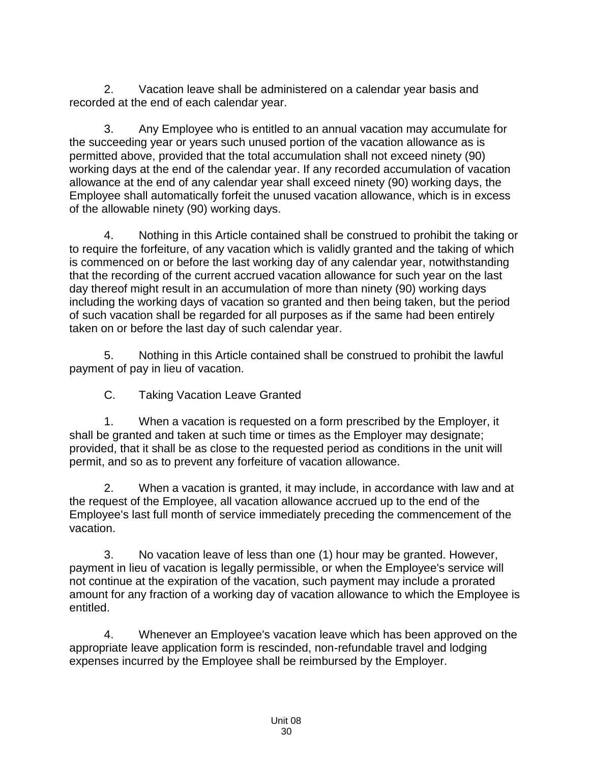2. Vacation leave shall be administered on a calendar year basis and recorded at the end of each calendar year.

3. Any Employee who is entitled to an annual vacation may accumulate for the succeeding year or years such unused portion of the vacation allowance as is permitted above, provided that the total accumulation shall not exceed ninety (90) working days at the end of the calendar year. If any recorded accumulation of vacation allowance at the end of any calendar year shall exceed ninety (90) working days, the Employee shall automatically forfeit the unused vacation allowance, which is in excess of the allowable ninety (90) working days.

4. Nothing in this Article contained shall be construed to prohibit the taking or to require the forfeiture, of any vacation which is validly granted and the taking of which is commenced on or before the last working day of any calendar year, notwithstanding that the recording of the current accrued vacation allowance for such year on the last day thereof might result in an accumulation of more than ninety (90) working days including the working days of vacation so granted and then being taken, but the period of such vacation shall be regarded for all purposes as if the same had been entirely taken on or before the last day of such calendar year.

5. Nothing in this Article contained shall be construed to prohibit the lawful payment of pay in lieu of vacation.

C. Taking Vacation Leave Granted

1. When a vacation is requested on a form prescribed by the Employer, it shall be granted and taken at such time or times as the Employer may designate; provided, that it shall be as close to the requested period as conditions in the unit will permit, and so as to prevent any forfeiture of vacation allowance.

2. When a vacation is granted, it may include, in accordance with law and at the request of the Employee, all vacation allowance accrued up to the end of the Employee's last full month of service immediately preceding the commencement of the vacation.

3. No vacation leave of less than one (1) hour may be granted. However, payment in lieu of vacation is legally permissible, or when the Employee's service will not continue at the expiration of the vacation, such payment may include a prorated amount for any fraction of a working day of vacation allowance to which the Employee is entitled.

4. Whenever an Employee's vacation leave which has been approved on the appropriate leave application form is rescinded, non-refundable travel and lodging expenses incurred by the Employee shall be reimbursed by the Employer.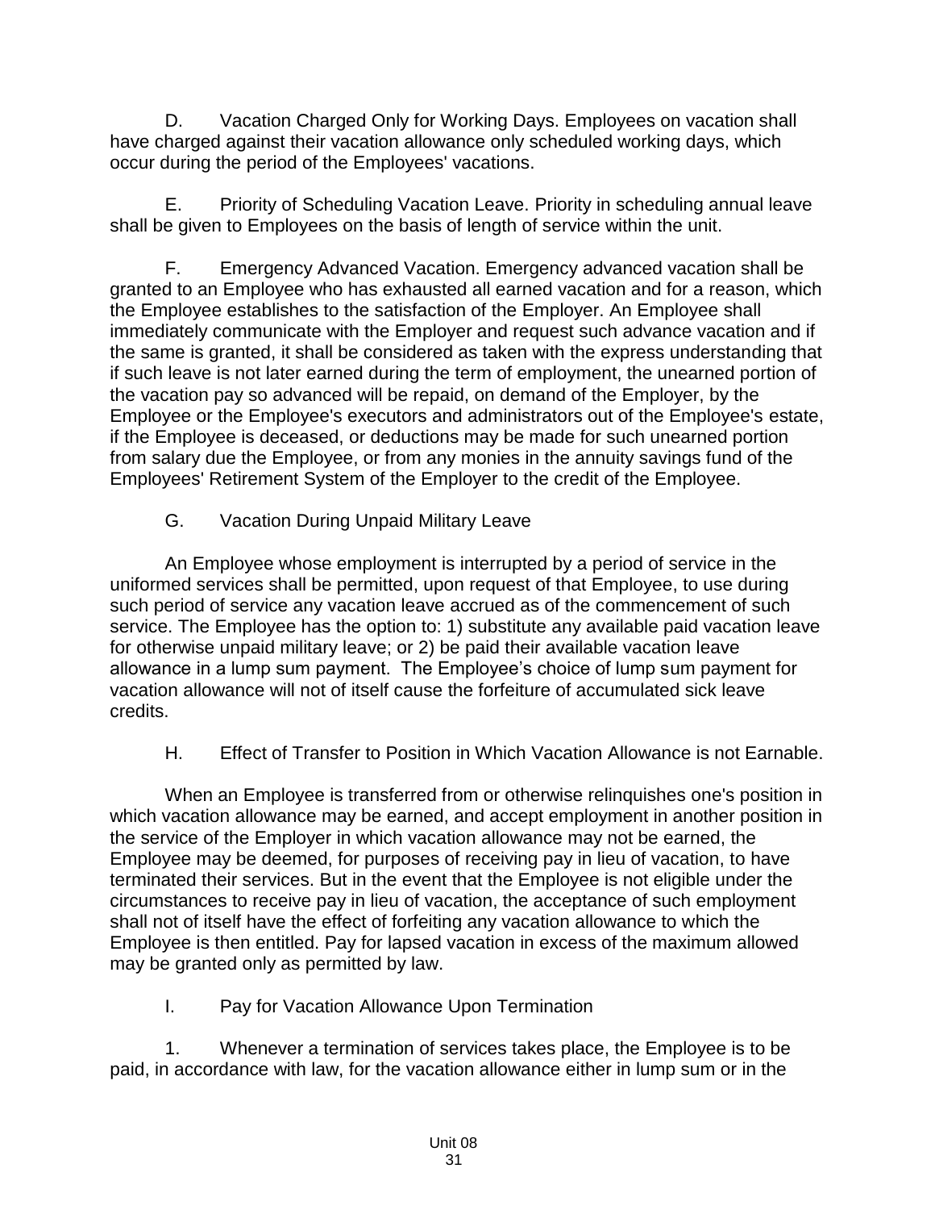D. Vacation Charged Only for Working Days. Employees on vacation shall have charged against their vacation allowance only scheduled working days, which occur during the period of the Employees' vacations.

E. Priority of Scheduling Vacation Leave. Priority in scheduling annual leave shall be given to Employees on the basis of length of service within the unit.

F. Emergency Advanced Vacation. Emergency advanced vacation shall be granted to an Employee who has exhausted all earned vacation and for a reason, which the Employee establishes to the satisfaction of the Employer. An Employee shall immediately communicate with the Employer and request such advance vacation and if the same is granted, it shall be considered as taken with the express understanding that if such leave is not later earned during the term of employment, the unearned portion of the vacation pay so advanced will be repaid, on demand of the Employer, by the Employee or the Employee's executors and administrators out of the Employee's estate, if the Employee is deceased, or deductions may be made for such unearned portion from salary due the Employee, or from any monies in the annuity savings fund of the Employees' Retirement System of the Employer to the credit of the Employee.

G. Vacation During Unpaid Military Leave

An Employee whose employment is interrupted by a period of service in the uniformed services shall be permitted, upon request of that Employee, to use during such period of service any vacation leave accrued as of the commencement of such service. The Employee has the option to: 1) substitute any available paid vacation leave for otherwise unpaid military leave; or 2) be paid their available vacation leave allowance in a lump sum payment. The Employee's choice of lump sum payment for vacation allowance will not of itself cause the forfeiture of accumulated sick leave credits.

H. Effect of Transfer to Position in Which Vacation Allowance is not Earnable.

When an Employee is transferred from or otherwise relinquishes one's position in which vacation allowance may be earned, and accept employment in another position in the service of the Employer in which vacation allowance may not be earned, the Employee may be deemed, for purposes of receiving pay in lieu of vacation, to have terminated their services. But in the event that the Employee is not eligible under the circumstances to receive pay in lieu of vacation, the acceptance of such employment shall not of itself have the effect of forfeiting any vacation allowance to which the Employee is then entitled. Pay for lapsed vacation in excess of the maximum allowed may be granted only as permitted by law.

I. Pay for Vacation Allowance Upon Termination

1. Whenever a termination of services takes place, the Employee is to be paid, in accordance with law, for the vacation allowance either in lump sum or in the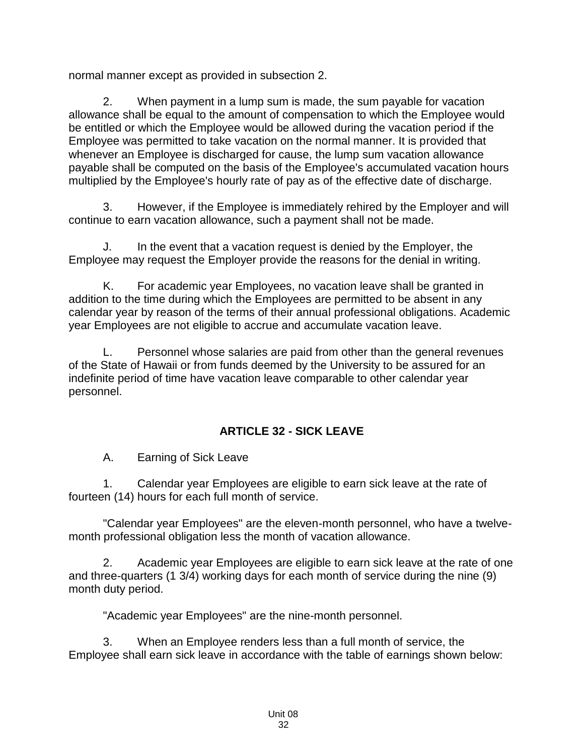normal manner except as provided in subsection 2.

2. When payment in a lump sum is made, the sum payable for vacation allowance shall be equal to the amount of compensation to which the Employee would be entitled or which the Employee would be allowed during the vacation period if the Employee was permitted to take vacation on the normal manner. It is provided that whenever an Employee is discharged for cause, the lump sum vacation allowance payable shall be computed on the basis of the Employee's accumulated vacation hours multiplied by the Employee's hourly rate of pay as of the effective date of discharge.

3. However, if the Employee is immediately rehired by the Employer and will continue to earn vacation allowance, such a payment shall not be made.

J. In the event that a vacation request is denied by the Employer, the Employee may request the Employer provide the reasons for the denial in writing.

K. For academic year Employees, no vacation leave shall be granted in addition to the time during which the Employees are permitted to be absent in any calendar year by reason of the terms of their annual professional obligations. Academic year Employees are not eligible to accrue and accumulate vacation leave.

L. Personnel whose salaries are paid from other than the general revenues of the State of Hawaii or from funds deemed by the University to be assured for an indefinite period of time have vacation leave comparable to other calendar year personnel.

## ARTICLE 32 - SICK LEAVE

A. Earning of Sick Leave

1. Calendar year Employees are eligible to earn sick leave at the rate of fourteen (14) hours for each full month of service.

"Calendar year Employees" are the eleven-month personnel, who have a twelve-month professional obligation less the month of vacation allowance.

2. Academic year Employees are eligible to earn sick leave at the rate of one and three-quarters (1 3/4) working days for each month of service during the nine (9) month duty period.

"Academic year Employees" are the nine-month personnel.

3. When an Employee renders less than a full month of service, the Employee shall earn sick leave in accordance with the table of earnings shown below: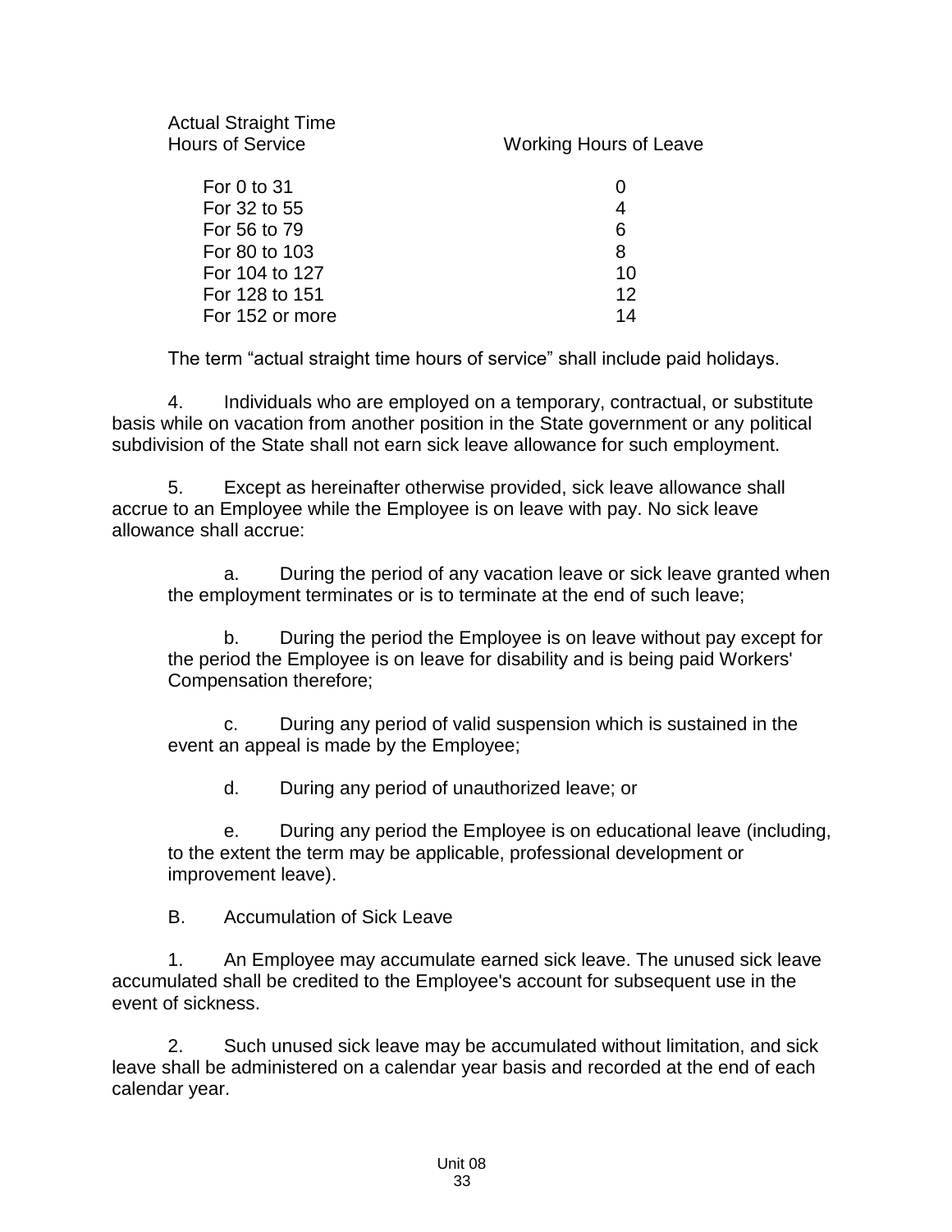| Actual Straight Time Hours of Service | Working Hours of Leave |
|---|---|
| For 0 to 31 | 0 |
| For 32 to 55 | 4 |
| For 56 to 79 | 6 |
| For 80 to 103 | 8 |
| For 104 to 127 | 10 |
| For 128 to 151 | 12 |
| For 152 or more | 14 |

The term “actual straight time hours of service” shall include paid holidays.

4. Individuals who are employed on a temporary, contractual, or substitute basis while on vacation from another position in the State government or any political subdivision of the State shall not earn sick leave allowance for such employment.

5. Except as hereinafter otherwise provided, sick leave allowance shall accrue to an Employee while the Employee is on leave with pay. No sick leave allowance shall accrue:

a. During the period of any vacation leave or sick leave granted when the employment terminates or is to terminate at the end of such leave;

b. During the period the Employee is on leave without pay except for the period the Employee is on leave for disability and is being paid Workers' Compensation therefore;

c. During any period of valid suspension which is sustained in the event an appeal is made by the Employee;

d. During any period of unauthorized leave; or

e. During any period the Employee is on educational leave (including, to the extent the term may be applicable, professional development or improvement leave).

B. Accumulation of Sick Leave

1. An Employee may accumulate earned sick leave. The unused sick leave accumulated shall be credited to the Employee's account for subsequent use in the event of sickness.

2. Such unused sick leave may be accumulated without limitation, and sick leave shall be administered on a calendar year basis and recorded at the end of each calendar year.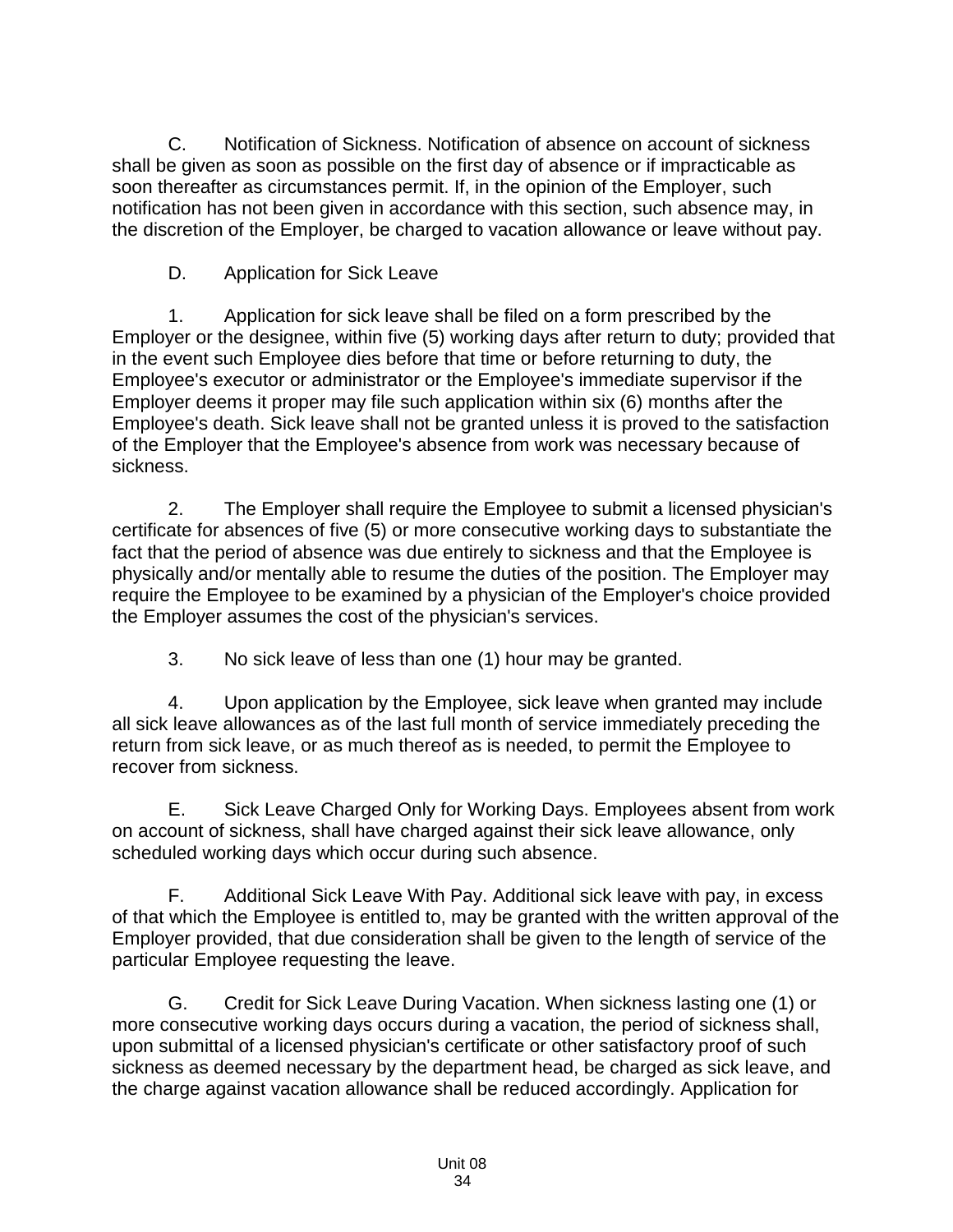C. Notification of Sickness. Notification of absence on account of sickness shall be given as soon as possible on the first day of absence or if impracticable as soon thereafter as circumstances permit. If, in the opinion of the Employer, such notification has not been given in accordance with this section, such absence may, in the discretion of the Employer, be charged to vacation allowance or leave without pay.

D. Application for Sick Leave

1. Application for sick leave shall be filed on a form prescribed by the Employer or the designee, within five (5) working days after return to duty; provided that in the event such Employee dies before that time or before returning to duty, the Employee's executor or administrator or the Employee's immediate supervisor if the Employer deems it proper may file such application within six (6) months after the Employee's death. Sick leave shall not be granted unless it is proved to the satisfaction of the Employer that the Employee's absence from work was necessary because of sickness.

2. The Employer shall require the Employee to submit a licensed physician's certificate for absences of five (5) or more consecutive working days to substantiate the fact that the period of absence was due entirely to sickness and that the Employee is physically and/or mentally able to resume the duties of the position. The Employer may require the Employee to be examined by a physician of the Employer's choice provided the Employer assumes the cost of the physician's services.

3. No sick leave of less than one (1) hour may be granted.

4. Upon application by the Employee, sick leave when granted may include all sick leave allowances as of the last full month of service immediately preceding the return from sick leave, or as much thereof as is needed, to permit the Employee to recover from sickness.

E. Sick Leave Charged Only for Working Days. Employees absent from work on account of sickness, shall have charged against their sick leave allowance, only scheduled working days which occur during such absence.

F. Additional Sick Leave With Pay. Additional sick leave with pay, in excess of that which the Employee is entitled to, may be granted with the written approval of the Employer provided, that due consideration shall be given to the length of service of the particular Employee requesting the leave.

G. Credit for Sick Leave During Vacation. When sickness lasting one (1) or more consecutive working days occurs during a vacation, the period of sickness shall, upon submittal of a licensed physician's certificate or other satisfactory proof of such sickness as deemed necessary by the department head, be charged as sick leave, and the charge against vacation allowance shall be reduced accordingly. Application for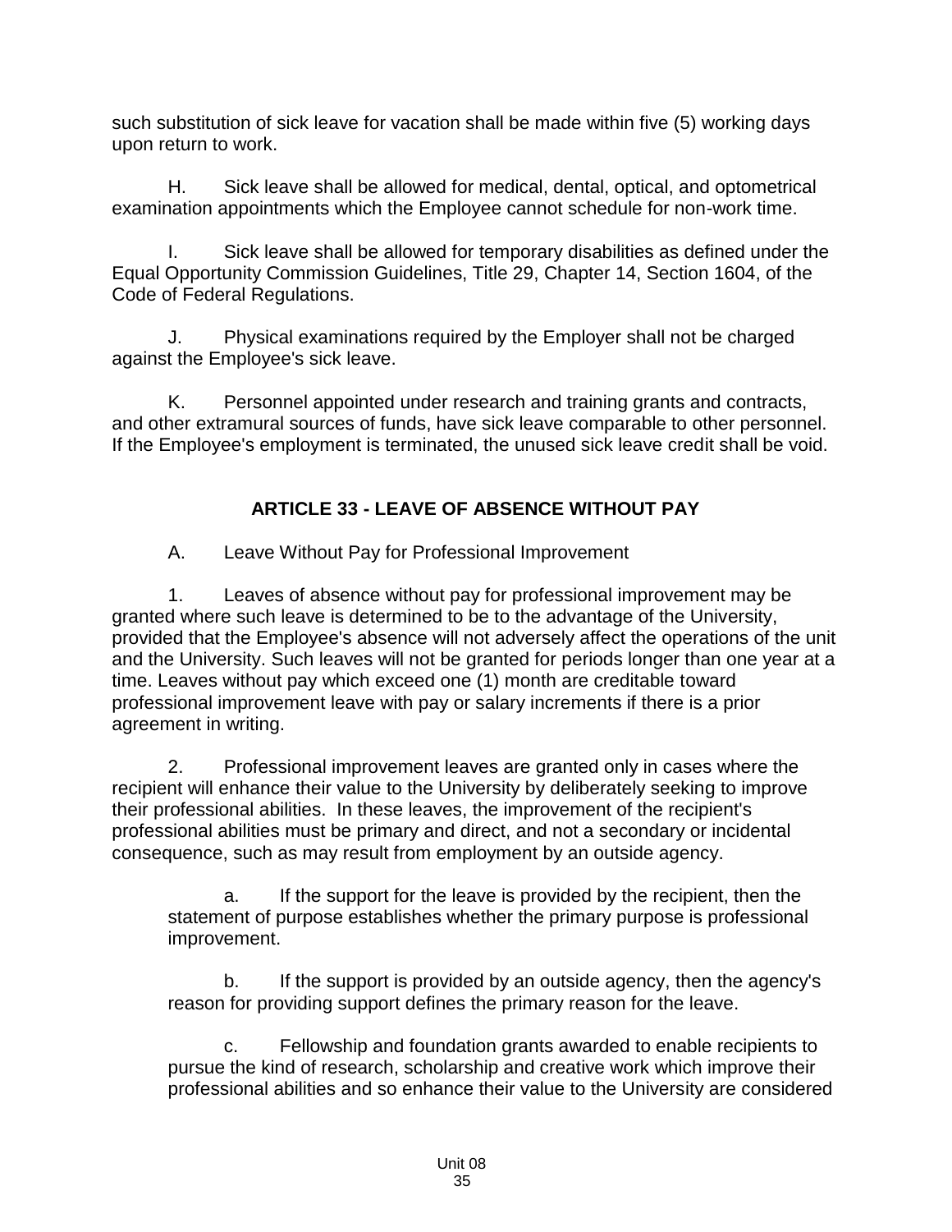such substitution of sick leave for vacation shall be made within five (5) working days upon return to work.

H. Sick leave shall be allowed for medical, dental, optical, and optometrical examination appointments which the Employee cannot schedule for non-work time.

I. Sick leave shall be allowed for temporary disabilities as defined under the Equal Opportunity Commission Guidelines, Title 29, Chapter 14, Section 1604, of the Code of Federal Regulations.

J. Physical examinations required by the Employer shall not be charged against the Employee's sick leave.

K. Personnel appointed under research and training grants and contracts, and other extramural sources of funds, have sick leave comparable to other personnel. If the Employee's employment is terminated, the unused sick leave credit shall be void.

## ARTICLE 33 - LEAVE OF ABSENCE WITHOUT PAY

A. Leave Without Pay for Professional Improvement

1. Leaves of absence without pay for professional improvement may be granted where such leave is determined to be to the advantage of the University, provided that the Employee's absence will not adversely affect the operations of the unit and the University. Such leaves will not be granted for periods longer than one year at a time. Leaves without pay which exceed one (1) month are creditable toward professional improvement leave with pay or salary increments if there is a prior agreement in writing.

2. Professional improvement leaves are granted only in cases where the recipient will enhance their value to the University by deliberately seeking to improve their professional abilities. In these leaves, the improvement of the recipient's professional abilities must be primary and direct, and not a secondary or incidental consequence, such as may result from employment by an outside agency.

a. If the support for the leave is provided by the recipient, then the statement of purpose establishes whether the primary purpose is professional improvement.

b. If the support is provided by an outside agency, then the agency's reason for providing support defines the primary reason for the leave.

c. Fellowship and foundation grants awarded to enable recipients to pursue the kind of research, scholarship and creative work which improve their professional abilities and so enhance their value to the University are considered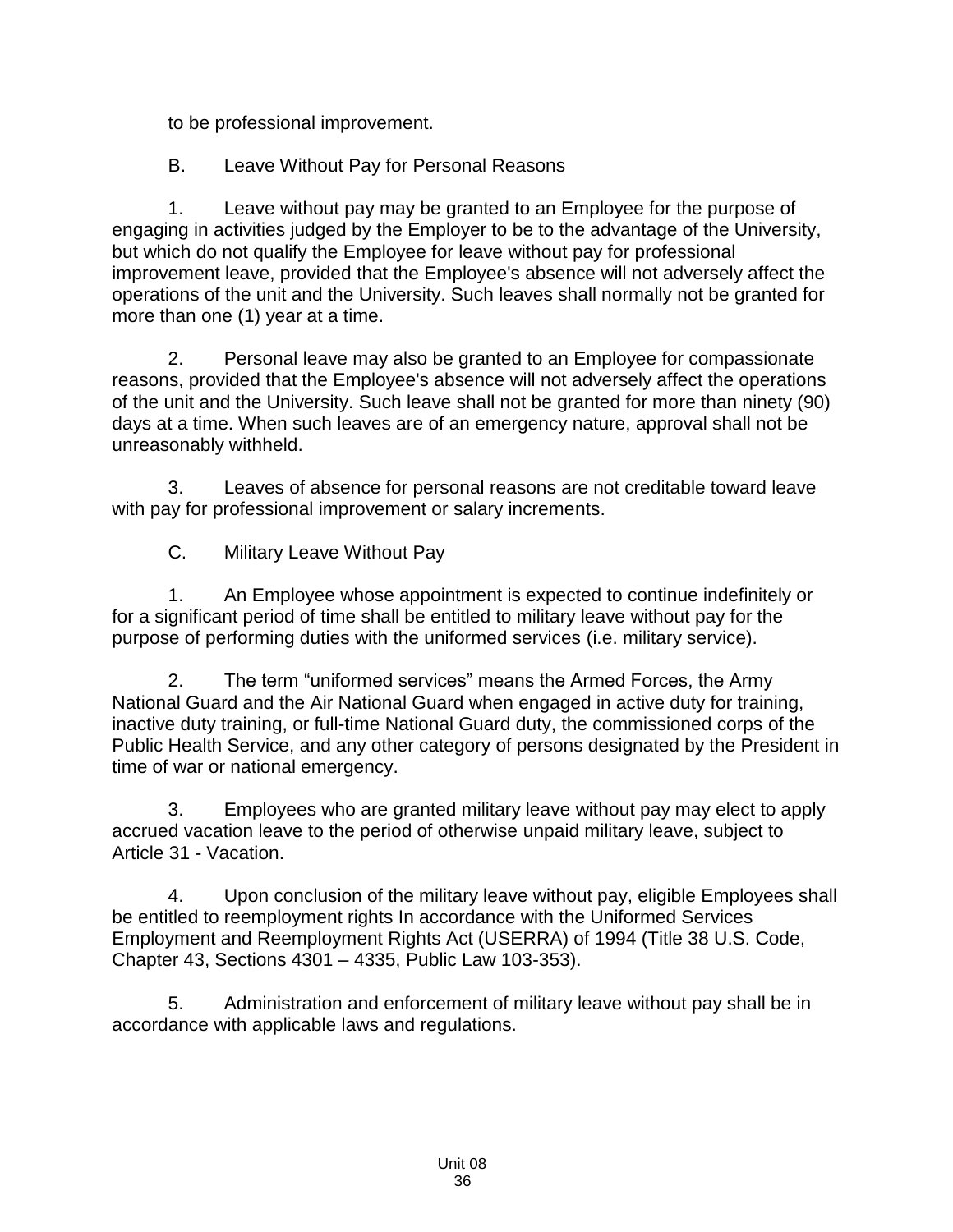to be professional improvement.

B. Leave Without Pay for Personal Reasons

1. Leave without pay may be granted to an Employee for the purpose of engaging in activities judged by the Employer to be to the advantage of the University, but which do not qualify the Employee for leave without pay for professional improvement leave, provided that the Employee's absence will not adversely affect the operations of the unit and the University. Such leaves shall normally not be granted for more than one (1) year at a time.

2. Personal leave may also be granted to an Employee for compassionate reasons, provided that the Employee's absence will not adversely affect the operations of the unit and the University. Such leave shall not be granted for more than ninety (90) days at a time. When such leaves are of an emergency nature, approval shall not be unreasonably withheld.

3. Leaves of absence for personal reasons are not creditable toward leave with pay for professional improvement or salary increments.

C. Military Leave Without Pay

1. An Employee whose appointment is expected to continue indefinitely or for a significant period of time shall be entitled to military leave without pay for the purpose of performing duties with the uniformed services (i.e. military service).

2. The term "uniformed services" means the Armed Forces, the Army National Guard and the Air National Guard when engaged in active duty for training, inactive duty training, or full-time National Guard duty, the commissioned corps of the Public Health Service, and any other category of persons designated by the President in time of war or national emergency.

3. Employees who are granted military leave without pay may elect to apply accrued vacation leave to the period of otherwise unpaid military leave, subject to Article 31 - Vacation.

4. Upon conclusion of the military leave without pay, eligible Employees shall be entitled to reemployment rights In accordance with the Uniformed Services Employment and Reemployment Rights Act (USERRA) of 1994 (Title 38 U.S. Code, Chapter 43, Sections 4301 – 4335, Public Law 103-353).

5. Administration and enforcement of military leave without pay shall be in accordance with applicable laws and regulations.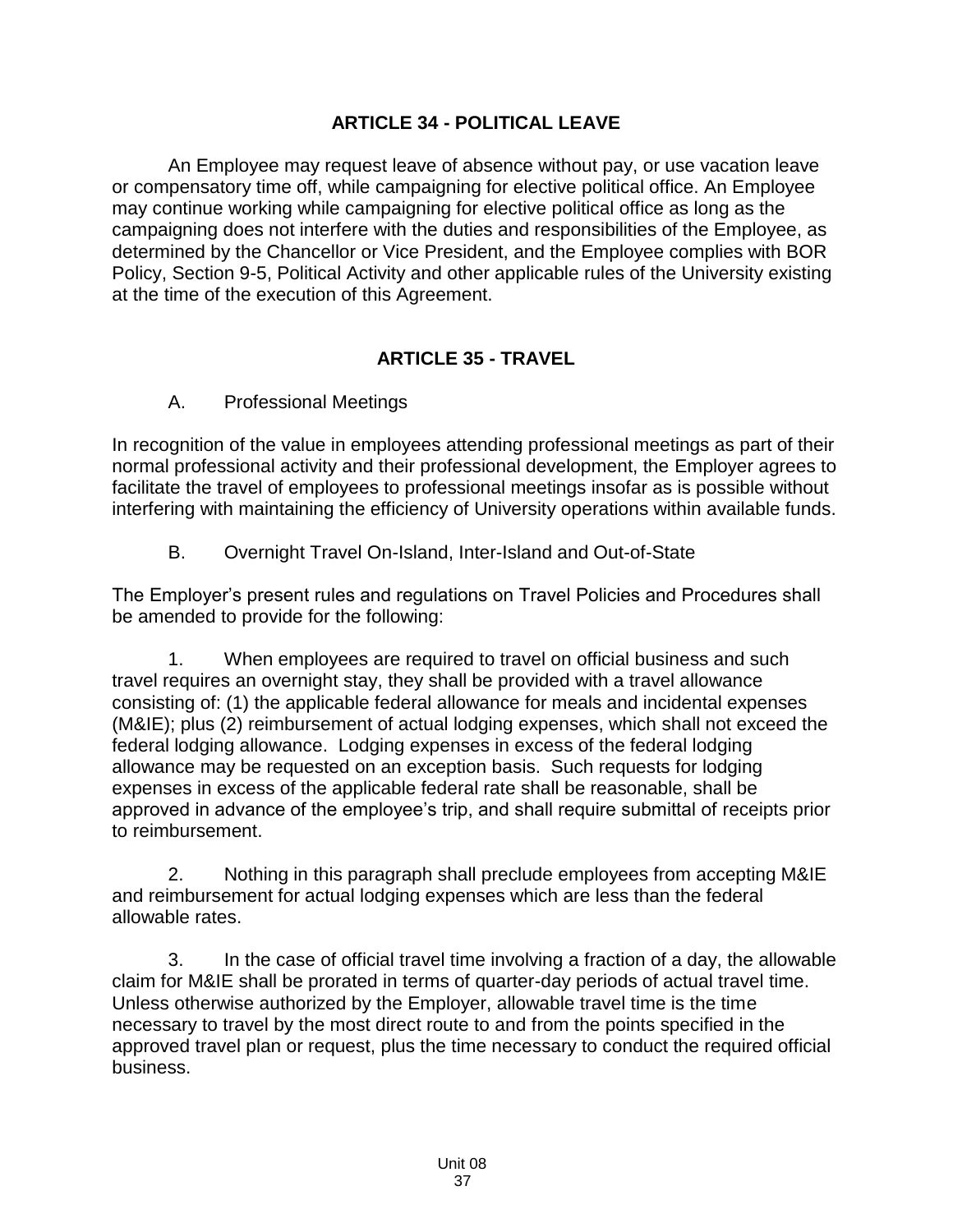## ARTICLE 34 - POLITICAL LEAVE

An Employee may request leave of absence without pay, or use vacation leave or compensatory time off, while campaigning for elective political office. An Employee may continue working while campaigning for elective political office as long as the campaigning does not interfere with the duties and responsibilities of the Employee, as determined by the Chancellor or Vice President, and the Employee complies with BOR Policy, Section 9-5, Political Activity and other applicable rules of the University existing at the time of the execution of this Agreement.

## ARTICLE 35 - TRAVEL

A. Professional Meetings

In recognition of the value in employees attending professional meetings as part of their normal professional activity and their professional development, the Employer agrees to facilitate the travel of employees to professional meetings insofar as is possible without interfering with maintaining the efficiency of University operations within available funds.

B. Overnight Travel On-Island, Inter-Island and Out-of-State

The Employer's present rules and regulations on Travel Policies and Procedures shall be amended to provide for the following:

1. When employees are required to travel on official business and such travel requires an overnight stay, they shall be provided with a travel allowance consisting of: (1) the applicable federal allowance for meals and incidental expenses (M&IE); plus (2) reimbursement of actual lodging expenses, which shall not exceed the federal lodging allowance. Lodging expenses in excess of the federal lodging allowance may be requested on an exception basis. Such requests for lodging expenses in excess of the applicable federal rate shall be reasonable, shall be approved in advance of the employee's trip, and shall require submittal of receipts prior to reimbursement.

2. Nothing in this paragraph shall preclude employees from accepting M&IE and reimbursement for actual lodging expenses which are less than the federal allowable rates.

3. In the case of official travel time involving a fraction of a day, the allowable claim for M&IE shall be prorated in terms of quarter-day periods of actual travel time. Unless otherwise authorized by the Employer, allowable travel time is the time necessary to travel by the most direct route to and from the points specified in the approved travel plan or request, plus the time necessary to conduct the required official business.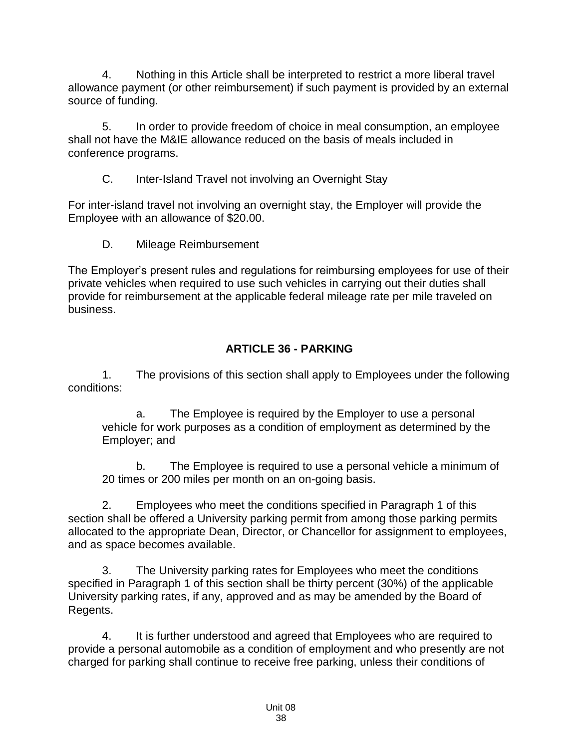4. Nothing in this Article shall be interpreted to restrict a more liberal travel allowance payment (or other reimbursement) if such payment is provided by an external source of funding.

5. In order to provide freedom of choice in meal consumption, an employee shall not have the M&IE allowance reduced on the basis of meals included in conference programs.

C. Inter-Island Travel not involving an Overnight Stay

For inter-island travel not involving an overnight stay, the Employer will provide the Employee with an allowance of $20.00.

D. Mileage Reimbursement

The Employer's present rules and regulations for reimbursing employees for use of their private vehicles when required to use such vehicles in carrying out their duties shall provide for reimbursement at the applicable federal mileage rate per mile traveled on business.

## ARTICLE 36 - PARKING

1. The provisions of this section shall apply to Employees under the following conditions:

   a. The Employee is required by the Employer to use a personal vehicle for work purposes as a condition of employment as determined by the Employer; and

   b. The Employee is required to use a personal vehicle a minimum of 20 times or 200 miles per month on an on-going basis.

2. Employees who meet the conditions specified in Paragraph 1 of this section shall be offered a University parking permit from among those parking permits allocated to the appropriate Dean, Director, or Chancellor for assignment to employees, and as space becomes available.

3. The University parking rates for Employees who meet the conditions specified in Paragraph 1 of this section shall be thirty percent (30%) of the applicable University parking rates, if any, approved and as may be amended by the Board of Regents.

4. It is further understood and agreed that Employees who are required to provide a personal automobile as a condition of employment and who presently are not charged for parking shall continue to receive free parking, unless their conditions of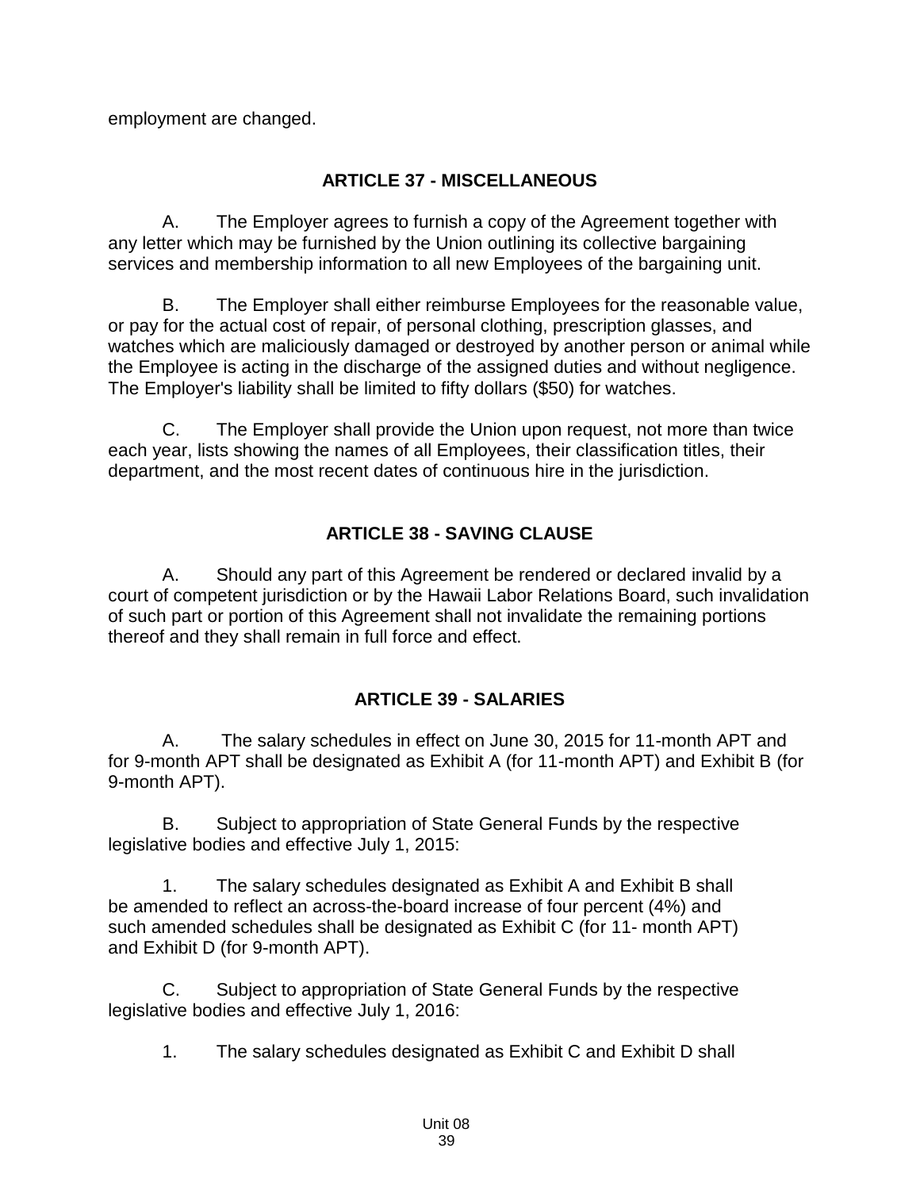employment are changed.

## ARTICLE 37 - MISCELLANEOUS

A. The Employer agrees to furnish a copy of the Agreement together with any letter which may be furnished by the Union outlining its collective bargaining services and membership information to all new Employees of the bargaining unit.

B. The Employer shall either reimburse Employees for the reasonable value, or pay for the actual cost of repair, of personal clothing, prescription glasses, and watches which are maliciously damaged or destroyed by another person or animal while the Employee is acting in the discharge of the assigned duties and without negligence. The Employer's liability shall be limited to fifty dollars ($50) for watches.

C. The Employer shall provide the Union upon request, not more than twice each year, lists showing the names of all Employees, their classification titles, their department, and the most recent dates of continuous hire in the jurisdiction.

## ARTICLE 38 - SAVING CLAUSE

A. Should any part of this Agreement be rendered or declared invalid by a court of competent jurisdiction or by the Hawaii Labor Relations Board, such invalidation of such part or portion of this Agreement shall not invalidate the remaining portions thereof and they shall remain in full force and effect.

## ARTICLE 39 - SALARIES

A. The salary schedules in effect on June 30, 2015 for 11-month APT and for 9-month APT shall be designated as Exhibit A (for 11-month APT) and Exhibit B (for 9-month APT).

B. Subject to appropriation of State General Funds by the respective legislative bodies and effective July 1, 2015:

1. The salary schedules designated as Exhibit A and Exhibit B shall be amended to reflect an across-the-board increase of four percent (4%) and such amended schedules shall be designated as Exhibit C (for 11- month APT) and Exhibit D (for 9-month APT).

C. Subject to appropriation of State General Funds by the respective legislative bodies and effective July 1, 2016:

1. The salary schedules designated as Exhibit C and Exhibit D shall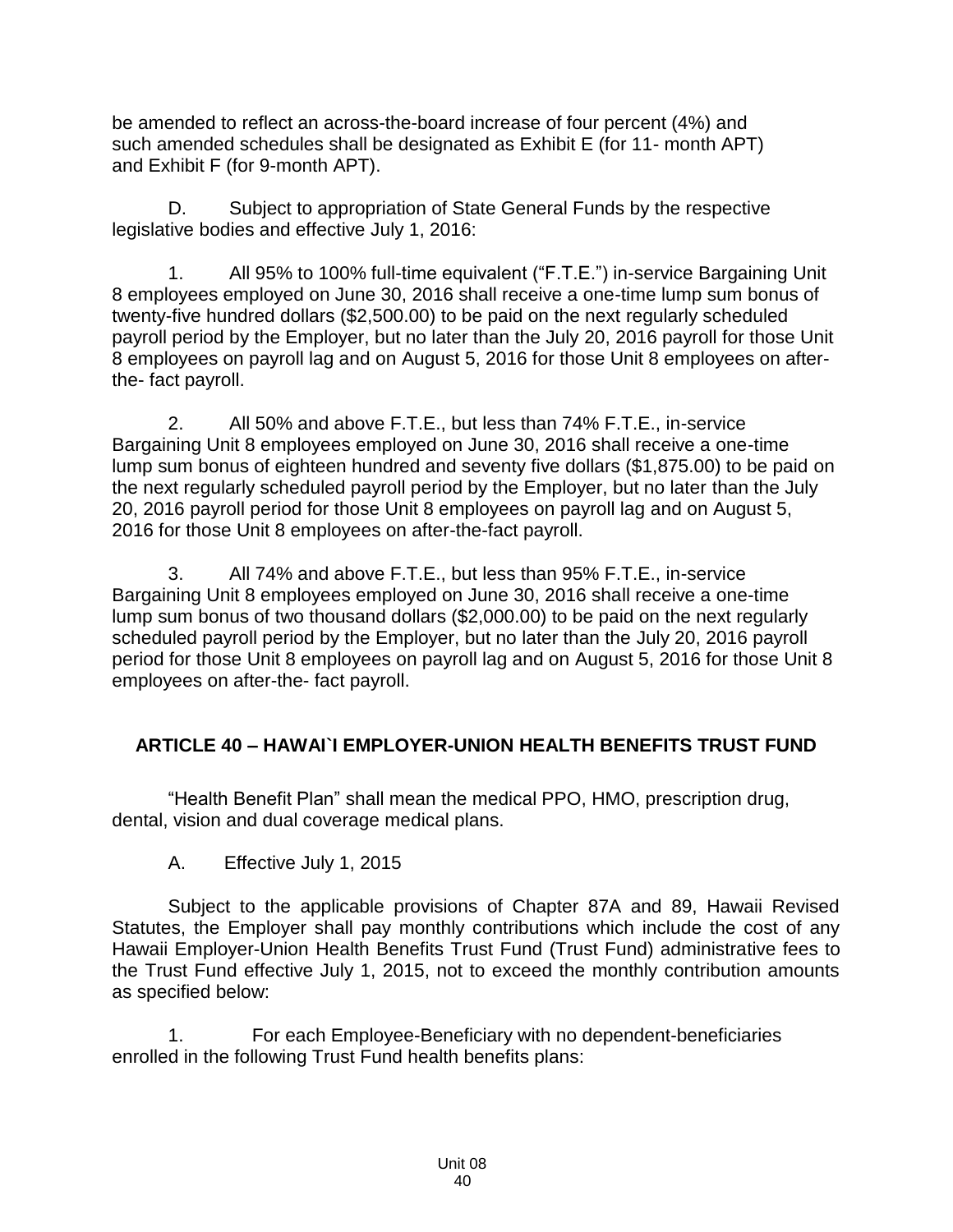be amended to reflect an across-the-board increase of four percent (4%) and such amended schedules shall be designated as Exhibit E (for 11- month APT) and Exhibit F (for 9-month APT).

D. Subject to appropriation of State General Funds by the respective legislative bodies and effective July 1, 2016:

1. All 95% to 100% full-time equivalent ("F.T.E.") in-service Bargaining Unit 8 employees employed on June 30, 2016 shall receive a one-time lump sum bonus of twenty-five hundred dollars ($2,500.00) to be paid on the next regularly scheduled payroll period by the Employer, but no later than the July 20, 2016 payroll for those Unit 8 employees on payroll lag and on August 5, 2016 for those Unit 8 employees on after-the- fact payroll.

2. All 50% and above F.T.E., but less than 74% F.T.E., in-service Bargaining Unit 8 employees employed on June 30, 2016 shall receive a one-time lump sum bonus of eighteen hundred and seventy five dollars ($1,875.00) to be paid on the next regularly scheduled payroll period by the Employer, but no later than the July 20, 2016 payroll period for those Unit 8 employees on payroll lag and on August 5, 2016 for those Unit 8 employees on after-the-fact payroll.

3. All 74% and above F.T.E., but less than 95% F.T.E., in-service Bargaining Unit 8 employees employed on June 30, 2016 shall receive a one-time lump sum bonus of two thousand dollars ($2,000.00) to be paid on the next regularly scheduled payroll period by the Employer, but no later than the July 20, 2016 payroll period for those Unit 8 employees on payroll lag and on August 5, 2016 for those Unit 8 employees on after-the- fact payroll.

## ARTICLE 40 – HAWAI`I EMPLOYER-UNION HEALTH BENEFITS TRUST FUND

"Health Benefit Plan" shall mean the medical PPO, HMO, prescription drug, dental, vision and dual coverage medical plans.

A. Effective July 1, 2015

Subject to the applicable provisions of Chapter 87A and 89, Hawaii Revised Statutes, the Employer shall pay monthly contributions which include the cost of any Hawaii Employer-Union Health Benefits Trust Fund (Trust Fund) administrative fees to the Trust Fund effective July 1, 2015, not to exceed the monthly contribution amounts as specified below:

1. For each Employee-Beneficiary with no dependent-beneficiaries enrolled in the following Trust Fund health benefits plans: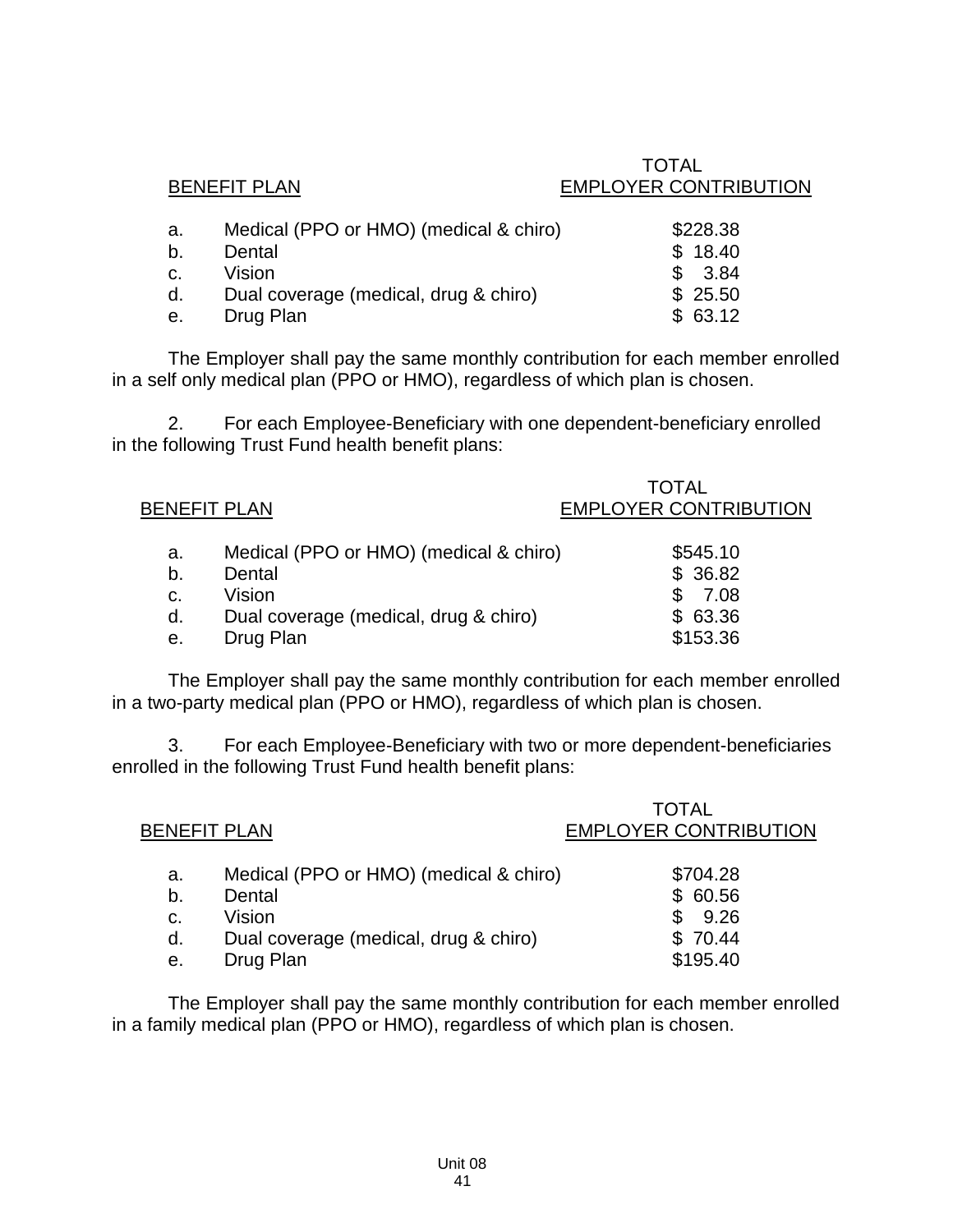| BENEFIT PLAN | | TOTAL EMPLOYER CONTRIBUTION |
|---|---|---|
| a. | Medical (PPO or HMO) (medical & chiro) | $228.38 |
| b. | Dental | $ 18.40 |
| c. | Vision | $ 3.84 |
| d. | Dual coverage (medical, drug & chiro) | $ 25.50 |
| e. | Drug Plan | $ 63.12 |

The Employer shall pay the same monthly contribution for each member enrolled in a self only medical plan (PPO or HMO), regardless of which plan is chosen.

2. For each Employee-Beneficiary with one dependent-beneficiary enrolled in the following Trust Fund health benefit plans:

| BENEFIT PLAN | | TOTAL EMPLOYER CONTRIBUTION |
|---|---|---|
| a. | Medical (PPO or HMO) (medical & chiro) | $545.10 |
| b. | Dental | $ 36.82 |
| c. | Vision | $ 7.08 |
| d. | Dual coverage (medical, drug & chiro) | $ 63.36 |
| e. | Drug Plan | $153.36 |

The Employer shall pay the same monthly contribution for each member enrolled in a two-party medical plan (PPO or HMO), regardless of which plan is chosen.

3. For each Employee-Beneficiary with two or more dependent-beneficiaries enrolled in the following Trust Fund health benefit plans:

| BENEFIT PLAN | | TOTAL EMPLOYER CONTRIBUTION |
|---|---|---|
| a. | Medical (PPO or HMO) (medical & chiro) | $704.28 |
| b. | Dental | $ 60.56 |
| c. | Vision | $ 9.26 |
| d. | Dual coverage (medical, drug & chiro) | $ 70.44 |
| e. | Drug Plan | $195.40 |

The Employer shall pay the same monthly contribution for each member enrolled in a family medical plan (PPO or HMO), regardless of which plan is chosen.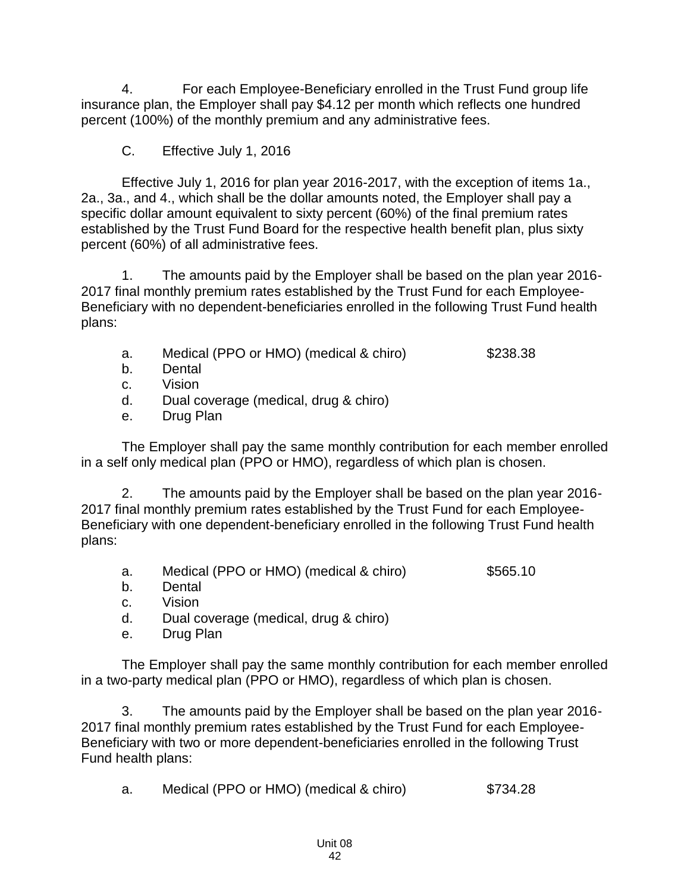4. For each Employee-Beneficiary enrolled in the Trust Fund group life insurance plan, the Employer shall pay $4.12 per month which reflects one hundred percent (100%) of the monthly premium and any administrative fees.

C. Effective July 1, 2016

Effective July 1, 2016 for plan year 2016-2017, with the exception of items 1a., 2a., 3a., and 4., which shall be the dollar amounts noted, the Employer shall pay a specific dollar amount equivalent to sixty percent (60%) of the final premium rates established by the Trust Fund Board for the respective health benefit plan, plus sixty percent (60%) of all administrative fees.

1. The amounts paid by the Employer shall be based on the plan year 2016-2017 final monthly premium rates established by the Trust Fund for each Employee-Beneficiary with no dependent-beneficiaries enrolled in the following Trust Fund health plans:

a. Medical (PPO or HMO) (medical & chiro) $238.38
b. Dental
c. Vision
d. Dual coverage (medical, drug & chiro)
e. Drug Plan

The Employer shall pay the same monthly contribution for each member enrolled in a self only medical plan (PPO or HMO), regardless of which plan is chosen.

2. The amounts paid by the Employer shall be based on the plan year 2016-2017 final monthly premium rates established by the Trust Fund for each Employee-Beneficiary with one dependent-beneficiary enrolled in the following Trust Fund health plans:

a. Medical (PPO or HMO) (medical & chiro) $565.10
b. Dental
c. Vision
d. Dual coverage (medical, drug & chiro)
e. Drug Plan

The Employer shall pay the same monthly contribution for each member enrolled in a two-party medical plan (PPO or HMO), regardless of which plan is chosen.

3. The amounts paid by the Employer shall be based on the plan year 2016-2017 final monthly premium rates established by the Trust Fund for each Employee-Beneficiary with two or more dependent-beneficiaries enrolled in the following Trust Fund health plans:

a. Medical (PPO or HMO) (medical & chiro) $734.28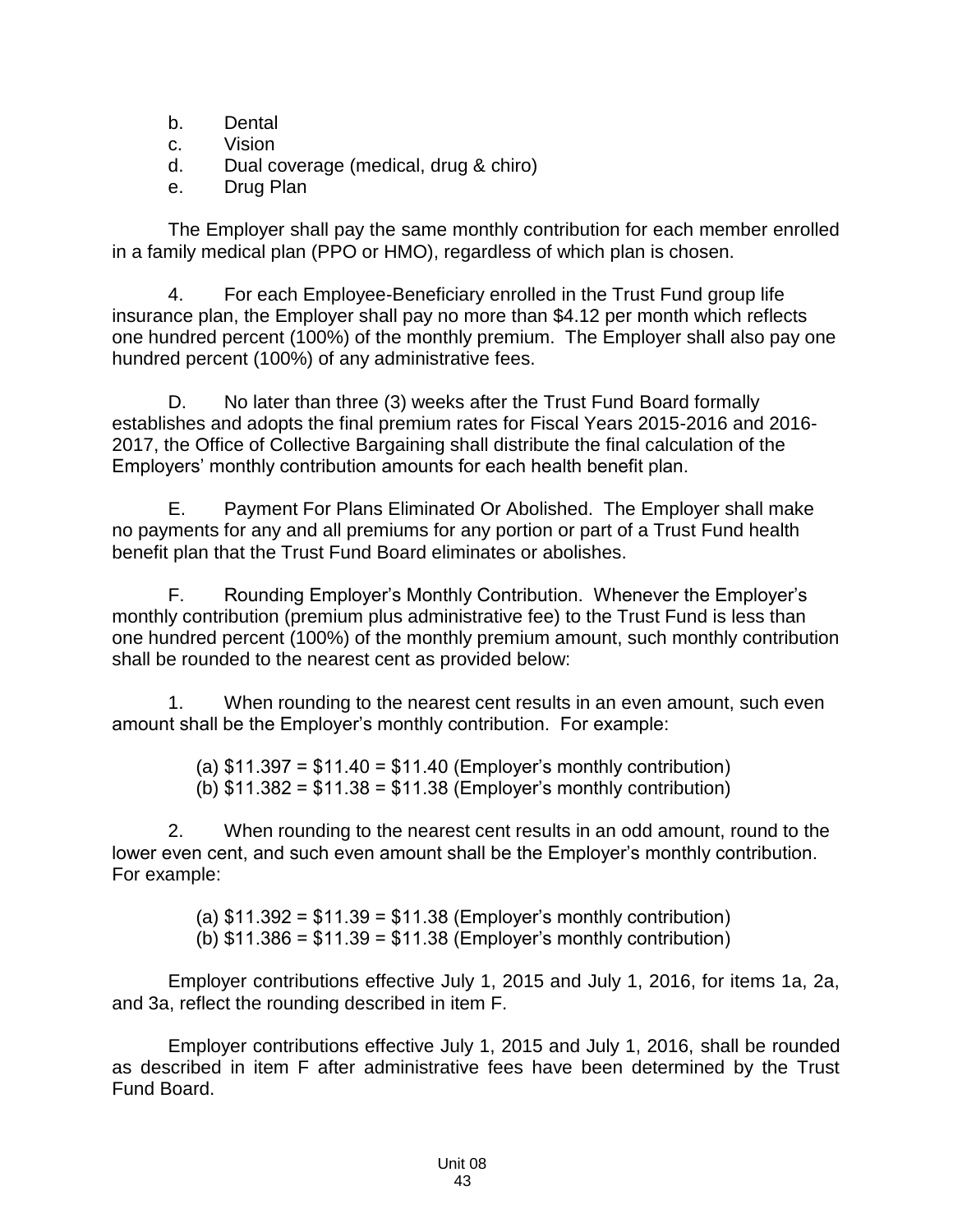b. Dental
c. Vision
d. Dual coverage (medical, drug & chiro)
e. Drug Plan

The Employer shall pay the same monthly contribution for each member enrolled in a family medical plan (PPO or HMO), regardless of which plan is chosen.

4. For each Employee-Beneficiary enrolled in the Trust Fund group life insurance plan, the Employer shall pay no more than $4.12 per month which reflects one hundred percent (100%) of the monthly premium. The Employer shall also pay one hundred percent (100%) of any administrative fees.

D. No later than three (3) weeks after the Trust Fund Board formally establishes and adopts the final premium rates for Fiscal Years 2015-2016 and 2016-2017, the Office of Collective Bargaining shall distribute the final calculation of the Employers' monthly contribution amounts for each health benefit plan.

E. Payment For Plans Eliminated Or Abolished. The Employer shall make no payments for any and all premiums for any portion or part of a Trust Fund health benefit plan that the Trust Fund Board eliminates or abolishes.

F. Rounding Employer's Monthly Contribution. Whenever the Employer's monthly contribution (premium plus administrative fee) to the Trust Fund is less than one hundred percent (100%) of the monthly premium amount, such monthly contribution shall be rounded to the nearest cent as provided below:

1. When rounding to the nearest cent results in an even amount, such even amount shall be the Employer's monthly contribution. For example:

(a) $11.397 = $11.40 = $11.40 (Employer's monthly contribution)
(b) $11.382 = $11.38 = $11.38 (Employer's monthly contribution)

2. When rounding to the nearest cent results in an odd amount, round to the lower even cent, and such even amount shall be the Employer's monthly contribution. For example:

(a) $11.392 = $11.39 = $11.38 (Employer's monthly contribution)
(b) $11.386 = $11.39 = $11.38 (Employer's monthly contribution)

Employer contributions effective July 1, 2015 and July 1, 2016, for items 1a, 2a, and 3a, reflect the rounding described in item F.

Employer contributions effective July 1, 2015 and July 1, 2016, shall be rounded as described in item F after administrative fees have been determined by the Trust Fund Board.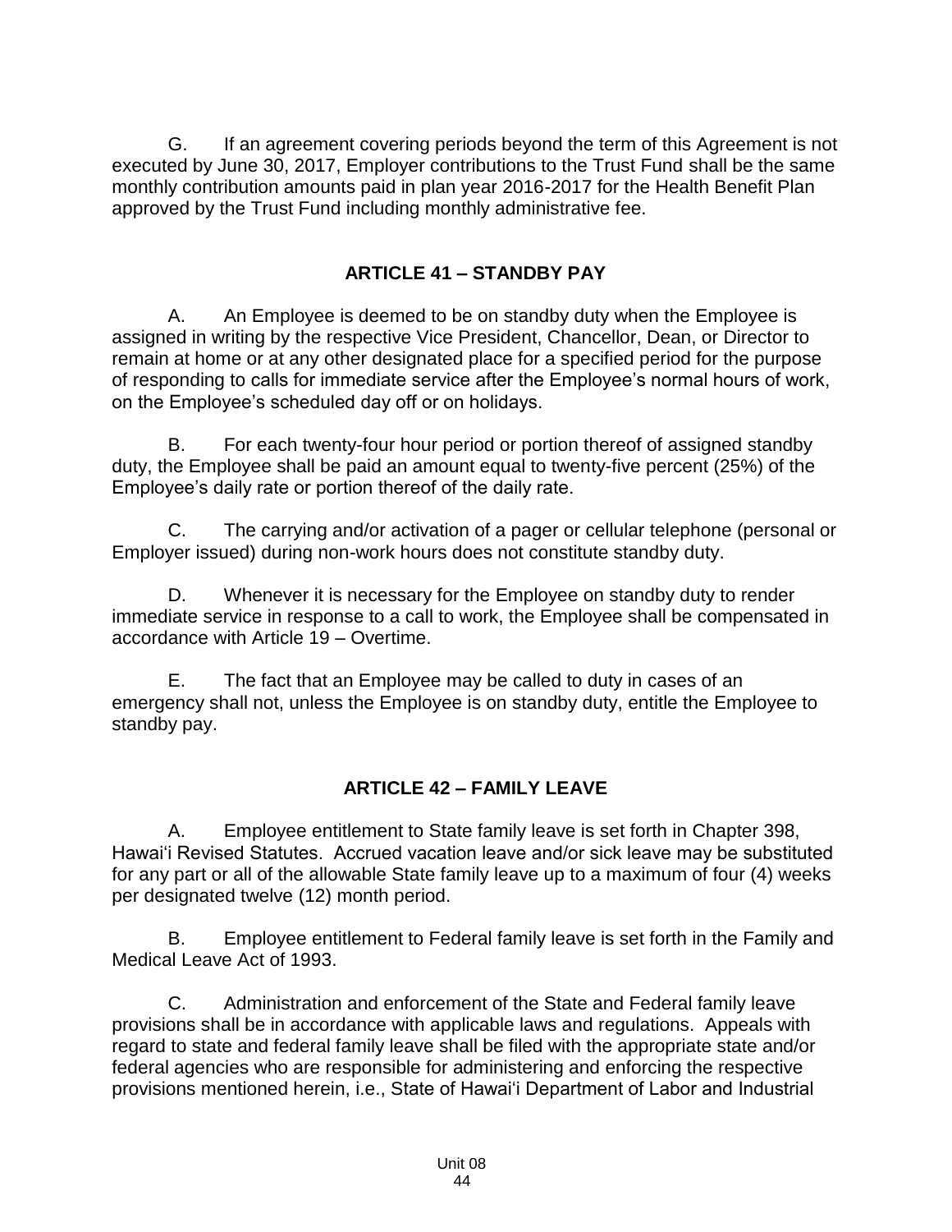G. If an agreement covering periods beyond the term of this Agreement is not executed by June 30, 2017, Employer contributions to the Trust Fund shall be the same monthly contribution amounts paid in plan year 2016-2017 for the Health Benefit Plan approved by the Trust Fund including monthly administrative fee.

## ARTICLE 41 – STANDBY PAY

A. An Employee is deemed to be on standby duty when the Employee is assigned in writing by the respective Vice President, Chancellor, Dean, or Director to remain at home or at any other designated place for a specified period for the purpose of responding to calls for immediate service after the Employee's normal hours of work, on the Employee's scheduled day off or on holidays.

B. For each twenty-four hour period or portion thereof of assigned standby duty, the Employee shall be paid an amount equal to twenty-five percent (25%) of the Employee's daily rate or portion thereof of the daily rate.

C. The carrying and/or activation of a pager or cellular telephone (personal or Employer issued) during non-work hours does not constitute standby duty.

D. Whenever it is necessary for the Employee on standby duty to render immediate service in response to a call to work, the Employee shall be compensated in accordance with Article 19 – Overtime.

E. The fact that an Employee may be called to duty in cases of an emergency shall not, unless the Employee is on standby duty, entitle the Employee to standby pay.

## ARTICLE 42 – FAMILY LEAVE

A. Employee entitlement to State family leave is set forth in Chapter 398, Hawaiʻi Revised Statutes. Accrued vacation leave and/or sick leave may be substituted for any part or all of the allowable State family leave up to a maximum of four (4) weeks per designated twelve (12) month period.

B. Employee entitlement to Federal family leave is set forth in the Family and Medical Leave Act of 1993.

C. Administration and enforcement of the State and Federal family leave provisions shall be in accordance with applicable laws and regulations. Appeals with regard to state and federal family leave shall be filed with the appropriate state and/or federal agencies who are responsible for administering and enforcing the respective provisions mentioned herein, i.e., State of Hawaiʻi Department of Labor and Industrial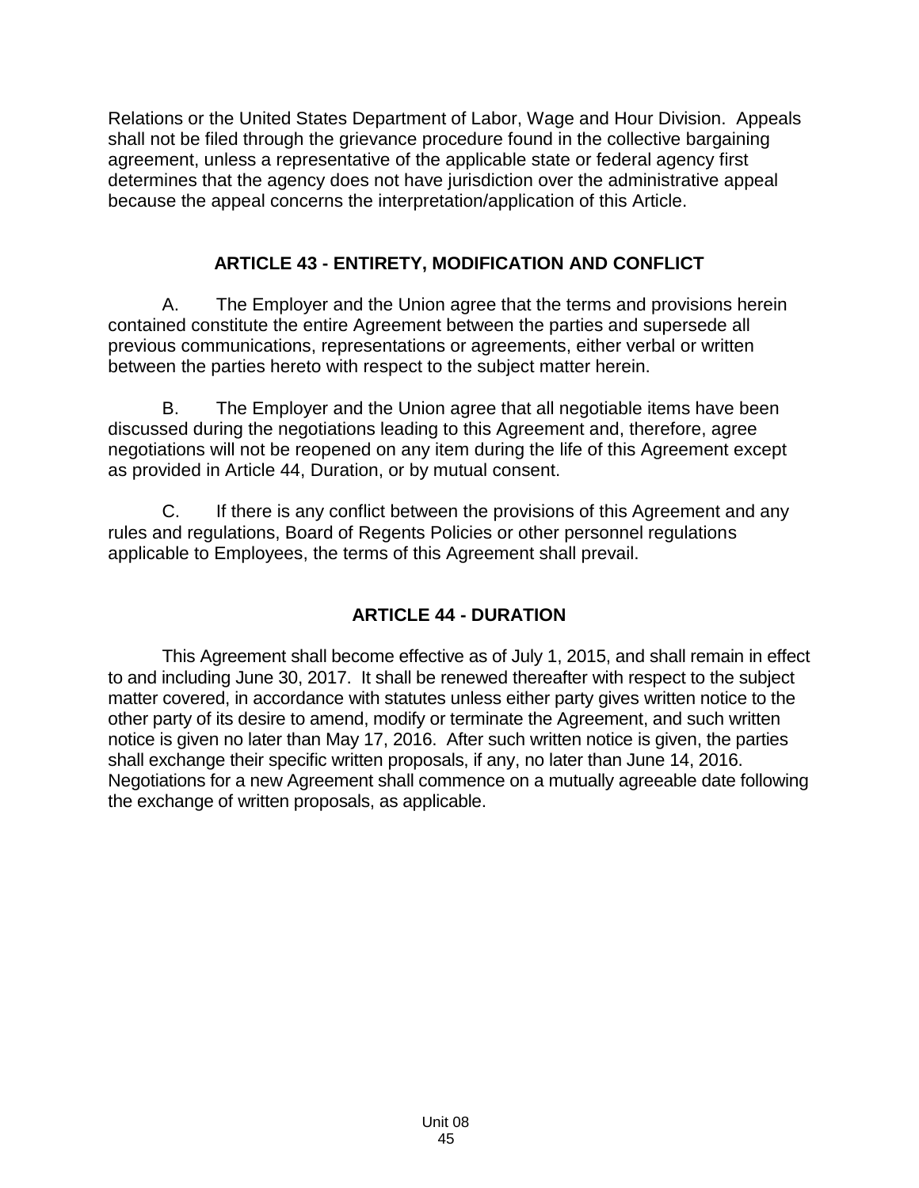Relations or the United States Department of Labor, Wage and Hour Division. Appeals shall not be filed through the grievance procedure found in the collective bargaining agreement, unless a representative of the applicable state or federal agency first determines that the agency does not have jurisdiction over the administrative appeal because the appeal concerns the interpretation/application of this Article.

## ARTICLE 43 - ENTIRETY, MODIFICATION AND CONFLICT

A. The Employer and the Union agree that the terms and provisions herein contained constitute the entire Agreement between the parties and supersede all previous communications, representations or agreements, either verbal or written between the parties hereto with respect to the subject matter herein.

B. The Employer and the Union agree that all negotiable items have been discussed during the negotiations leading to this Agreement and, therefore, agree negotiations will not be reopened on any item during the life of this Agreement except as provided in Article 44, Duration, or by mutual consent.

C. If there is any conflict between the provisions of this Agreement and any rules and regulations, Board of Regents Policies or other personnel regulations applicable to Employees, the terms of this Agreement shall prevail.

## ARTICLE 44 - DURATION

This Agreement shall become effective as of July 1, 2015, and shall remain in effect to and including June 30, 2017. It shall be renewed thereafter with respect to the subject matter covered, in accordance with statutes unless either party gives written notice to the other party of its desire to amend, modify or terminate the Agreement, and such written notice is given no later than May 17, 2016. After such written notice is given, the parties shall exchange their specific written proposals, if any, no later than June 14, 2016. Negotiations for a new Agreement shall commence on a mutually agreeable date following the exchange of written proposals, as applicable.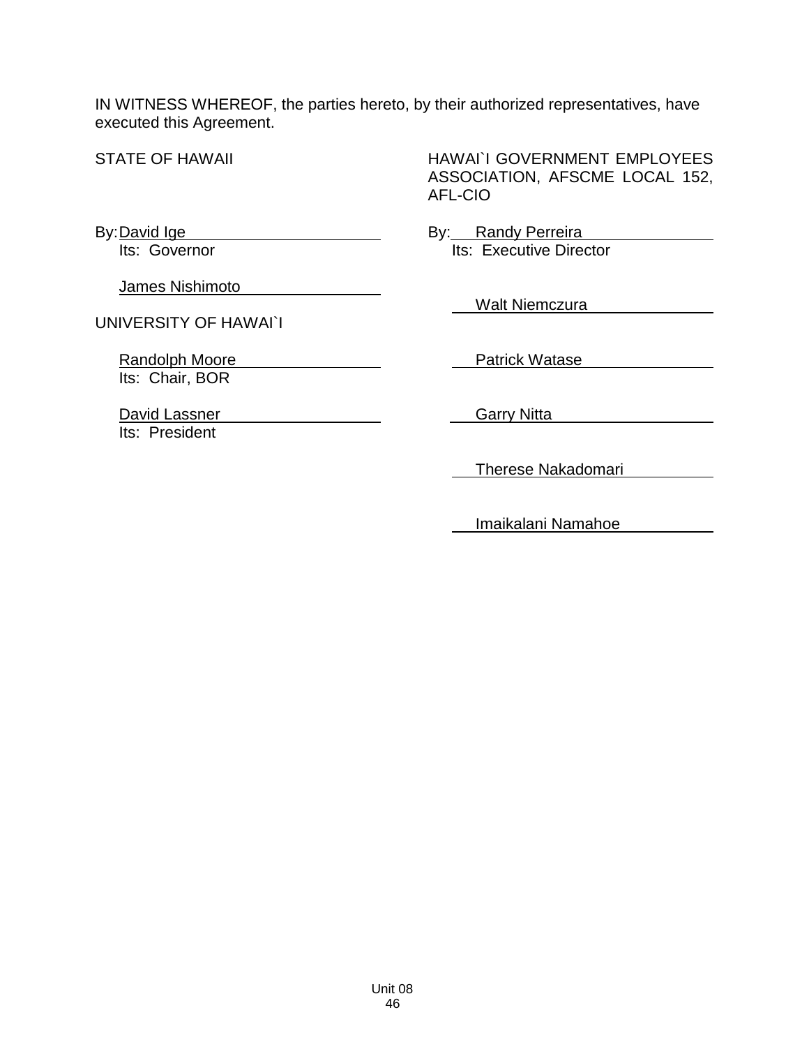IN WITNESS WHEREOF, the parties hereto, by their authorized representatives, have executed this Agreement.

| STATE OF HAWAII | HAWAI`I GOVERNMENT EMPLOYEES ASSOCIATION, AFSCME LOCAL 152, AFL-CIO |
|---|---|
| By: David Ige<br>Its: Governor | By: Randy Perreira<br>Its: Executive Director |
| James Nishimoto | Walt Niemczura |
| UNIVERSITY OF HAWAI`I | |
| Randolph Moore<br>Its: Chair, BOR | Patrick Watase |
| David Lassner<br>Its: President | Garry Nitta |
| | Therese Nakadomari |
| | Imaikalani Namahoe |

Unit 08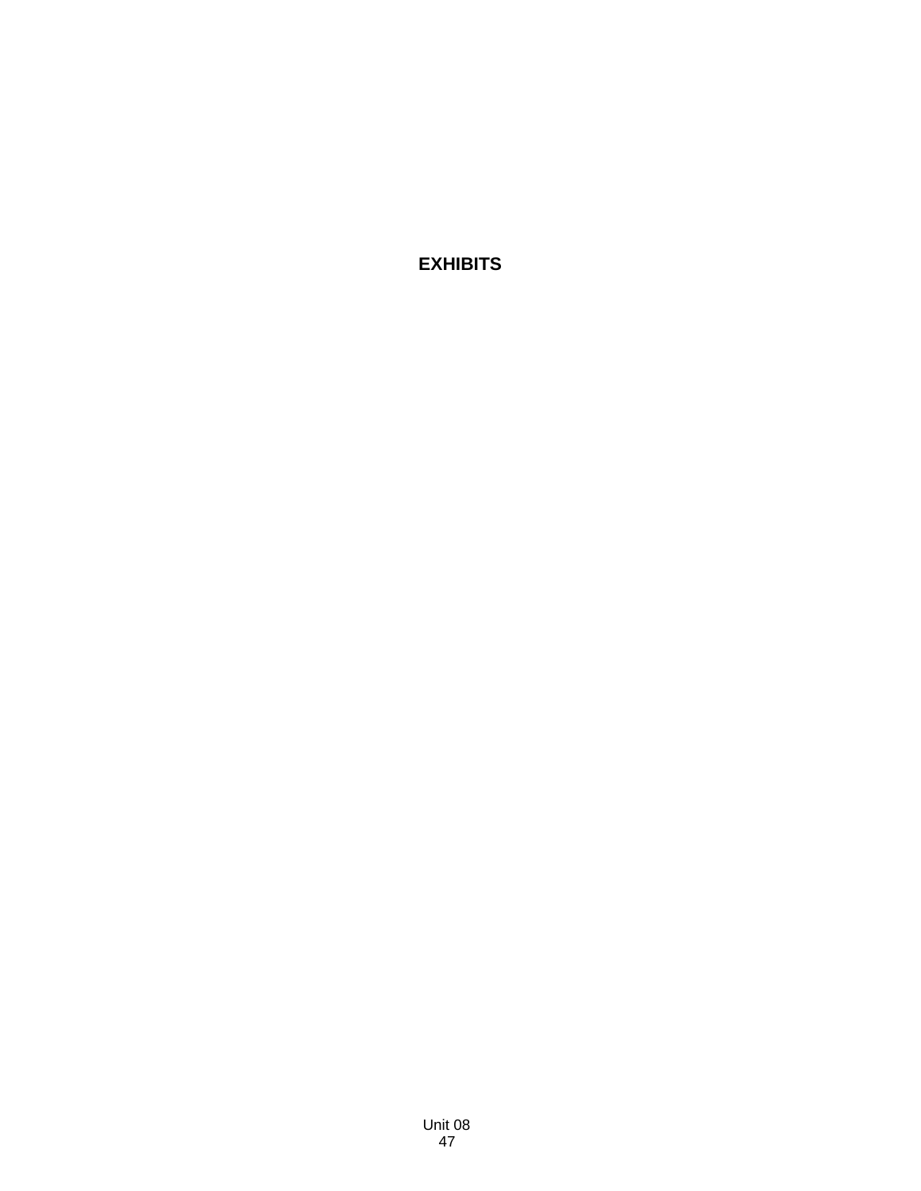# EXHIBITS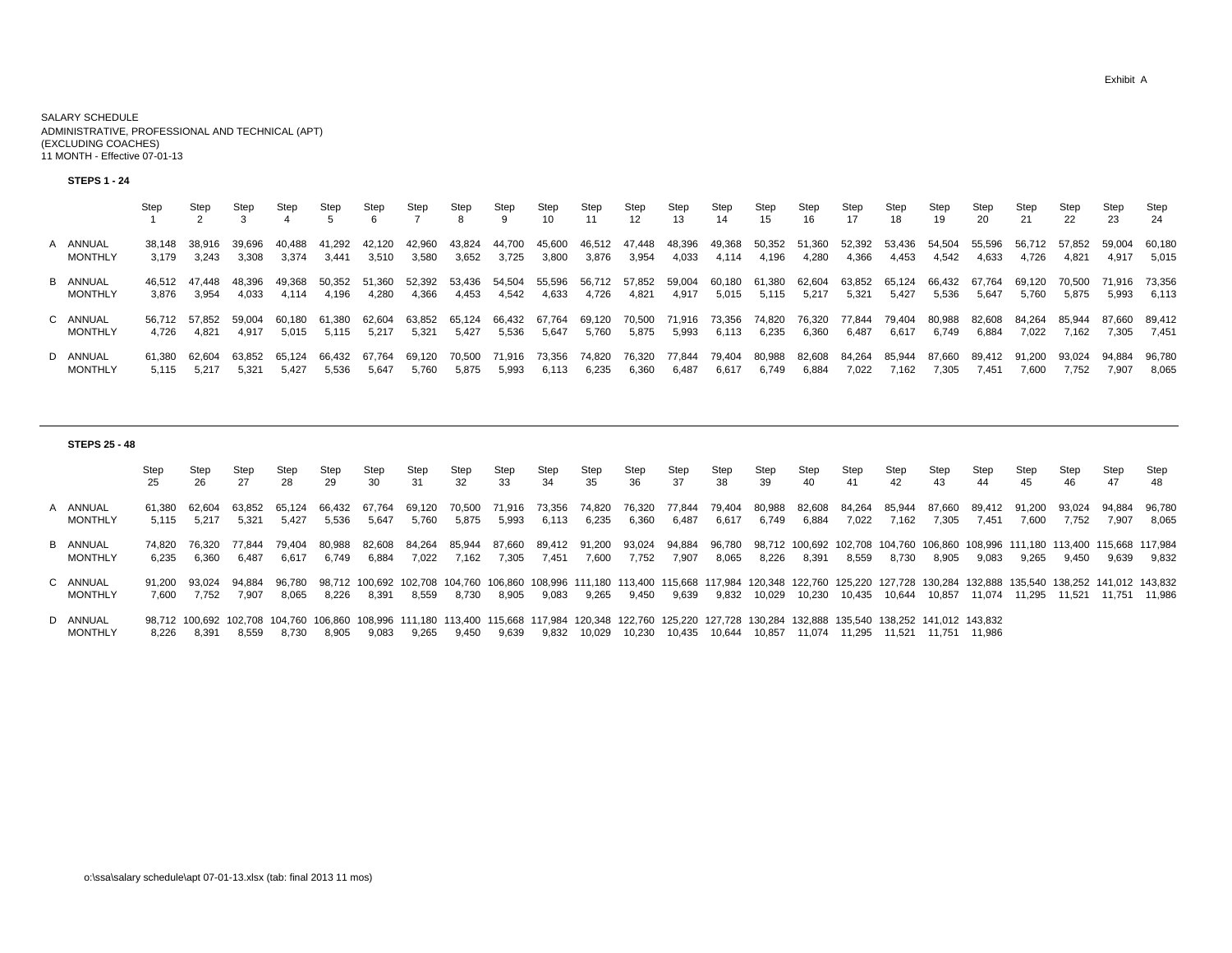Exhibit A

SALARY SCHEDULE
ADMINISTRATIVE, PROFESSIONAL AND TECHNICAL (APT)
(EXCLUDING COACHES)
11 MONTH - Effective 07-01-13

**STEPS 1 - 24**

| | | Step 1 | Step 2 | Step 3 | Step 4 | Step 5 | Step 6 | Step 7 | Step 8 | Step 9 | Step 10 | Step 11 | Step 12 | Step 13 | Step 14 | Step 15 | Step 16 | Step 17 | Step 18 | Step 19 | Step 20 | Step 21 | Step 22 | Step 23 | Step 24 |
|---|---|---|---|---|---|---|---|---|---|---|---|---|---|---|---|---|---|---|---|---|---|---|---|---|---|
| A | ANNUAL | 38,148 | 38,916 | 39,696 | 40,488 | 41,292 | 42,120 | 42,960 | 43,824 | 44,700 | 45,600 | 46,512 | 47,448 | 48,396 | 49,368 | 50,352 | 51,360 | 52,392 | 53,436 | 54,504 | 55,596 | 56,712 | 57,852 | 59,004 | 60,180 |
| | MONTHLY | 3,179 | 3,243 | 3,308 | 3,374 | 3,441 | 3,510 | 3,580 | 3,652 | 3,725 | 3,800 | 3,876 | 3,954 | 4,033 | 4,114 | 4,196 | 4,280 | 4,366 | 4,453 | 4,542 | 4,633 | 4,726 | 4,821 | 4,917 | 5,015 |
| B | ANNUAL | 46,512 | 47,448 | 48,396 | 49,368 | 50,352 | 51,360 | 52,392 | 53,436 | 54,504 | 55,596 | 56,712 | 57,852 | 59,004 | 60,180 | 61,380 | 62,604 | 63,852 | 65,124 | 66,432 | 67,764 | 69,120 | 70,500 | 71,916 | 73,356 |
| | MONTHLY | 3,876 | 3,954 | 4,033 | 4,114 | 4,196 | 4,280 | 4,366 | 4,453 | 4,542 | 4,633 | 4,726 | 4,821 | 4,917 | 5,015 | 5,115 | 5,217 | 5,321 | 5,427 | 5,536 | 5,647 | 5,760 | 5,875 | 5,993 | 6,113 |
| C | ANNUAL | 56,712 | 57,852 | 59,004 | 60,180 | 61,380 | 62,604 | 63,852 | 65,124 | 66,432 | 67,764 | 69,120 | 70,500 | 71,916 | 73,356 | 74,820 | 76,320 | 77,844 | 79,404 | 80,988 | 82,608 | 84,264 | 85,944 | 87,660 | 89,412 |
| | MONTHLY | 4,726 | 4,821 | 4,917 | 5,015 | 5,115 | 5,217 | 5,321 | 5,427 | 5,536 | 5,647 | 5,760 | 5,875 | 5,993 | 6,113 | 6,235 | 6,360 | 6,487 | 6,617 | 6,749 | 6,884 | 7,022 | 7,162 | 7,305 | 7,451 |
| D | ANNUAL | 61,380 | 62,604 | 63,852 | 65,124 | 66,432 | 67,764 | 69,120 | 70,500 | 71,916 | 73,356 | 74,820 | 76,320 | 77,844 | 79,404 | 80,988 | 82,608 | 84,264 | 85,944 | 87,660 | 89,412 | 91,200 | 93,024 | 94,884 | 96,780 |
| | MONTHLY | 5,115 | 5,217 | 5,321 | 5,427 | 5,536 | 5,647 | 5,760 | 5,875 | 5,993 | 6,113 | 6,235 | 6,360 | 6,487 | 6,617 | 6,749 | 6,884 | 7,022 | 7,162 | 7,305 | 7,451 | 7,600 | 7,752 | 7,907 | 8,065 |

**STEPS 25 - 48**

| | | Step 25 | Step 26 | Step 27 | Step 28 | Step 29 | Step 30 | Step 31 | Step 32 | Step 33 | Step 34 | Step 35 | Step 36 | Step 37 | Step 38 | Step 39 | Step 40 | Step 41 | Step 42 | Step 43 | Step 44 | Step 45 | Step 46 | Step 47 | Step 48 |
|---|---|---|---|---|---|---|---|---|---|---|---|---|---|---|---|---|---|---|---|---|---|---|---|---|---|
| A | ANNUAL | 61,380 | 62,604 | 63,852 | 65,124 | 66,432 | 67,764 | 69,120 | 70,500 | 71,916 | 73,356 | 74,820 | 76,320 | 77,844 | 79,404 | 80,988 | 82,608 | 84,264 | 85,944 | 87,660 | 89,412 | 91,200 | 93,024 | 94,884 | 96,780 |
| | MONTHLY | 5,115 | 5,217 | 5,321 | 5,427 | 5,536 | 5,647 | 5,760 | 5,875 | 5,993 | 6,113 | 6,235 | 6,360 | 6,487 | 6,617 | 6,749 | 6,884 | 7,022 | 7,162 | 7,305 | 7,451 | 7,600 | 7,752 | 7,907 | 8,065 |
| B | ANNUAL | 74,820 | 76,320 | 77,844 | 79,404 | 80,988 | 82,608 | 84,264 | 85,944 | 87,660 | 89,412 | 91,200 | 93,024 | 94,884 | 96,780 | 98,712 | 100,692 | 102,708 | 104,760 | 106,860 | 108,996 | 111,180 | 113,400 | 115,668 | 117,984 |
| | MONTHLY | 6,235 | 6,360 | 6,487 | 6,617 | 6,749 | 6,884 | 7,022 | 7,162 | 7,305 | 7,451 | 7,600 | 7,752 | 7,907 | 8,065 | 8,226 | 8,391 | 8,559 | 8,730 | 8,905 | 9,083 | 9,265 | 9,450 | 9,639 | 9,832 |
| C | ANNUAL | 91,200 | 93,024 | 94,884 | 96,780 | 98,712 | 100,692 | 102,708 | 104,760 | 106,860 | 108,996 | 111,180 | 113,400 | 115,668 | 117,984 | 120,348 | 122,760 | 125,220 | 127,728 | 130,284 | 132,888 | 135,540 | 138,252 | 141,012 | 143,832 |
| | MONTHLY | 7,600 | 7,752 | 7,907 | 8,065 | 8,226 | 8,391 | 8,559 | 8,730 | 8,905 | 9,083 | 9,265 | 9,450 | 9,639 | 9,832 | 10,029 | 10,230 | 10,435 | 10,644 | 10,857 | 11,074 | 11,295 | 11,521 | 11,751 | 11,986 |
| D | ANNUAL | 98,712 | 100,692 | 102,708 | 104,760 | 106,860 | 108,996 | 111,180 | 113,400 | 115,668 | 117,984 | 120,348 | 122,760 | 125,220 | 127,728 | 130,284 | 132,888 | 135,540 | 138,252 | 141,012 | 143,832 | | | | |
| | MONTHLY | 8,226 | 8,391 | 8,559 | 8,730 | 8,905 | 9,083 | 9,265 | 9,450 | 9,639 | 9,832 | 10,029 | 10,230 | 10,435 | 10,644 | 10,857 | 11,074 | 11,295 | 11,521 | 11,751 | 11,986 | | | | |

o:\ssa\salary schedule\apt 07-01-13.xlsx (tab: final 2013 11 mos)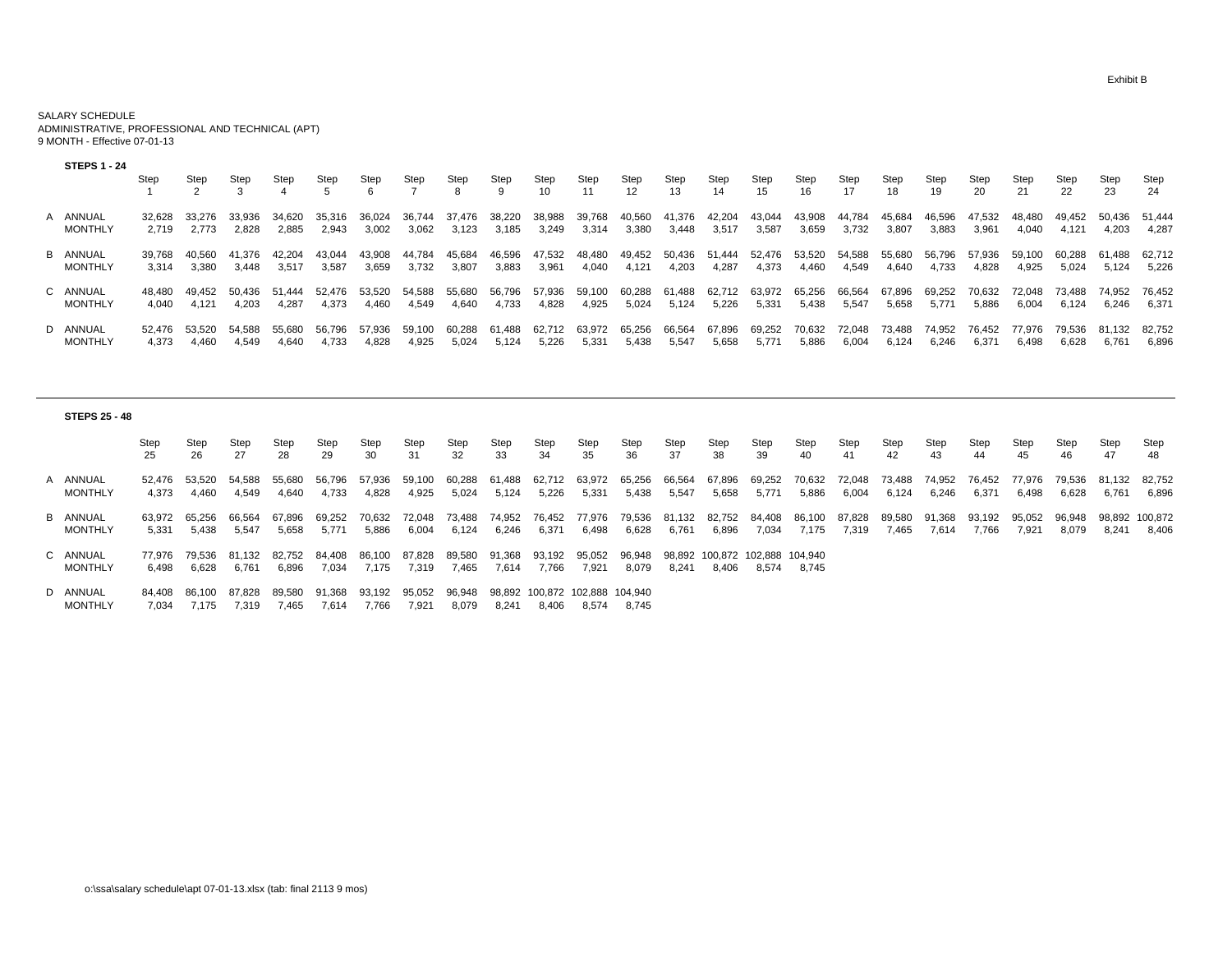Exhibit B

SALARY SCHEDULE
ADMINISTRATIVE, PROFESSIONAL AND TECHNICAL (APT)
9 MONTH - Effective 07-01-13

**STEPS 1 - 24**

| | | Step 1 | Step 2 | Step 3 | Step 4 | Step 5 | Step 6 | Step 7 | Step 8 | Step 9 | Step 10 | Step 11 | Step 12 | Step 13 | Step 14 | Step 15 | Step 16 | Step 17 | Step 18 | Step 19 | Step 20 | Step 21 | Step 22 | Step 23 | Step 24 |
|---|---|---|---|---|---|---|---|---|---|---|---|---|---|---|---|---|---|---|---|---|---|---|---|---|---|
| A | ANNUAL | 32,628 | 33,276 | 33,936 | 34,620 | 35,316 | 36,024 | 36,744 | 37,476 | 38,220 | 38,988 | 39,768 | 40,560 | 41,376 | 42,204 | 43,044 | 43,908 | 44,784 | 45,684 | 46,596 | 47,532 | 48,480 | 49,452 | 50,436 | 51,444 |
| | MONTHLY | 2,719 | 2,773 | 2,828 | 2,885 | 2,943 | 3,002 | 3,062 | 3,123 | 3,185 | 3,249 | 3,314 | 3,380 | 3,448 | 3,517 | 3,587 | 3,659 | 3,732 | 3,807 | 3,883 | 3,961 | 4,040 | 4,121 | 4,203 | 4,287 |
| B | ANNUAL | 39,768 | 40,560 | 41,376 | 42,204 | 43,044 | 43,908 | 44,784 | 45,684 | 46,596 | 47,532 | 48,480 | 49,452 | 50,436 | 51,444 | 52,476 | 53,520 | 54,588 | 55,680 | 56,796 | 57,936 | 59,100 | 60,288 | 61,488 | 62,712 |
| | MONTHLY | 3,314 | 3,380 | 3,448 | 3,517 | 3,587 | 3,659 | 3,732 | 3,807 | 3,883 | 3,961 | 4,040 | 4,121 | 4,203 | 4,287 | 4,373 | 4,460 | 4,549 | 4,640 | 4,733 | 4,828 | 4,925 | 5,024 | 5,124 | 5,226 |
| C | ANNUAL | 48,480 | 49,452 | 50,436 | 51,444 | 52,476 | 53,520 | 54,588 | 55,680 | 56,796 | 57,936 | 59,100 | 60,288 | 61,488 | 62,712 | 63,972 | 65,256 | 66,564 | 67,896 | 69,252 | 70,632 | 72,048 | 73,488 | 74,952 | 76,452 |
| | MONTHLY | 4,040 | 4,121 | 4,203 | 4,287 | 4,373 | 4,460 | 4,549 | 4,640 | 4,733 | 4,828 | 4,925 | 5,024 | 5,124 | 5,226 | 5,331 | 5,438 | 5,547 | 5,658 | 5,771 | 5,886 | 6,004 | 6,124 | 6,246 | 6,371 |
| D | ANNUAL | 52,476 | 53,520 | 54,588 | 55,680 | 56,796 | 57,936 | 59,100 | 60,288 | 61,488 | 62,712 | 63,972 | 65,256 | 66,564 | 67,896 | 69,252 | 70,632 | 72,048 | 73,488 | 74,952 | 76,452 | 77,976 | 79,536 | 81,132 | 82,752 |
| | MONTHLY | 4,373 | 4,460 | 4,549 | 4,640 | 4,733 | 4,828 | 4,925 | 5,024 | 5,124 | 5,226 | 5,331 | 5,438 | 5,547 | 5,658 | 5,771 | 5,886 | 6,004 | 6,124 | 6,246 | 6,371 | 6,498 | 6,628 | 6,761 | 6,896 |

**STEPS 25 - 48**

| | | Step 25 | Step 26 | Step 27 | Step 28 | Step 29 | Step 30 | Step 31 | Step 32 | Step 33 | Step 34 | Step 35 | Step 36 | Step 37 | Step 38 | Step 39 | Step 40 | Step 41 | Step 42 | Step 43 | Step 44 | Step 45 | Step 46 | Step 47 | Step 48 |
|---|---|---|---|---|---|---|---|---|---|---|---|---|---|---|---|---|---|---|---|---|---|---|---|---|---|
| A | ANNUAL | 52,476 | 53,520 | 54,588 | 55,680 | 56,796 | 57,936 | 59,100 | 60,288 | 61,488 | 62,712 | 63,972 | 65,256 | 66,564 | 67,896 | 69,252 | 70,632 | 72,048 | 73,488 | 74,952 | 76,452 | 77,976 | 79,536 | 81,132 | 82,752 |
| | MONTHLY | 4,373 | 4,460 | 4,549 | 4,640 | 4,733 | 4,828 | 4,925 | 5,024 | 5,124 | 5,226 | 5,331 | 5,438 | 5,547 | 5,658 | 5,771 | 5,886 | 6,004 | 6,124 | 6,246 | 6,371 | 6,498 | 6,628 | 6,761 | 6,896 |
| B | ANNUAL | 63,972 | 65,256 | 66,564 | 67,896 | 69,252 | 70,632 | 72,048 | 73,488 | 74,952 | 76,452 | 77,976 | 79,536 | 81,132 | 82,752 | 84,408 | 86,100 | 87,828 | 89,580 | 91,368 | 93,192 | 95,052 | 96,948 | 98,892 | 100,872 |
| | MONTHLY | 5,331 | 5,438 | 5,547 | 5,658 | 5,771 | 5,886 | 6,004 | 6,124 | 6,246 | 6,371 | 6,498 | 6,628 | 6,761 | 6,896 | 7,034 | 7,175 | 7,319 | 7,465 | 7,614 | 7,766 | 7,921 | 8,079 | 8,241 | 8,406 |
| C | ANNUAL | 77,976 | 79,536 | 81,132 | 82,752 | 84,408 | 86,100 | 87,828 | 89,580 | 91,368 | 93,192 | 95,052 | 96,948 | 98,892 | 100,872 | 102,888 | 104,940 | | | | | | | | |
| | MONTHLY | 6,498 | 6,628 | 6,761 | 6,896 | 7,034 | 7,175 | 7,319 | 7,465 | 7,614 | 7,766 | 7,921 | 8,079 | 8,241 | 8,406 | 8,574 | 8,745 | | | | | | | | |
| D | ANNUAL | 84,408 | 86,100 | 87,828 | 89,580 | 91,368 | 93,192 | 95,052 | 96,948 | 98,892 | 100,872 | 102,888 | 104,940 | | | | | | | | | | | | |
| | MONTHLY | 7,034 | 7,175 | 7,319 | 7,465 | 7,614 | 7,766 | 7,921 | 8,079 | 8,241 | 8,406 | 8,574 | 8,745 | | | | | | | | | | | | |

o:\ssa\salary schedule\apt 07-01-13.xlsx (tab: final 2113 9 mos)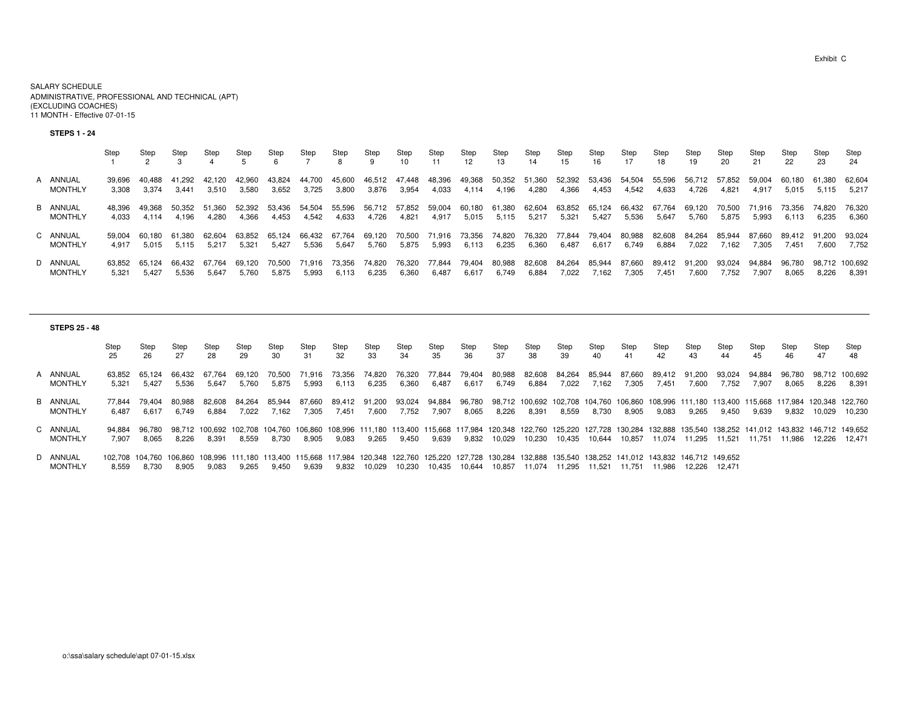Exhibit C

SALARY SCHEDULE
ADMINISTRATIVE, PROFESSIONAL AND TECHNICAL (APT)
(EXCLUDING COACHES)
11 MONTH - Effective 07-01-15

**STEPS 1 - 24**

| | | Step 1 | Step 2 | Step 3 | Step 4 | Step 5 | Step 6 | Step 7 | Step 8 | Step 9 | Step 10 | Step 11 | Step 12 | Step 13 | Step 14 | Step 15 | Step 16 | Step 17 | Step 18 | Step 19 | Step 20 | Step 21 | Step 22 | Step 23 | Step 24 |
|---|---|---|---|---|---|---|---|---|---|---|---|---|---|---|---|---|---|---|---|---|---|---|---|---|---|
| A | ANNUAL | 39,696 | 40,488 | 41,292 | 42,120 | 42,960 | 43,824 | 44,700 | 45,600 | 46,512 | 47,448 | 48,396 | 49,368 | 50,352 | 51,360 | 52,392 | 53,436 | 54,504 | 55,596 | 56,712 | 57,852 | 59,004 | 60,180 | 61,380 | 62,604 |
| | MONTHLY | 3,308 | 3,374 | 3,441 | 3,510 | 3,580 | 3,652 | 3,725 | 3,800 | 3,876 | 3,954 | 4,033 | 4,114 | 4,196 | 4,280 | 4,366 | 4,453 | 4,542 | 4,633 | 4,726 | 4,821 | 4,917 | 5,015 | 5,115 | 5,217 |
| B | ANNUAL | 48,396 | 49,368 | 50,352 | 51,360 | 52,392 | 53,436 | 54,504 | 55,596 | 56,712 | 57,852 | 59,004 | 60,180 | 61,380 | 62,604 | 63,852 | 65,124 | 66,432 | 67,764 | 69,120 | 70,500 | 71,916 | 73,356 | 74,820 | 76,320 |
| | MONTHLY | 4,033 | 4,114 | 4,196 | 4,280 | 4,366 | 4,453 | 4,542 | 4,633 | 4,726 | 4,821 | 4,917 | 5,015 | 5,115 | 5,217 | 5,321 | 5,427 | 5,536 | 5,647 | 5,760 | 5,875 | 5,993 | 6,113 | 6,235 | 6,360 |
| C | ANNUAL | 59,004 | 60,180 | 61,380 | 62,604 | 63,852 | 65,124 | 66,432 | 67,764 | 69,120 | 70,500 | 71,916 | 73,356 | 74,820 | 76,320 | 77,844 | 79,404 | 80,988 | 82,608 | 84,264 | 85,944 | 87,660 | 89,412 | 91,200 | 93,024 |
| | MONTHLY | 4,917 | 5,015 | 5,115 | 5,217 | 5,321 | 5,427 | 5,536 | 5,647 | 5,760 | 5,875 | 5,993 | 6,113 | 6,235 | 6,360 | 6,487 | 6,617 | 6,749 | 6,884 | 7,022 | 7,162 | 7,305 | 7,451 | 7,600 | 7,752 |
| D | ANNUAL | 63,852 | 65,124 | 66,432 | 67,764 | 69,120 | 70,500 | 71,916 | 73,356 | 74,820 | 76,320 | 77,844 | 79,404 | 80,988 | 82,608 | 84,264 | 85,944 | 87,660 | 89,412 | 91,200 | 93,024 | 94,884 | 96,780 | 98,712 | 100,692 |
| | MONTHLY | 5,321 | 5,427 | 5,536 | 5,647 | 5,760 | 5,875 | 5,993 | 6,113 | 6,235 | 6,360 | 6,487 | 6,617 | 6,749 | 6,884 | 7,022 | 7,162 | 7,305 | 7,451 | 7,600 | 7,752 | 7,907 | 8,065 | 8,226 | 8,391 |

**STEPS 25 - 48**

| | | Step 25 | Step 26 | Step 27 | Step 28 | Step 29 | Step 30 | Step 31 | Step 32 | Step 33 | Step 34 | Step 35 | Step 36 | Step 37 | Step 38 | Step 39 | Step 40 | Step 41 | Step 42 | Step 43 | Step 44 | Step 45 | Step 46 | Step 47 | Step 48 |
|---|---|---|---|---|---|---|---|---|---|---|---|---|---|---|---|---|---|---|---|---|---|---|---|---|---|
| A | ANNUAL | 63,852 | 65,124 | 66,432 | 67,764 | 69,120 | 70,500 | 71,916 | 73,356 | 74,820 | 76,320 | 77,844 | 79,404 | 80,988 | 82,608 | 84,264 | 85,944 | 87,660 | 89,412 | 91,200 | 93,024 | 94,884 | 96,780 | 98,712 | 100,692 |
| | MONTHLY | 5,321 | 5,427 | 5,536 | 5,647 | 5,760 | 5,875 | 5,993 | 6,113 | 6,235 | 6,360 | 6,487 | 6,617 | 6,749 | 6,884 | 7,022 | 7,162 | 7,305 | 7,451 | 7,600 | 7,752 | 7,907 | 8,065 | 8,226 | 8,391 |
| B | ANNUAL | 77,844 | 79,404 | 80,988 | 82,608 | 84,264 | 85,944 | 87,660 | 89,412 | 91,200 | 93,024 | 94,884 | 96,780 | 98,712 | 100,692 | 102,708 | 104,760 | 106,860 | 108,996 | 111,180 | 113,400 | 115,668 | 117,984 | 120,348 | 122,760 |
| | MONTHLY | 6,487 | 6,617 | 6,749 | 6,884 | 7,022 | 7,162 | 7,305 | 7,451 | 7,600 | 7,752 | 7,907 | 8,065 | 8,226 | 8,391 | 8,559 | 8,730 | 8,905 | 9,083 | 9,265 | 9,450 | 9,639 | 9,832 | 10,029 | 10,230 |
| C | ANNUAL | 94,884 | 96,780 | 98,712 | 100,692 | 102,708 | 104,760 | 106,860 | 108,996 | 111,180 | 113,400 | 115,668 | 117,984 | 120,348 | 122,760 | 125,220 | 127,728 | 130,284 | 132,888 | 135,540 | 138,252 | 141,012 | 143,832 | 146,712 | 149,652 |
| | MONTHLY | 7,907 | 8,065 | 8,226 | 8,391 | 8,559 | 8,730 | 8,905 | 9,083 | 9,265 | 9,450 | 9,639 | 9,832 | 10,029 | 10,230 | 10,435 | 10,644 | 10,857 | 11,074 | 11,295 | 11,521 | 11,751 | 11,986 | 12,226 | 12,471 |
| D | ANNUAL | 102,708 | 104,760 | 106,860 | 108,996 | 111,180 | 113,400 | 115,668 | 117,984 | 120,348 | 122,760 | 125,220 | 127,728 | 130,284 | 132,888 | 135,540 | 138,252 | 141,012 | 143,832 | 146,712 | 149,652 | | | | |
| | MONTHLY | 8,559 | 8,730 | 8,905 | 9,083 | 9,265 | 9,450 | 9,639 | 9,832 | 10,029 | 10,230 | 10,435 | 10,644 | 10,857 | 11,074 | 11,295 | 11,521 | 11,751 | 11,986 | 12,226 | 12,471 | | | | |

o:\ssa\salary schedule\apt 07-01-15.xlsx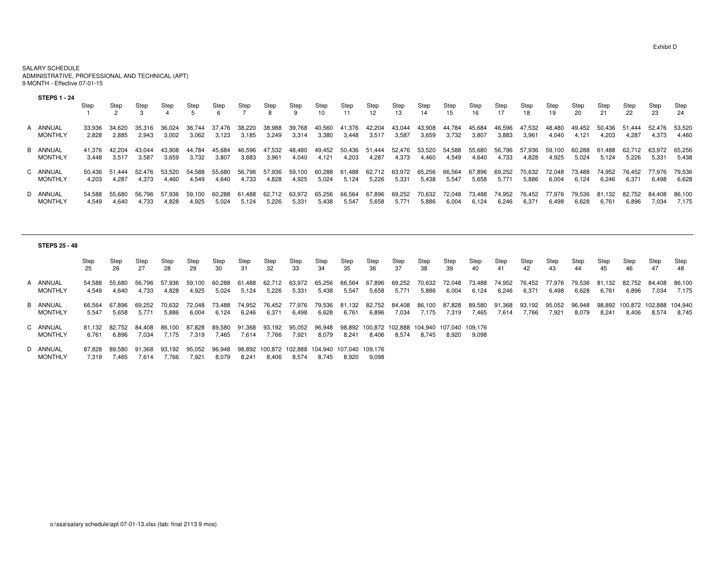Exhibit D

SALARY SCHEDULE
ADMINISTRATIVE, PROFESSIONAL AND TECHNICAL (APT)
9 MONTH - Effective 07-01-15

**STEPS 1 - 24**

| | | Step 1 | Step 2 | Step 3 | Step 4 | Step 5 | Step 6 | Step 7 | Step 8 | Step 9 | Step 10 | Step 11 | Step 12 | Step 13 | Step 14 | Step 15 | Step 16 | Step 17 | Step 18 | Step 19 | Step 20 | Step 21 | Step 22 | Step 23 | Step 24 |
|---|---|---|---|---|---|---|---|---|---|---|---|---|---|---|---|---|---|---|---|---|---|---|---|---|---|
| A | ANNUAL | 33,936 | 34,620 | 35,316 | 36,024 | 36,744 | 37,476 | 38,220 | 38,988 | 39,768 | 40,560 | 41,376 | 42,204 | 43,044 | 43,908 | 44,784 | 45,684 | 46,596 | 47,532 | 48,480 | 49,452 | 50,436 | 51,444 | 52,476 | 53,520 |
| | MONTHLY | 2,828 | 2,885 | 2,943 | 3,002 | 3,062 | 3,123 | 3,185 | 3,249 | 3,314 | 3,380 | 3,448 | 3,517 | 3,587 | 3,659 | 3,732 | 3,807 | 3,883 | 3,961 | 4,040 | 4,121 | 4,203 | 4,287 | 4,373 | 4,460 |
| B | ANNUAL | 41,376 | 42,204 | 43,044 | 43,908 | 44,784 | 45,684 | 46,596 | 47,532 | 48,480 | 49,452 | 50,436 | 51,444 | 52,476 | 53,520 | 54,588 | 55,680 | 56,796 | 57,936 | 59,100 | 60,288 | 61,488 | 62,712 | 63,972 | 65,256 |
| | MONTHLY | 3,448 | 3,517 | 3,587 | 3,659 | 3,732 | 3,807 | 3,883 | 3,961 | 4,040 | 4,121 | 4,203 | 4,287 | 4,373 | 4,460 | 4,549 | 4,640 | 4,733 | 4,828 | 4,925 | 5,024 | 5,124 | 5,226 | 5,331 | 5,438 |
| C | ANNUAL | 50,436 | 51,444 | 52,476 | 53,520 | 54,588 | 55,680 | 56,796 | 57,936 | 59,100 | 60,288 | 61,488 | 62,712 | 63,972 | 65,256 | 66,564 | 67,896 | 69,252 | 70,632 | 72,048 | 73,488 | 74,952 | 76,452 | 77,976 | 79,536 |
| | MONTHLY | 4,203 | 4,287 | 4,373 | 4,460 | 4,549 | 4,640 | 4,733 | 4,828 | 4,925 | 5,024 | 5,124 | 5,226 | 5,331 | 5,438 | 5,547 | 5,658 | 5,771 | 5,886 | 6,004 | 6,124 | 6,246 | 6,371 | 6,498 | 6,628 |
| D | ANNUAL | 54,588 | 55,680 | 56,796 | 57,936 | 59,100 | 60,288 | 61,488 | 62,712 | 63,972 | 65,256 | 66,564 | 67,896 | 69,252 | 70,632 | 72,048 | 73,488 | 74,952 | 76,452 | 77,976 | 79,536 | 81,132 | 82,752 | 84,408 | 86,100 |
| | MONTHLY | 4,549 | 4,640 | 4,733 | 4,828 | 4,925 | 5,024 | 5,124 | 5,226 | 5,331 | 5,438 | 5,547 | 5,658 | 5,771 | 5,886 | 6,004 | 6,124 | 6,246 | 6,371 | 6,498 | 6,628 | 6,761 | 6,896 | 7,034 | 7,175 |

**STEPS 25 - 48**

| | | Step 25 | Step 26 | Step 27 | Step 28 | Step 29 | Step 30 | Step 31 | Step 32 | Step 33 | Step 34 | Step 35 | Step 36 | Step 37 | Step 38 | Step 39 | Step 40 | Step 41 | Step 42 | Step 43 | Step 44 | Step 45 | Step 46 | Step 47 | Step 48 |
|---|---|---|---|---|---|---|---|---|---|---|---|---|---|---|---|---|---|---|---|---|---|---|---|---|---|
| A | ANNUAL | 54,588 | 55,680 | 56,796 | 57,936 | 59,100 | 60,288 | 61,488 | 62,712 | 63,972 | 65,256 | 66,564 | 67,896 | 69,252 | 70,632 | 72,048 | 73,488 | 74,952 | 76,452 | 77,976 | 79,536 | 81,132 | 82,752 | 84,408 | 86,100 |
| | MONTHLY | 4,549 | 4,640 | 4,733 | 4,828 | 4,925 | 5,024 | 5,124 | 5,226 | 5,331 | 5,438 | 5,547 | 5,658 | 5,771 | 5,886 | 6,004 | 6,124 | 6,246 | 6,371 | 6,498 | 6,628 | 6,761 | 6,896 | 7,034 | 7,175 |
| B | ANNUAL | 66,564 | 67,896 | 69,252 | 70,632 | 72,048 | 73,488 | 74,952 | 76,452 | 77,976 | 79,536 | 81,132 | 82,752 | 84,408 | 86,100 | 87,828 | 89,580 | 91,368 | 93,192 | 95,052 | 96,948 | 98,892 | 100,872 | 102,888 | 104,940 |
| | MONTHLY | 5,547 | 5,658 | 5,771 | 5,886 | 6,004 | 6,124 | 6,246 | 6,371 | 6,498 | 6,628 | 6,761 | 6,896 | 7,034 | 7,175 | 7,319 | 7,465 | 7,614 | 7,766 | 7,921 | 8,079 | 8,241 | 8,406 | 8,574 | 8,745 |
| C | ANNUAL | 81,132 | 82,752 | 84,408 | 86,100 | 87,828 | 89,580 | 91,368 | 93,192 | 95,052 | 96,948 | 98,892 | 100,872 | 102,888 | 104,940 | 107,040 | 109,176 | | | | | | | | |
| | MONTHLY | 6,761 | 6,896 | 7,034 | 7,175 | 7,319 | 7,465 | 7,614 | 7,766 | 7,921 | 8,079 | 8,241 | 8,406 | 8,574 | 8,745 | 8,920 | 9,098 | | | | | | | | |
| D | ANNUAL | 87,828 | 89,580 | 91,368 | 93,192 | 95,052 | 96,948 | 98,892 | 100,872 | 102,888 | 104,940 | 107,040 | 109,176 | | | | | | | | | | | | |
| | MONTHLY | 7,319 | 7,465 | 7,614 | 7,766 | 7,921 | 8,079 | 8,241 | 8,406 | 8,574 | 8,745 | 8,920 | 9,098 | | | | | | | | | | | | |

o:\ssa\salary schedule\apt 07-01-13.xlsx (tab: final 2113 9 mos)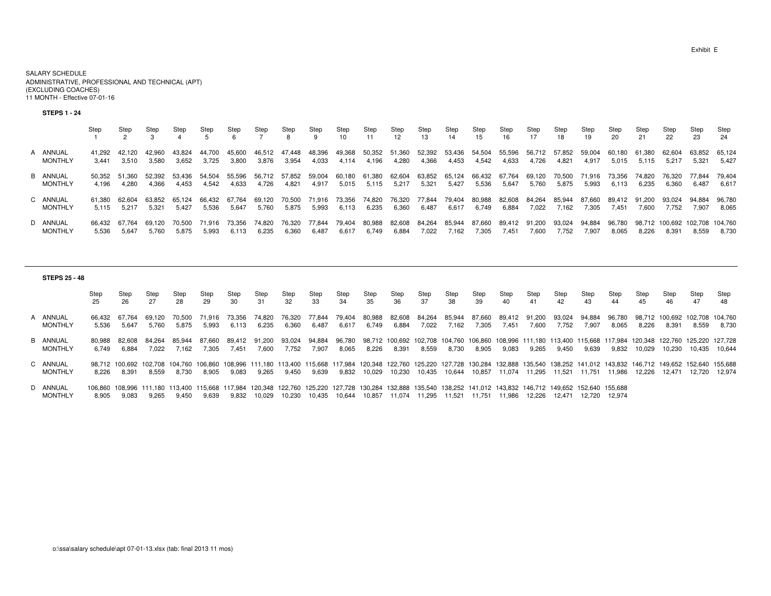Exhibit E

SALARY SCHEDULE
ADMINISTRATIVE, PROFESSIONAL AND TECHNICAL (APT)
(EXCLUDING COACHES)
11 MONTH - Effective 07-01-16

**STEPS 1 - 24**

| | | Step 1 | Step 2 | Step 3 | Step 4 | Step 5 | Step 6 | Step 7 | Step 8 | Step 9 | Step 10 | Step 11 | Step 12 | Step 13 | Step 14 | Step 15 | Step 16 | Step 17 | Step 18 | Step 19 | Step 20 | Step 21 | Step 22 | Step 23 | Step 24 |
|---|---|---|---|---|---|---|---|---|---|---|---|---|---|---|---|---|---|---|---|---|---|---|---|---|---|
| A | ANNUAL | 41,292 | 42,120 | 42,960 | 43,824 | 44,700 | 45,600 | 46,512 | 47,448 | 48,396 | 49,368 | 50,352 | 51,360 | 52,392 | 53,436 | 54,504 | 55,596 | 56,712 | 57,852 | 59,004 | 60,180 | 61,380 | 62,604 | 63,852 | 65,124 |
| | MONTHLY | 3,441 | 3,510 | 3,580 | 3,652 | 3,725 | 3,800 | 3,876 | 3,954 | 4,033 | 4,114 | 4,196 | 4,280 | 4,366 | 4,453 | 4,542 | 4,633 | 4,726 | 4,821 | 4,917 | 5,015 | 5,115 | 5,217 | 5,321 | 5,427 |
| B | ANNUAL | 50,352 | 51,360 | 52,392 | 53,436 | 54,504 | 55,596 | 56,712 | 57,852 | 59,004 | 60,180 | 61,380 | 62,604 | 63,852 | 65,124 | 66,432 | 67,764 | 69,120 | 70,500 | 71,916 | 73,356 | 74,820 | 76,320 | 77,844 | 79,404 |
| | MONTHLY | 4,196 | 4,280 | 4,366 | 4,453 | 4,542 | 4,633 | 4,726 | 4,821 | 4,917 | 5,015 | 5,115 | 5,217 | 5,321 | 5,427 | 5,536 | 5,647 | 5,760 | 5,875 | 5,993 | 6,113 | 6,235 | 6,360 | 6,487 | 6,617 |
| C | ANNUAL | 61,380 | 62,604 | 63,852 | 65,124 | 66,432 | 67,764 | 69,120 | 70,500 | 71,916 | 73,356 | 74,820 | 76,320 | 77,844 | 79,404 | 80,988 | 82,608 | 84,264 | 85,944 | 87,660 | 89,412 | 91,200 | 93,024 | 94,884 | 96,780 |
| | MONTHLY | 5,115 | 5,217 | 5,321 | 5,427 | 5,536 | 5,647 | 5,760 | 5,875 | 5,993 | 6,113 | 6,235 | 6,360 | 6,487 | 6,617 | 6,749 | 6,884 | 7,022 | 7,162 | 7,305 | 7,451 | 7,600 | 7,752 | 7,907 | 8,065 |
| D | ANNUAL | 66,432 | 67,764 | 69,120 | 70,500 | 71,916 | 73,356 | 74,820 | 76,320 | 77,844 | 79,404 | 80,988 | 82,608 | 84,264 | 85,944 | 87,660 | 89,412 | 91,200 | 93,024 | 94,884 | 96,780 | 98,712 | 100,692 | 102,708 | 104,760 |
| | MONTHLY | 5,536 | 5,647 | 5,760 | 5,875 | 5,993 | 6,113 | 6,235 | 6,360 | 6,487 | 6,617 | 6,749 | 6,884 | 7,022 | 7,162 | 7,305 | 7,451 | 7,600 | 7,752 | 7,907 | 8,065 | 8,226 | 8,391 | 8,559 | 8,730 |

**STEPS 25 - 48**

| | | Step 25 | Step 26 | Step 27 | Step 28 | Step 29 | Step 30 | Step 31 | Step 32 | Step 33 | Step 34 | Step 35 | Step 36 | Step 37 | Step 38 | Step 39 | Step 40 | Step 41 | Step 42 | Step 43 | Step 44 | Step 45 | Step 46 | Step 47 | Step 48 |
|---|---|---|---|---|---|---|---|---|---|---|---|---|---|---|---|---|---|---|---|---|---|---|---|---|---|
| A | ANNUAL | 66,432 | 67,764 | 69,120 | 70,500 | 71,916 | 73,356 | 74,820 | 76,320 | 77,844 | 79,404 | 80,988 | 82,608 | 84,264 | 85,944 | 87,660 | 89,412 | 91,200 | 93,024 | 94,884 | 96,780 | 98,712 | 100,692 | 102,708 | 104,760 |
| | MONTHLY | 5,536 | 5,647 | 5,760 | 5,875 | 5,993 | 6,113 | 6,235 | 6,360 | 6,487 | 6,617 | 6,749 | 6,884 | 7,022 | 7,162 | 7,305 | 7,451 | 7,600 | 7,752 | 7,907 | 8,065 | 8,226 | 8,391 | 8,559 | 8,730 |
| B | ANNUAL | 80,988 | 82,608 | 84,264 | 85,944 | 87,660 | 89,412 | 91,200 | 93,024 | 94,884 | 96,780 | 98,712 | 100,692 | 102,708 | 104,760 | 106,860 | 108,996 | 111,180 | 113,400 | 115,668 | 117,984 | 120,348 | 122,760 | 125,220 | 127,728 |
| | MONTHLY | 6,749 | 6,884 | 7,022 | 7,162 | 7,305 | 7,451 | 7,600 | 7,752 | 7,907 | 8,065 | 8,226 | 8,391 | 8,559 | 8,730 | 8,905 | 9,083 | 9,265 | 9,450 | 9,639 | 9,832 | 10,029 | 10,230 | 10,435 | 10,644 |
| C | ANNUAL | 98,712 | 100,692 | 102,708 | 104,760 | 106,860 | 108,996 | 111,180 | 113,400 | 115,668 | 117,984 | 120,348 | 122,760 | 125,220 | 127,728 | 130,284 | 132,888 | 135,540 | 138,252 | 141,012 | 143,832 | 146,712 | 149,652 | 152,640 | 155,688 |
| | MONTHLY | 8,226 | 8,391 | 8,559 | 8,730 | 8,905 | 9,083 | 9,265 | 9,450 | 9,639 | 9,832 | 10,029 | 10,230 | 10,435 | 10,644 | 10,857 | 11,074 | 11,295 | 11,521 | 11,751 | 11,986 | 12,226 | 12,471 | 12,720 | 12,974 |
| D | ANNUAL | 106,860 | 108,996 | 111,180 | 113,400 | 115,668 | 117,984 | 120,348 | 122,760 | 125,220 | 127,728 | 130,284 | 132,888 | 135,540 | 138,252 | 141,012 | 143,832 | 146,712 | 149,652 | 152,640 | 155,688 | | | | |
| | MONTHLY | 8,905 | 9,083 | 9,265 | 9,450 | 9,639 | 9,832 | 10,029 | 10,230 | 10,435 | 10,644 | 10,857 | 11,074 | 11,295 | 11,521 | 11,751 | 11,986 | 12,226 | 12,471 | 12,720 | 12,974 | | | | |

o:\ssa\salary schedule\apt 07-01-13.xlsx (tab: final 2013 11 mos)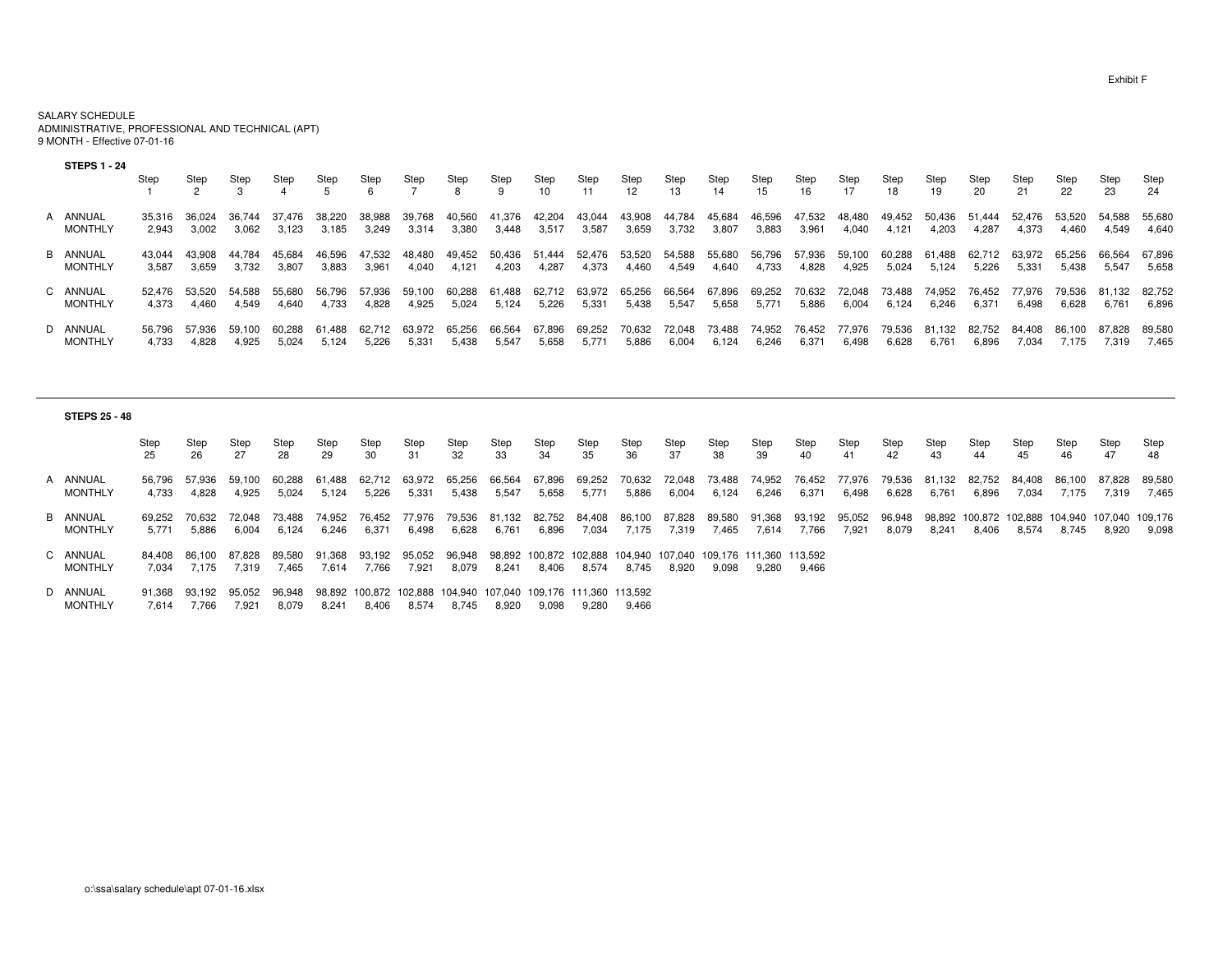Exhibit F

SALARY SCHEDULE
ADMINISTRATIVE, PROFESSIONAL AND TECHNICAL (APT)
9 MONTH - Effective 07-01-16

**STEPS 1 - 24**

| | | Step 1 | Step 2 | Step 3 | Step 4 | Step 5 | Step 6 | Step 7 | Step 8 | Step 9 | Step 10 | Step 11 | Step 12 | Step 13 | Step 14 | Step 15 | Step 16 | Step 17 | Step 18 | Step 19 | Step 20 | Step 21 | Step 22 | Step 23 | Step 24 |
|---|---|---|---|---|---|---|---|---|---|---|---|---|---|---|---|---|---|---|---|---|---|---|---|---|---|
| A | ANNUAL | 35,316 | 36,024 | 36,744 | 37,476 | 38,220 | 38,988 | 39,768 | 40,560 | 41,376 | 42,204 | 43,044 | 43,908 | 44,784 | 45,684 | 46,596 | 47,532 | 48,480 | 49,452 | 50,436 | 51,444 | 52,476 | 53,520 | 54,588 | 55,680 |
| | MONTHLY | 2,943 | 3,002 | 3,062 | 3,123 | 3,185 | 3,249 | 3,314 | 3,380 | 3,448 | 3,517 | 3,587 | 3,659 | 3,732 | 3,807 | 3,883 | 3,961 | 4,040 | 4,121 | 4,203 | 4,287 | 4,373 | 4,460 | 4,549 | 4,640 |
| B | ANNUAL | 43,044 | 43,908 | 44,784 | 45,684 | 46,596 | 47,532 | 48,480 | 49,452 | 50,436 | 51,444 | 52,476 | 53,520 | 54,588 | 55,680 | 56,796 | 57,936 | 59,100 | 60,288 | 61,488 | 62,712 | 63,972 | 65,256 | 66,564 | 67,896 |
| | MONTHLY | 3,587 | 3,659 | 3,732 | 3,807 | 3,883 | 3,961 | 4,040 | 4,121 | 4,203 | 4,287 | 4,373 | 4,460 | 4,549 | 4,640 | 4,733 | 4,828 | 4,925 | 5,024 | 5,124 | 5,226 | 5,331 | 5,438 | 5,547 | 5,658 |
| C | ANNUAL | 52,476 | 53,520 | 54,588 | 55,680 | 56,796 | 57,936 | 59,100 | 60,288 | 61,488 | 62,712 | 63,972 | 65,256 | 66,564 | 67,896 | 69,252 | 70,632 | 72,048 | 73,488 | 74,952 | 76,452 | 77,976 | 79,536 | 81,132 | 82,752 |
| | MONTHLY | 4,373 | 4,460 | 4,549 | 4,640 | 4,733 | 4,828 | 4,925 | 5,024 | 5,124 | 5,226 | 5,331 | 5,438 | 5,547 | 5,658 | 5,771 | 5,886 | 6,004 | 6,124 | 6,246 | 6,371 | 6,498 | 6,628 | 6,761 | 6,896 |
| D | ANNUAL | 56,796 | 57,936 | 59,100 | 60,288 | 61,488 | 62,712 | 63,972 | 65,256 | 66,564 | 67,896 | 69,252 | 70,632 | 72,048 | 73,488 | 74,952 | 76,452 | 77,976 | 79,536 | 81,132 | 82,752 | 84,408 | 86,100 | 87,828 | 89,580 |
| | MONTHLY | 4,733 | 4,828 | 4,925 | 5,024 | 5,124 | 5,226 | 5,331 | 5,438 | 5,547 | 5,658 | 5,771 | 5,886 | 6,004 | 6,124 | 6,246 | 6,371 | 6,498 | 6,628 | 6,761 | 6,896 | 7,034 | 7,175 | 7,319 | 7,465 |

**STEPS 25 - 48**

| | | Step 25 | Step 26 | Step 27 | Step 28 | Step 29 | Step 30 | Step 31 | Step 32 | Step 33 | Step 34 | Step 35 | Step 36 | Step 37 | Step 38 | Step 39 | Step 40 | Step 41 | Step 42 | Step 43 | Step 44 | Step 45 | Step 46 | Step 47 | Step 48 |
|---|---|---|---|---|---|---|---|---|---|---|---|---|---|---|---|---|---|---|---|---|---|---|---|---|---|
| A | ANNUAL | 56,796 | 57,936 | 59,100 | 60,288 | 61,488 | 62,712 | 63,972 | 65,256 | 66,564 | 67,896 | 69,252 | 70,632 | 72,048 | 73,488 | 74,952 | 76,452 | 77,976 | 79,536 | 81,132 | 82,752 | 84,408 | 86,100 | 87,828 | 89,580 |
| | MONTHLY | 4,733 | 4,828 | 4,925 | 5,024 | 5,124 | 5,226 | 5,331 | 5,438 | 5,547 | 5,658 | 5,771 | 5,886 | 6,004 | 6,124 | 6,246 | 6,371 | 6,498 | 6,628 | 6,761 | 6,896 | 7,034 | 7,175 | 7,319 | 7,465 |
| B | ANNUAL | 69,252 | 70,632 | 72,048 | 73,488 | 74,952 | 76,452 | 77,976 | 79,536 | 81,132 | 82,752 | 84,408 | 86,100 | 87,828 | 89,580 | 91,368 | 93,192 | 95,052 | 96,948 | 98,892 | 100,872 | 102,888 | 104,940 | 107,040 | 109,176 |
| | MONTHLY | 5,771 | 5,886 | 6,004 | 6,124 | 6,246 | 6,371 | 6,498 | 6,628 | 6,761 | 6,896 | 7,034 | 7,175 | 7,319 | 7,465 | 7,614 | 7,766 | 7,921 | 8,079 | 8,241 | 8,406 | 8,574 | 8,745 | 8,920 | 9,098 |
| C | ANNUAL | 84,408 | 86,100 | 87,828 | 89,580 | 91,368 | 93,192 | 95,052 | 96,948 | 98,892 | 100,872 | 102,888 | 104,940 | 107,040 | 109,176 | 111,360 | 113,592 | | | | | | | | |
| | MONTHLY | 7,034 | 7,175 | 7,319 | 7,465 | 7,614 | 7,766 | 7,921 | 8,079 | 8,241 | 8,406 | 8,574 | 8,745 | 8,920 | 9,098 | 9,280 | 9,466 | | | | | | | | |
| D | ANNUAL | 91,368 | 93,192 | 95,052 | 96,948 | 98,892 | 100,872 | 102,888 | 104,940 | 107,040 | 109,176 | 111,360 | 113,592 | | | | | | | | | | | | |
| | MONTHLY | 7,614 | 7,766 | 7,921 | 8,079 | 8,241 | 8,406 | 8,574 | 8,745 | 8,920 | 9,098 | 9,280 | 9,466 | | | | | | | | | | | | |

o:\ssa\salary schedule\apt 07-01-16.xlsx